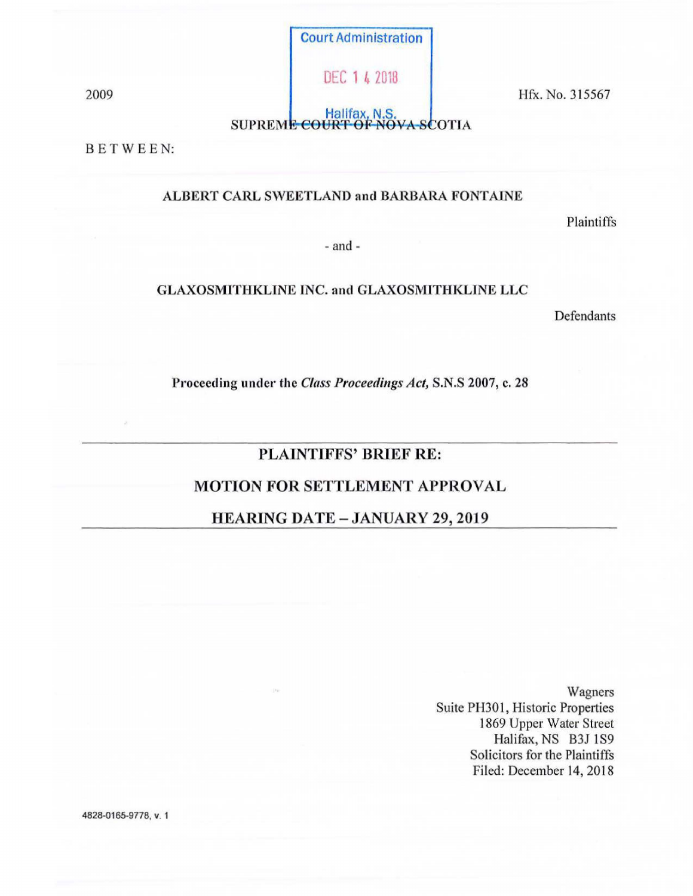Court Administration

DEC 14 2018

Halifax, N.S.

2009 Hfx. No. 315567

SUPREME COURT OF NOVA SCOTIA

BETWEEN:

**ALBERT CARL SWEETLAND and BARBARA FONTAINE**

Plaintiffs

- and -

**GLAXOSMITHKLINE INC. and GLAXOSMITHKLINE LLC**

Defendants

**Proceeding under the *Class Proceedings Act*, S.N.S 2007, c. 28**

---

## PLAINTIFFS' BRIEF RE:

## MOTION FOR SETTLEMENT APPROVAL

## HEARING DATE – JANUARY 29, 2019

---

Wagners
Suite PH301, Historic Properties
1869 Upper Water Street
Halifax, NS B3J 1S9
Solicitors for the Plaintiffs
Filed: December 14, 2018

4828-0165-9778, v. 1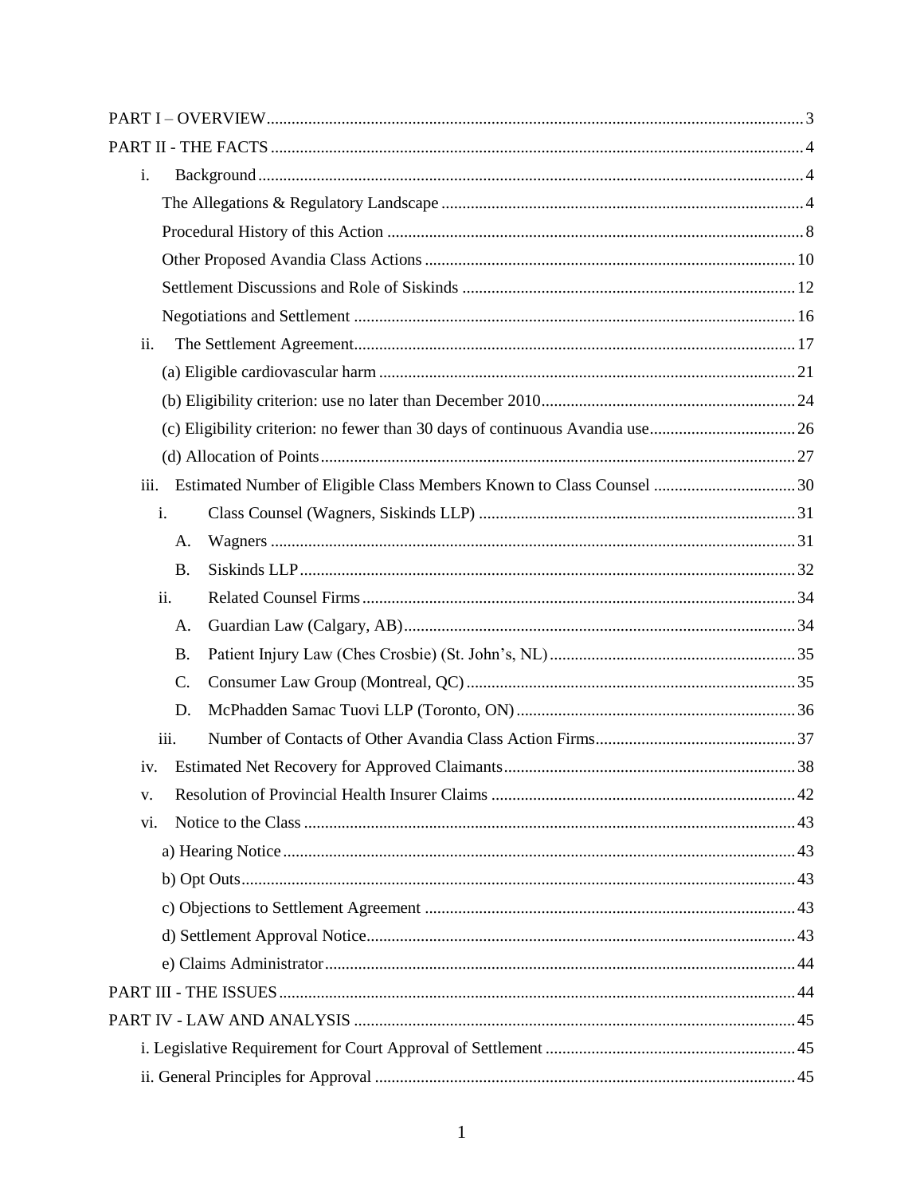PART I – OVERVIEW ... 3

PART II - THE FACTS ... 4

- i. Background ... 4
  - The Allegations & Regulatory Landscape ... 4
  - Procedural History of this Action ... 8
  - Other Proposed Avandia Class Actions ... 10
  - Settlement Discussions and Role of Siskinds ... 12
  - Negotiations and Settlement ... 16
- ii. The Settlement Agreement ... 17
  - (a) Eligible cardiovascular harm ... 21
  - (b) Eligibility criterion: use no later than December 2010 ... 24
  - (c) Eligibility criterion: no fewer than 30 days of continuous Avandia use ... 26
  - (d) Allocation of Points ... 27
- iii. Estimated Number of Eligible Class Members Known to Class Counsel ... 30
  - i. Class Counsel (Wagners, Siskinds LLP) ... 31
    - A. Wagners ... 31
    - B. Siskinds LLP ... 32
  - ii. Related Counsel Firms ... 34
    - A. Guardian Law (Calgary, AB) ... 34
    - B. Patient Injury Law (Ches Crosbie) (St. John's, NL) ... 35
    - C. Consumer Law Group (Montreal, QC) ... 35
    - D. McPhadden Samac Tuovi LLP (Toronto, ON) ... 36
  - iii. Number of Contacts of Other Avandia Class Action Firms ... 37
- iv. Estimated Net Recovery for Approved Claimants ... 38
- v. Resolution of Provincial Health Insurer Claims ... 42
- vi. Notice to the Class ... 43
  - a) Hearing Notice ... 43
  - b) Opt Outs ... 43
  - c) Objections to Settlement Agreement ... 43
  - d) Settlement Approval Notice ... 43
  - e) Claims Administrator ... 44

PART III - THE ISSUES ... 44

PART IV - LAW AND ANALYSIS ... 45

- i. Legislative Requirement for Court Approval of Settlement ... 45
- ii. General Principles for Approval ... 45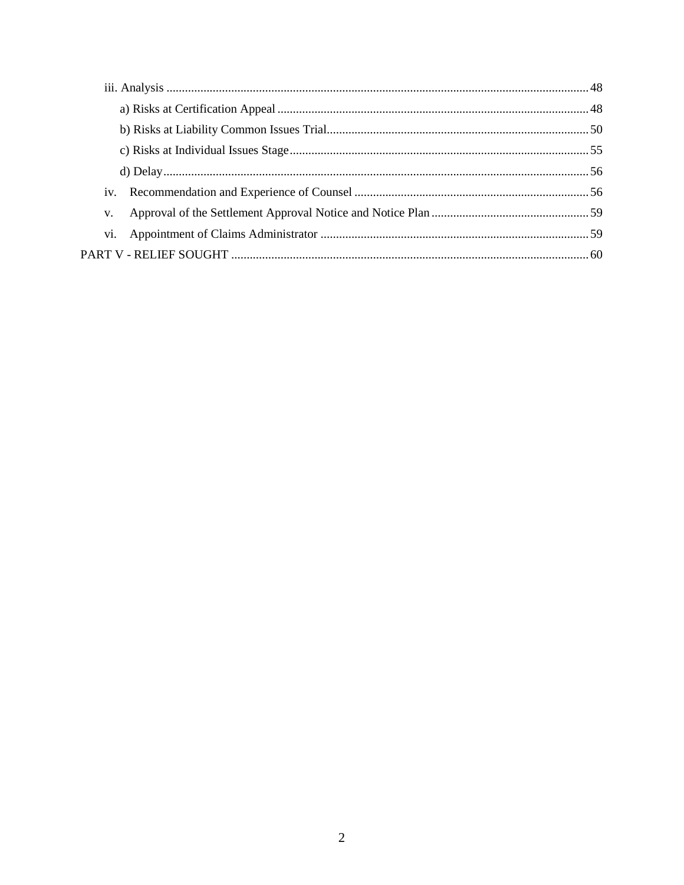iii. Analysis ... 48

a) Risks at Certification Appeal ... 48

b) Risks at Liability Common Issues Trial ... 50

c) Risks at Individual Issues Stage ... 55

d) Delay ... 56

iv. Recommendation and Experience of Counsel ... 56

v. Approval of the Settlement Approval Notice and Notice Plan ... 59

vi. Appointment of Claims Administrator ... 59

PART V - RELIEF SOUGHT ... 60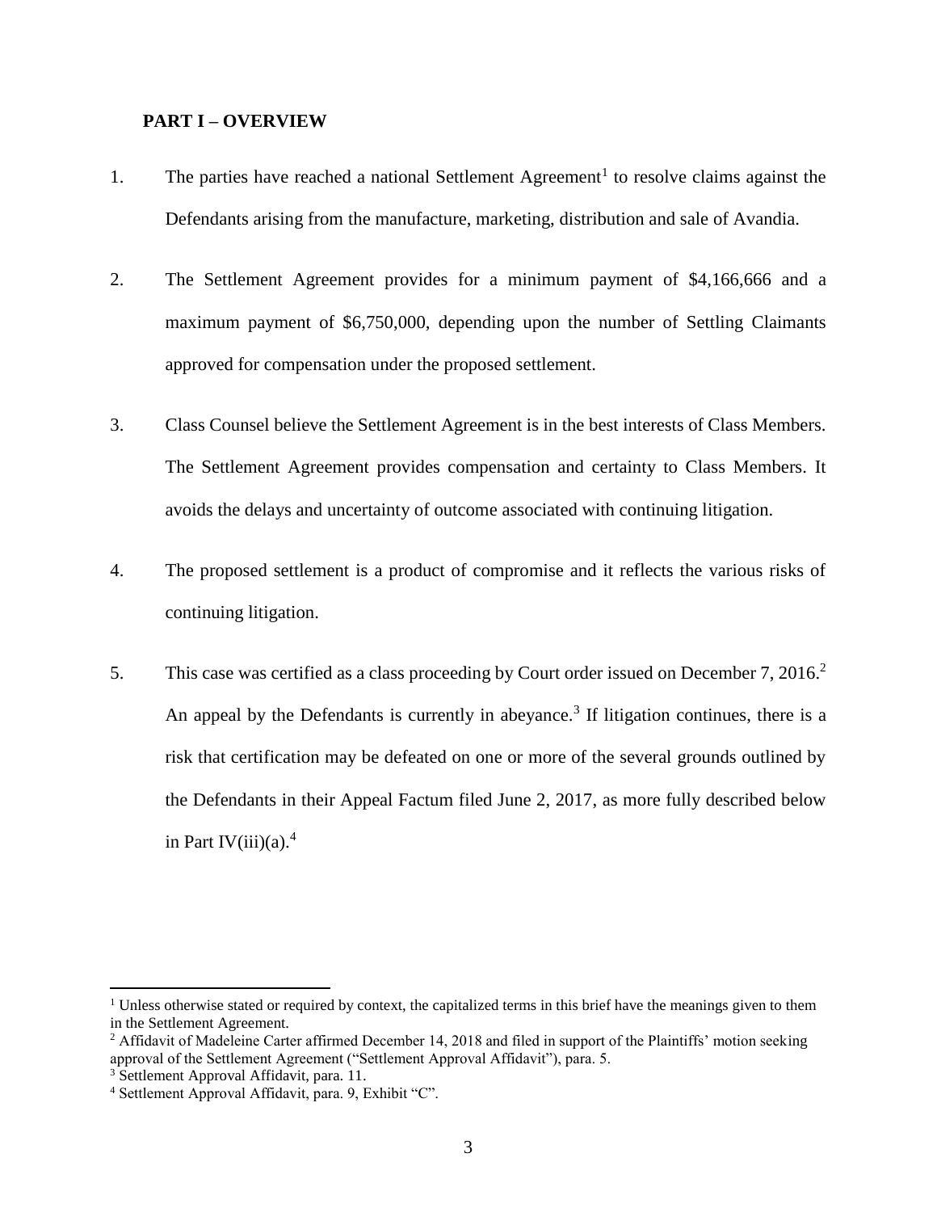## PART I – OVERVIEW

1. The parties have reached a national Settlement Agreement[1] to resolve claims against the Defendants arising from the manufacture, marketing, distribution and sale of Avandia.

2. The Settlement Agreement provides for a minimum payment of $4,166,666 and a maximum payment of $6,750,000, depending upon the number of Settling Claimants approved for compensation under the proposed settlement.

3. Class Counsel believe the Settlement Agreement is in the best interests of Class Members. The Settlement Agreement provides compensation and certainty to Class Members. It avoids the delays and uncertainty of outcome associated with continuing litigation.

4. The proposed settlement is a product of compromise and it reflects the various risks of continuing litigation.

5. This case was certified as a class proceeding by Court order issued on December 7, 2016.[2] An appeal by the Defendants is currently in abeyance.[3] If litigation continues, there is a risk that certification may be defeated on one or more of the several grounds outlined by the Defendants in their Appeal Factum filed June 2, 2017, as more fully described below in Part IV(iii)(a).[4]

---

[1] Unless otherwise stated or required by context, the capitalized terms in this brief have the meanings given to them in the Settlement Agreement.

[2] Affidavit of Madeleine Carter affirmed December 14, 2018 and filed in support of the Plaintiffs' motion seeking approval of the Settlement Agreement ("Settlement Approval Affidavit"), para. 5.

[3] Settlement Approval Affidavit, para. 11.

[4] Settlement Approval Affidavit, para. 9, Exhibit "C".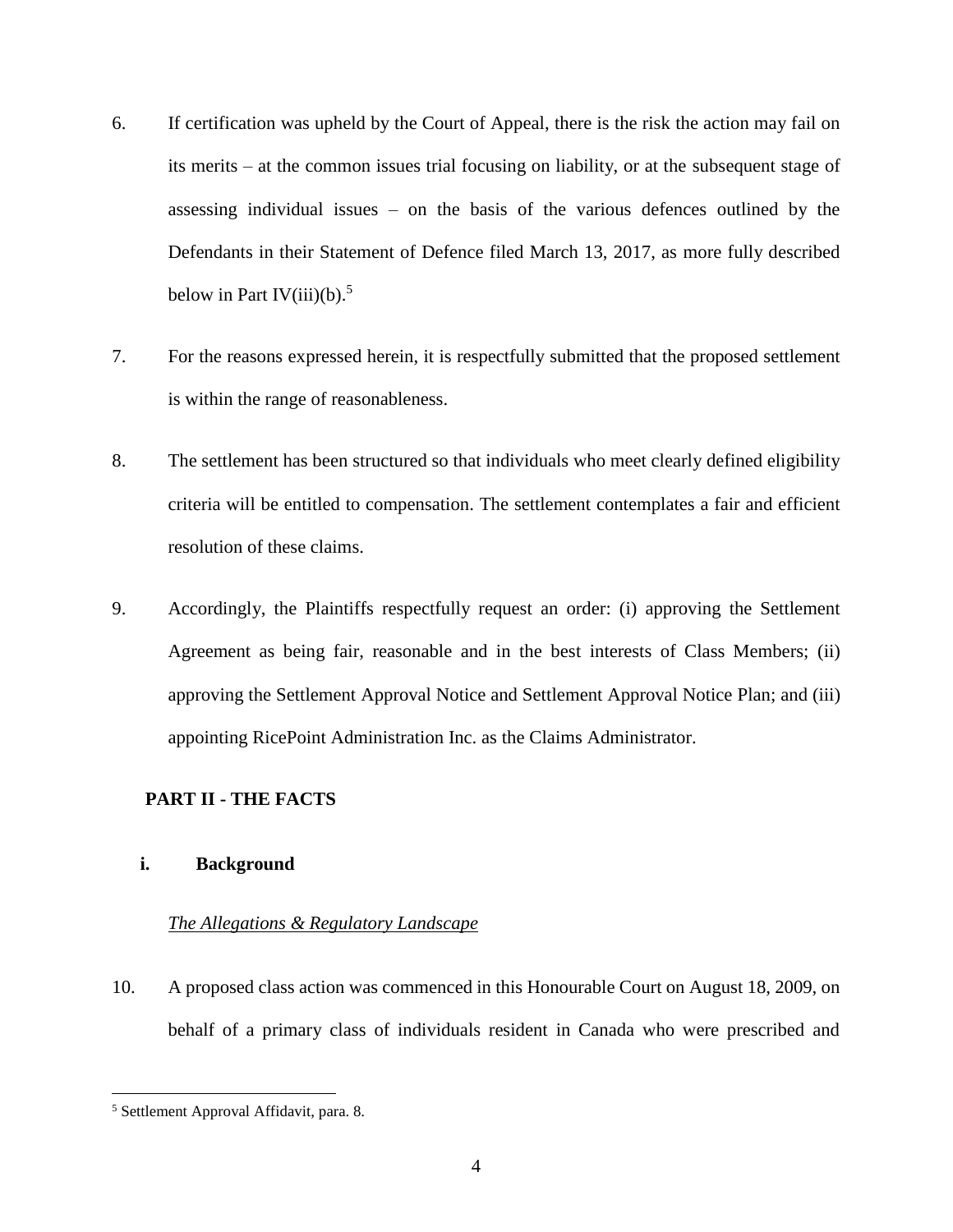6. If certification was upheld by the Court of Appeal, there is the risk the action may fail on its merits – at the common issues trial focusing on liability, or at the subsequent stage of assessing individual issues – on the basis of the various defences outlined by the Defendants in their Statement of Defence filed March 13, 2017, as more fully described below in Part IV(iii)(b).[5]

7. For the reasons expressed herein, it is respectfully submitted that the proposed settlement is within the range of reasonableness.

8. The settlement has been structured so that individuals who meet clearly defined eligibility criteria will be entitled to compensation. The settlement contemplates a fair and efficient resolution of these claims.

9. Accordingly, the Plaintiffs respectfully request an order: (i) approving the Settlement Agreement as being fair, reasonable and in the best interests of Class Members; (ii) approving the Settlement Approval Notice and Settlement Approval Notice Plan; and (iii) appointing RicePoint Administration Inc. as the Claims Administrator.

## PART II - THE FACTS

### i. Background

*The Allegations & Regulatory Landscape*

10. A proposed class action was commenced in this Honourable Court on August 18, 2009, on behalf of a primary class of individuals resident in Canada who were prescribed and

---

[5] Settlement Approval Affidavit, para. 8.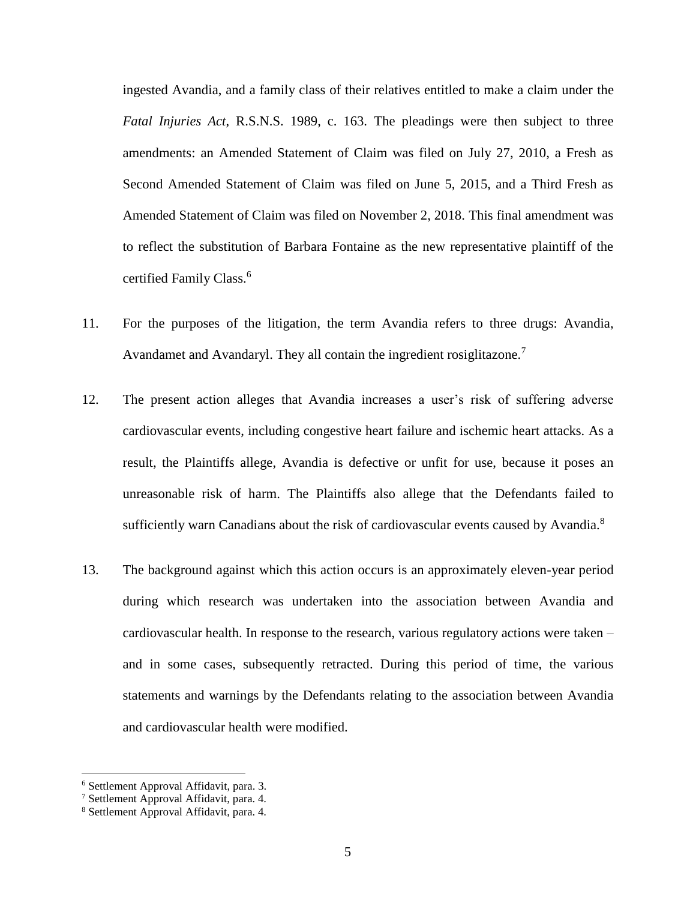ingested Avandia, and a family class of their relatives entitled to make a claim under the *Fatal Injuries Act*, R.S.N.S. 1989, c. 163. The pleadings were then subject to three amendments: an Amended Statement of Claim was filed on July 27, 2010, a Fresh as Second Amended Statement of Claim was filed on June 5, 2015, and a Third Fresh as Amended Statement of Claim was filed on November 2, 2018. This final amendment was to reflect the substitution of Barbara Fontaine as the new representative plaintiff of the certified Family Class.[6]

11. For the purposes of the litigation, the term Avandia refers to three drugs: Avandia, Avandamet and Avandaryl. They all contain the ingredient rosiglitazone.[7]

12. The present action alleges that Avandia increases a user's risk of suffering adverse cardiovascular events, including congestive heart failure and ischemic heart attacks. As a result, the Plaintiffs allege, Avandia is defective or unfit for use, because it poses an unreasonable risk of harm. The Plaintiffs also allege that the Defendants failed to sufficiently warn Canadians about the risk of cardiovascular events caused by Avandia.[8]

13. The background against which this action occurs is an approximately eleven-year period during which research was undertaken into the association between Avandia and cardiovascular health. In response to the research, various regulatory actions were taken – and in some cases, subsequently retracted. During this period of time, the various statements and warnings by the Defendants relating to the association between Avandia and cardiovascular health were modified.

---

[6] Settlement Approval Affidavit, para. 3.

[7] Settlement Approval Affidavit, para. 4.

[8] Settlement Approval Affidavit, para. 4.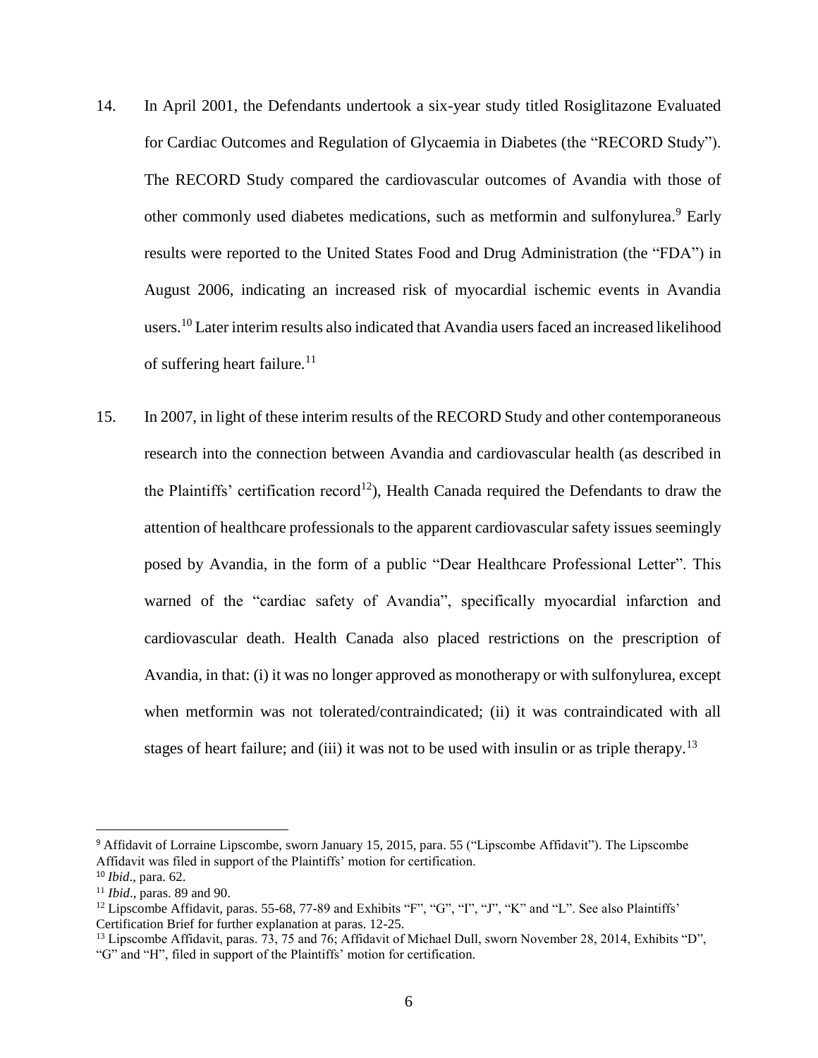14. In April 2001, the Defendants undertook a six-year study titled Rosiglitazone Evaluated for Cardiac Outcomes and Regulation of Glycaemia in Diabetes (the "RECORD Study"). The RECORD Study compared the cardiovascular outcomes of Avandia with those of other commonly used diabetes medications, such as metformin and sulfonylurea.[9] Early results were reported to the United States Food and Drug Administration (the "FDA") in August 2006, indicating an increased risk of myocardial ischemic events in Avandia users.[10] Later interim results also indicated that Avandia users faced an increased likelihood of suffering heart failure.[11]

15. In 2007, in light of these interim results of the RECORD Study and other contemporaneous research into the connection between Avandia and cardiovascular health (as described in the Plaintiffs' certification record[12]), Health Canada required the Defendants to draw the attention of healthcare professionals to the apparent cardiovascular safety issues seemingly posed by Avandia, in the form of a public "Dear Healthcare Professional Letter". This warned of the "cardiac safety of Avandia", specifically myocardial infarction and cardiovascular death. Health Canada also placed restrictions on the prescription of Avandia, in that: (i) it was no longer approved as monotherapy or with sulfonylurea, except when metformin was not tolerated/contraindicated; (ii) it was contraindicated with all stages of heart failure; and (iii) it was not to be used with insulin or as triple therapy.[13]

---

[9] Affidavit of Lorraine Lipscombe, sworn January 15, 2015, para. 55 ("Lipscombe Affidavit"). The Lipscombe Affidavit was filed in support of the Plaintiffs' motion for certification.

[10] *Ibid*., para. 62.

[11] *Ibid*., paras. 89 and 90.

[12] Lipscombe Affidavit, paras. 55-68, 77-89 and Exhibits "F", "G", "I", "J", "K" and "L". See also Plaintiffs' Certification Brief for further explanation at paras. 12-25.

[13] Lipscombe Affidavit, paras. 73, 75 and 76; Affidavit of Michael Dull, sworn November 28, 2014, Exhibits "D", "G" and "H", filed in support of the Plaintiffs' motion for certification.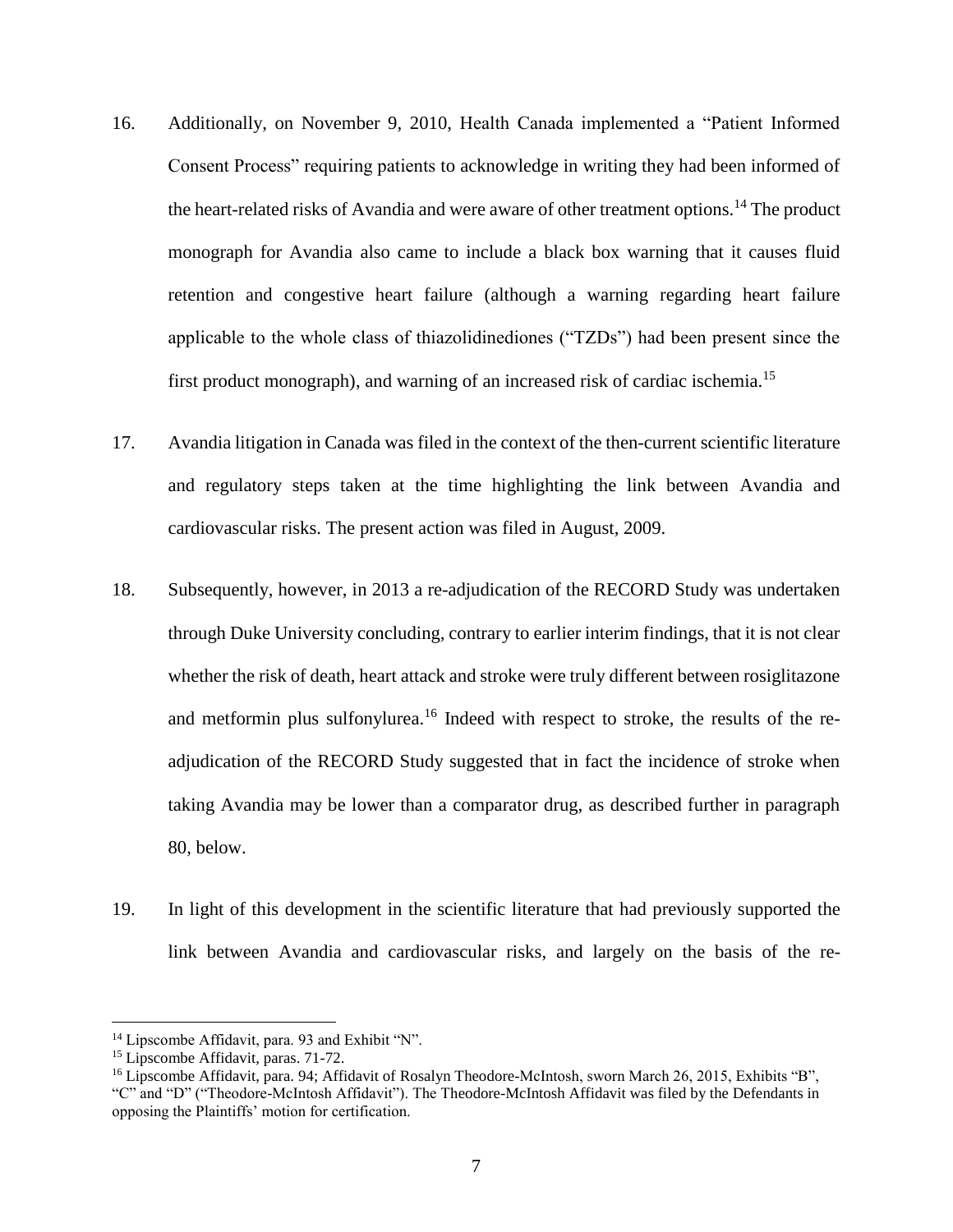16. Additionally, on November 9, 2010, Health Canada implemented a "Patient Informed Consent Process" requiring patients to acknowledge in writing they had been informed of the heart-related risks of Avandia and were aware of other treatment options.[14] The product monograph for Avandia also came to include a black box warning that it causes fluid retention and congestive heart failure (although a warning regarding heart failure applicable to the whole class of thiazolidinediones ("TZDs") had been present since the first product monograph), and warning of an increased risk of cardiac ischemia.[15]

17. Avandia litigation in Canada was filed in the context of the then-current scientific literature and regulatory steps taken at the time highlighting the link between Avandia and cardiovascular risks. The present action was filed in August, 2009.

18. Subsequently, however, in 2013 a re-adjudication of the RECORD Study was undertaken through Duke University concluding, contrary to earlier interim findings, that it is not clear whether the risk of death, heart attack and stroke were truly different between rosiglitazone and metformin plus sulfonylurea.[16] Indeed with respect to stroke, the results of the re-adjudication of the RECORD Study suggested that in fact the incidence of stroke when taking Avandia may be lower than a comparator drug, as described further in paragraph 80, below.

19. In light of this development in the scientific literature that had previously supported the link between Avandia and cardiovascular risks, and largely on the basis of the re-

---

[14] Lipscombe Affidavit, para. 93 and Exhibit "N".

[15] Lipscombe Affidavit, paras. 71-72.

[16] Lipscombe Affidavit, para. 94; Affidavit of Rosalyn Theodore-McIntosh, sworn March 26, 2015, Exhibits "B", "C" and "D" ("Theodore-McIntosh Affidavit"). The Theodore-McIntosh Affidavit was filed by the Defendants in opposing the Plaintiffs' motion for certification.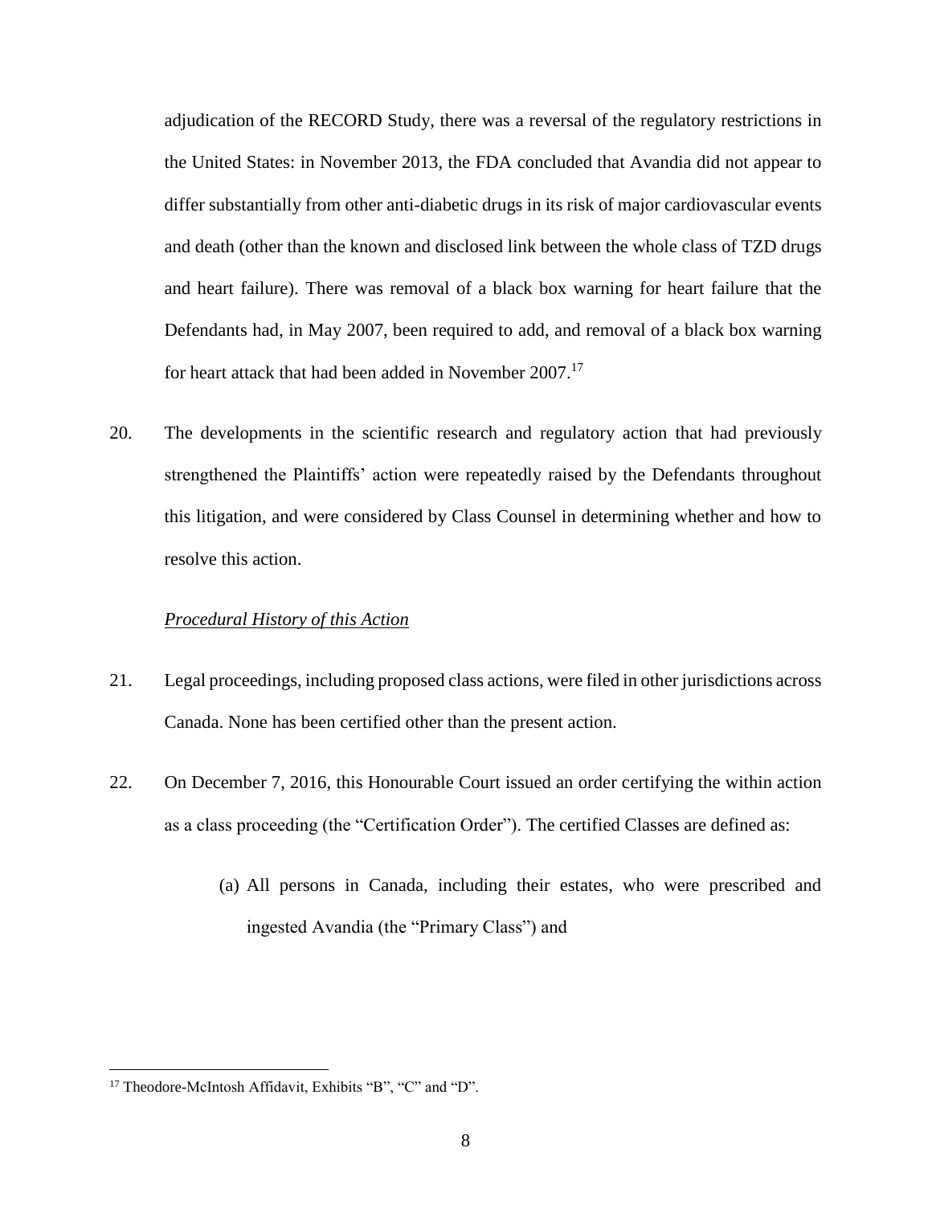adjudication of the RECORD Study, there was a reversal of the regulatory restrictions in the United States: in November 2013, the FDA concluded that Avandia did not appear to differ substantially from other anti-diabetic drugs in its risk of major cardiovascular events and death (other than the known and disclosed link between the whole class of TZD drugs and heart failure). There was removal of a black box warning for heart failure that the Defendants had, in May 2007, been required to add, and removal of a black box warning for heart attack that had been added in November 2007.[17]

20. The developments in the scientific research and regulatory action that had previously strengthened the Plaintiffs' action were repeatedly raised by the Defendants throughout this litigation, and were considered by Class Counsel in determining whether and how to resolve this action.

*Procedural History of this Action*

21. Legal proceedings, including proposed class actions, were filed in other jurisdictions across Canada. None has been certified other than the present action.

22. On December 7, 2016, this Honourable Court issued an order certifying the within action as a class proceeding (the "Certification Order"). The certified Classes are defined as:

   (a) All persons in Canada, including their estates, who were prescribed and ingested Avandia (the "Primary Class") and

[17] Theodore-McIntosh Affidavit, Exhibits "B", "C" and "D".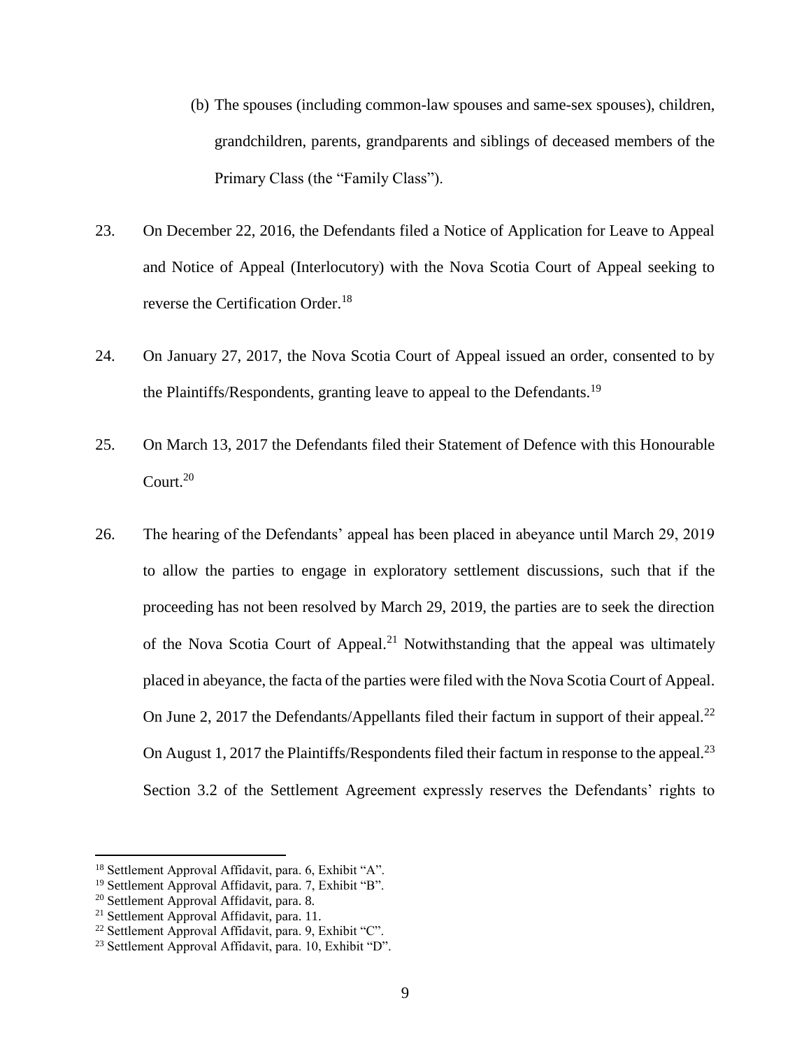(b) The spouses (including common-law spouses and same-sex spouses), children, grandchildren, parents, grandparents and siblings of deceased members of the Primary Class (the "Family Class").

23. On December 22, 2016, the Defendants filed a Notice of Application for Leave to Appeal and Notice of Appeal (Interlocutory) with the Nova Scotia Court of Appeal seeking to reverse the Certification Order.[18]

24. On January 27, 2017, the Nova Scotia Court of Appeal issued an order, consented to by the Plaintiffs/Respondents, granting leave to appeal to the Defendants.[19]

25. On March 13, 2017 the Defendants filed their Statement of Defence with this Honourable Court.[20]

26. The hearing of the Defendants' appeal has been placed in abeyance until March 29, 2019 to allow the parties to engage in exploratory settlement discussions, such that if the proceeding has not been resolved by March 29, 2019, the parties are to seek the direction of the Nova Scotia Court of Appeal.[21] Notwithstanding that the appeal was ultimately placed in abeyance, the facta of the parties were filed with the Nova Scotia Court of Appeal. On June 2, 2017 the Defendants/Appellants filed their factum in support of their appeal.[22] On August 1, 2017 the Plaintiffs/Respondents filed their factum in response to the appeal.[23] Section 3.2 of the Settlement Agreement expressly reserves the Defendants' rights to

---

[18] Settlement Approval Affidavit, para. 6, Exhibit "A".
[19] Settlement Approval Affidavit, para. 7, Exhibit "B".
[20] Settlement Approval Affidavit, para. 8.
[21] Settlement Approval Affidavit, para. 11.
[22] Settlement Approval Affidavit, para. 9, Exhibit "C".
[23] Settlement Approval Affidavit, para. 10, Exhibit "D".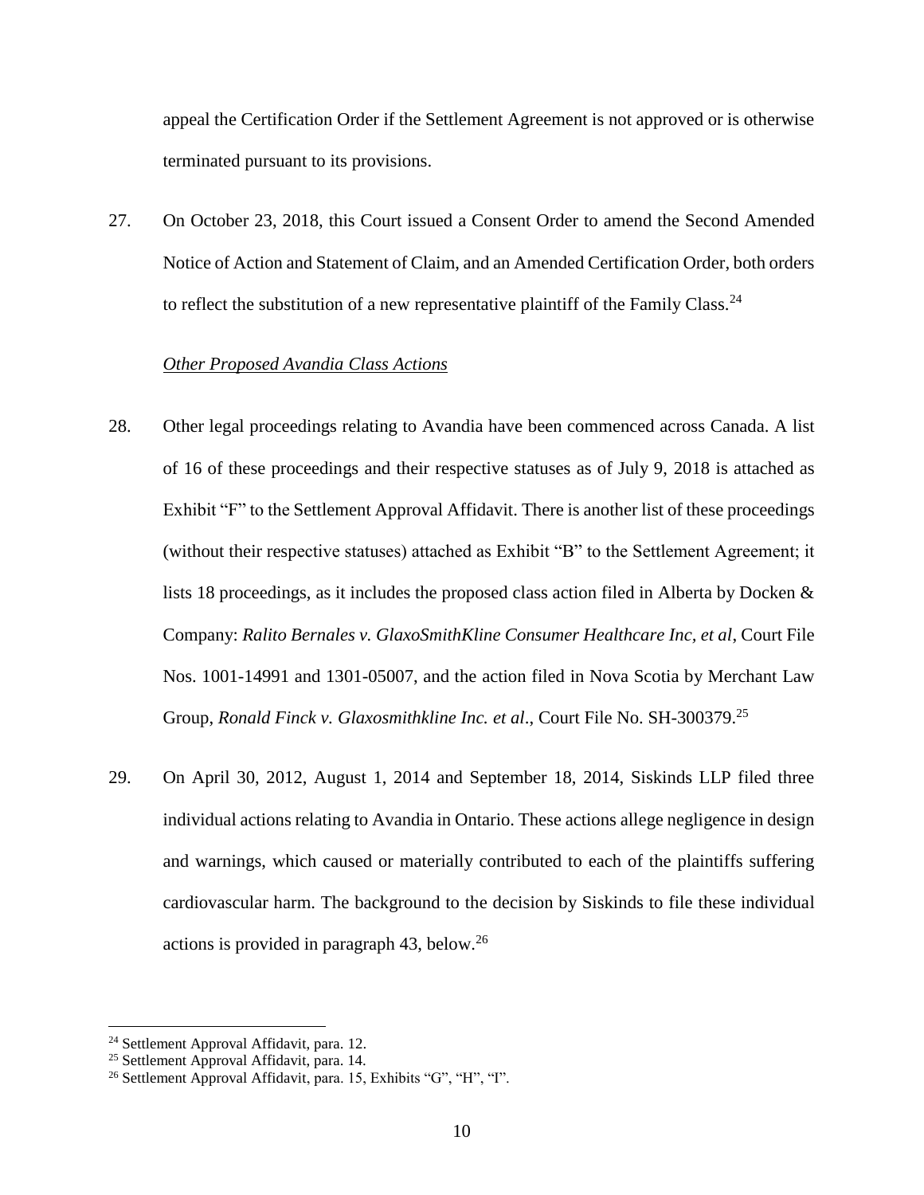appeal the Certification Order if the Settlement Agreement is not approved or is otherwise terminated pursuant to its provisions.

27. On October 23, 2018, this Court issued a Consent Order to amend the Second Amended Notice of Action and Statement of Claim, and an Amended Certification Order, both orders to reflect the substitution of a new representative plaintiff of the Family Class.[24]

*Other Proposed Avandia Class Actions*

28. Other legal proceedings relating to Avandia have been commenced across Canada. A list of 16 of these proceedings and their respective statuses as of July 9, 2018 is attached as Exhibit "F" to the Settlement Approval Affidavit. There is another list of these proceedings (without their respective statuses) attached as Exhibit "B" to the Settlement Agreement; it lists 18 proceedings, as it includes the proposed class action filed in Alberta by Docken & Company: *Ralito Bernales v. GlaxoSmithKline Consumer Healthcare Inc, et al*, Court File Nos. 1001-14991 and 1301-05007, and the action filed in Nova Scotia by Merchant Law Group, *Ronald Finck v. Glaxosmithkline Inc. et al*., Court File No. SH-300379.[25]

29. On April 30, 2012, August 1, 2014 and September 18, 2014, Siskinds LLP filed three individual actions relating to Avandia in Ontario. These actions allege negligence in design and warnings, which caused or materially contributed to each of the plaintiffs suffering cardiovascular harm. The background to the decision by Siskinds to file these individual actions is provided in paragraph 43, below.[26]

---

[24] Settlement Approval Affidavit, para. 12.

[25] Settlement Approval Affidavit, para. 14.

[26] Settlement Approval Affidavit, para. 15, Exhibits "G", "H", "I".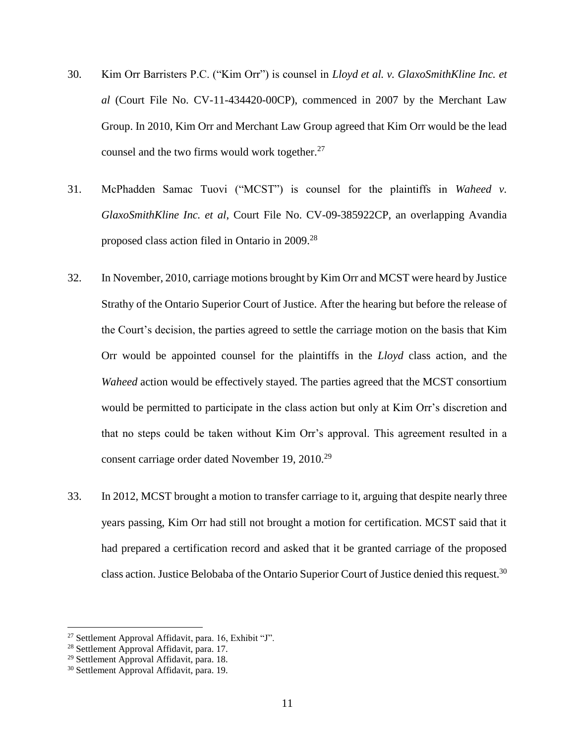30. Kim Orr Barristers P.C. ("Kim Orr") is counsel in *Lloyd et al. v. GlaxoSmithKline Inc. et al* (Court File No. CV-11-434420-00CP), commenced in 2007 by the Merchant Law Group. In 2010, Kim Orr and Merchant Law Group agreed that Kim Orr would be the lead counsel and the two firms would work together.[27]

31. McPhadden Samac Tuovi ("MCST") is counsel for the plaintiffs in *Waheed v. GlaxoSmithKline Inc. et al*, Court File No. CV-09-385922CP, an overlapping Avandia proposed class action filed in Ontario in 2009.[28]

32. In November, 2010, carriage motions brought by Kim Orr and MCST were heard by Justice Strathy of the Ontario Superior Court of Justice. After the hearing but before the release of the Court's decision, the parties agreed to settle the carriage motion on the basis that Kim Orr would be appointed counsel for the plaintiffs in the *Lloyd* class action, and the *Waheed* action would be effectively stayed. The parties agreed that the MCST consortium would be permitted to participate in the class action but only at Kim Orr's discretion and that no steps could be taken without Kim Orr's approval. This agreement resulted in a consent carriage order dated November 19, 2010.[29]

33. In 2012, MCST brought a motion to transfer carriage to it, arguing that despite nearly three years passing, Kim Orr had still not brought a motion for certification. MCST said that it had prepared a certification record and asked that it be granted carriage of the proposed class action. Justice Belobaba of the Ontario Superior Court of Justice denied this request.[30]

---

[27] Settlement Approval Affidavit, para. 16, Exhibit "J".

[28] Settlement Approval Affidavit, para. 17.

[29] Settlement Approval Affidavit, para. 18.

[30] Settlement Approval Affidavit, para. 19.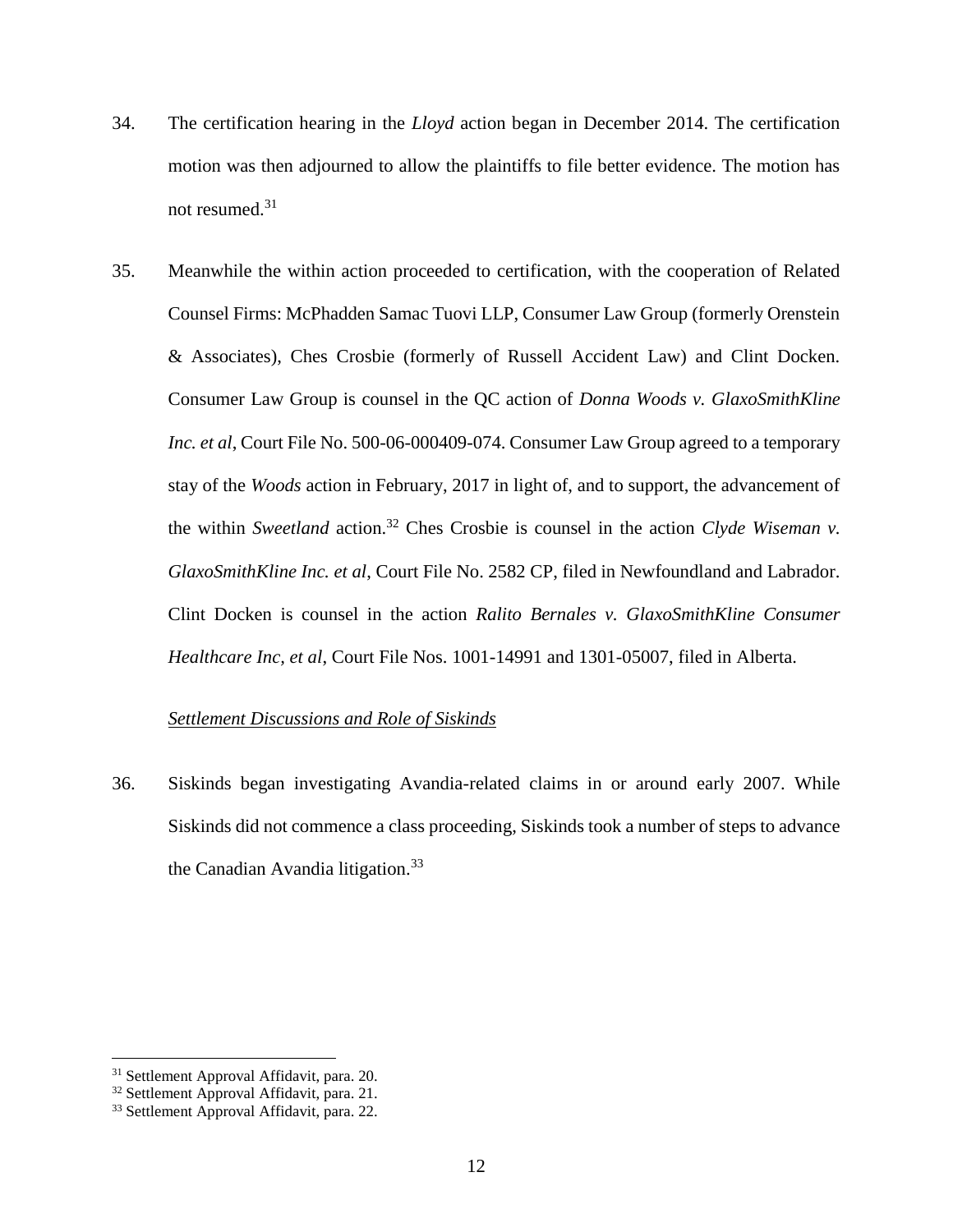34. The certification hearing in the *Lloyd* action began in December 2014. The certification motion was then adjourned to allow the plaintiffs to file better evidence. The motion has not resumed.[31]

35. Meanwhile the within action proceeded to certification, with the cooperation of Related Counsel Firms: McPhadden Samac Tuovi LLP, Consumer Law Group (formerly Orenstein & Associates), Ches Crosbie (formerly of Russell Accident Law) and Clint Docken. Consumer Law Group is counsel in the QC action of *Donna Woods v. GlaxoSmithKline Inc. et al*, Court File No. 500-06-000409-074. Consumer Law Group agreed to a temporary stay of the *Woods* action in February, 2017 in light of, and to support, the advancement of the within *Sweetland* action.[32] Ches Crosbie is counsel in the action *Clyde Wiseman v. GlaxoSmithKline Inc. et al*, Court File No. 2582 CP, filed in Newfoundland and Labrador. Clint Docken is counsel in the action *Ralito Bernales v. GlaxoSmithKline Consumer Healthcare Inc, et al*, Court File Nos. 1001-14991 and 1301-05007, filed in Alberta.

*Settlement Discussions and Role of Siskinds*

36. Siskinds began investigating Avandia-related claims in or around early 2007. While Siskinds did not commence a class proceeding, Siskinds took a number of steps to advance the Canadian Avandia litigation.[33]

---

[31] Settlement Approval Affidavit, para. 20.

[32] Settlement Approval Affidavit, para. 21.

[33] Settlement Approval Affidavit, para. 22.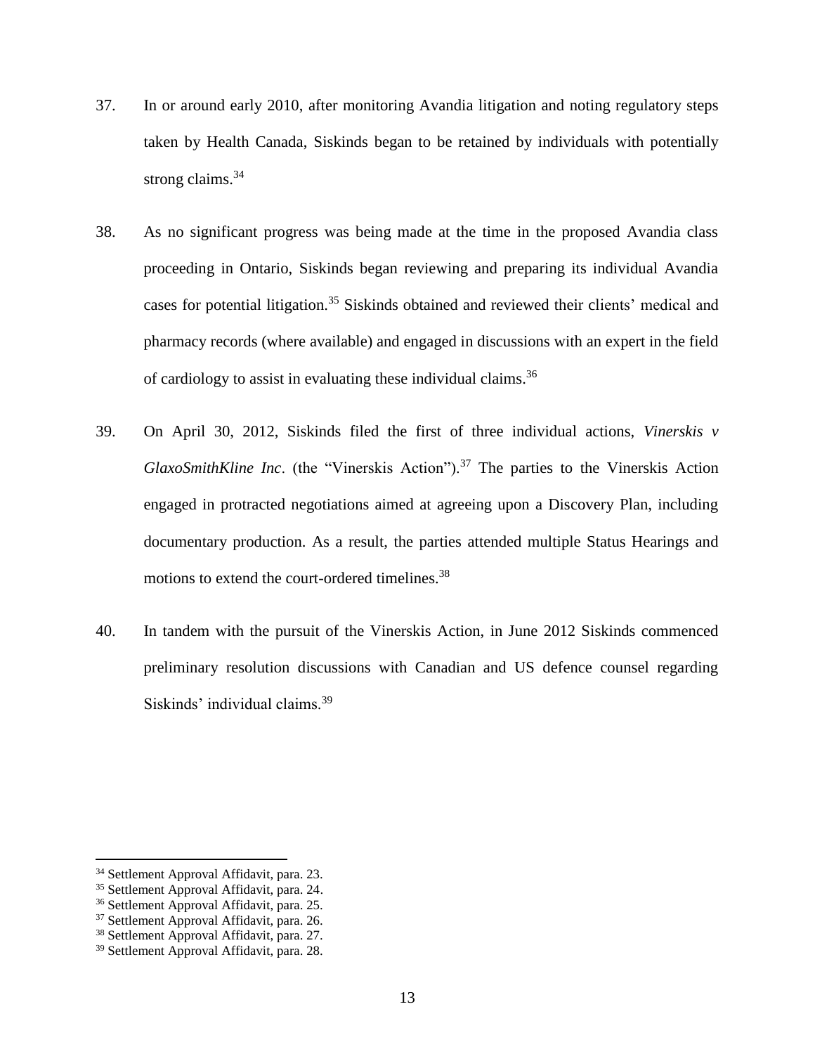37. In or around early 2010, after monitoring Avandia litigation and noting regulatory steps taken by Health Canada, Siskinds began to be retained by individuals with potentially strong claims.[34]

38. As no significant progress was being made at the time in the proposed Avandia class proceeding in Ontario, Siskinds began reviewing and preparing its individual Avandia cases for potential litigation.[35] Siskinds obtained and reviewed their clients' medical and pharmacy records (where available) and engaged in discussions with an expert in the field of cardiology to assist in evaluating these individual claims.[36]

39. On April 30, 2012, Siskinds filed the first of three individual actions, *Vinerskis v GlaxoSmithKline Inc*. (the "Vinerskis Action").[37] The parties to the Vinerskis Action engaged in protracted negotiations aimed at agreeing upon a Discovery Plan, including documentary production. As a result, the parties attended multiple Status Hearings and motions to extend the court-ordered timelines.[38]

40. In tandem with the pursuit of the Vinerskis Action, in June 2012 Siskinds commenced preliminary resolution discussions with Canadian and US defence counsel regarding Siskinds' individual claims.[39]

---

[34] Settlement Approval Affidavit, para. 23.
[35] Settlement Approval Affidavit, para. 24.
[36] Settlement Approval Affidavit, para. 25.
[37] Settlement Approval Affidavit, para. 26.
[38] Settlement Approval Affidavit, para. 27.
[39] Settlement Approval Affidavit, para. 28.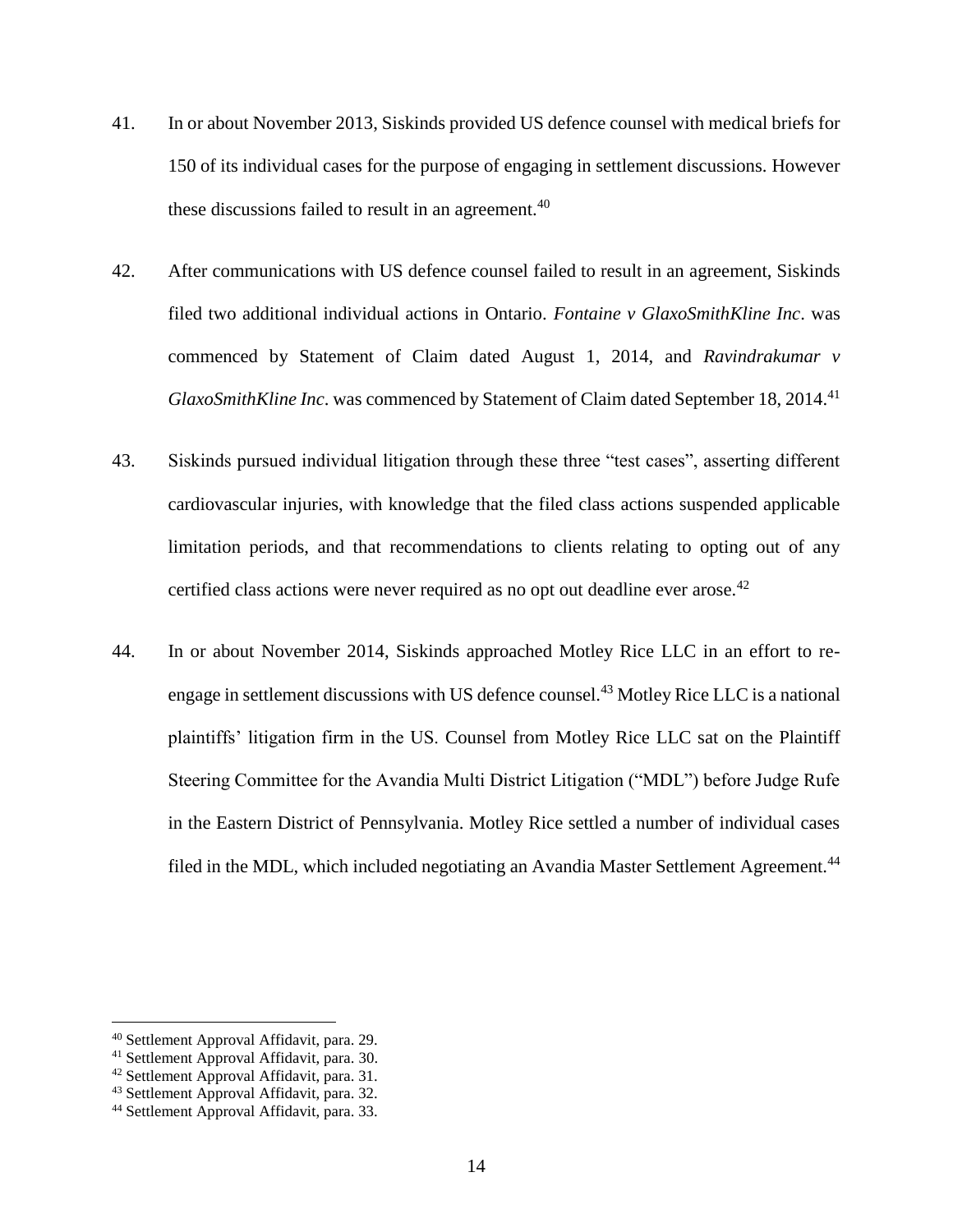41. In or about November 2013, Siskinds provided US defence counsel with medical briefs for 150 of its individual cases for the purpose of engaging in settlement discussions. However these discussions failed to result in an agreement.[40]

42. After communications with US defence counsel failed to result in an agreement, Siskinds filed two additional individual actions in Ontario. *Fontaine v GlaxoSmithKline Inc*. was commenced by Statement of Claim dated August 1, 2014, and *Ravindrakumar v GlaxoSmithKline Inc*. was commenced by Statement of Claim dated September 18, 2014.[41]

43. Siskinds pursued individual litigation through these three "test cases", asserting different cardiovascular injuries, with knowledge that the filed class actions suspended applicable limitation periods, and that recommendations to clients relating to opting out of any certified class actions were never required as no opt out deadline ever arose.[42]

44. In or about November 2014, Siskinds approached Motley Rice LLC in an effort to re-engage in settlement discussions with US defence counsel.[43] Motley Rice LLC is a national plaintiffs' litigation firm in the US. Counsel from Motley Rice LLC sat on the Plaintiff Steering Committee for the Avandia Multi District Litigation ("MDL") before Judge Rufe in the Eastern District of Pennsylvania. Motley Rice settled a number of individual cases filed in the MDL, which included negotiating an Avandia Master Settlement Agreement.[44]

---

[40] Settlement Approval Affidavit, para. 29.
[41] Settlement Approval Affidavit, para. 30.
[42] Settlement Approval Affidavit, para. 31.
[43] Settlement Approval Affidavit, para. 32.
[44] Settlement Approval Affidavit, para. 33.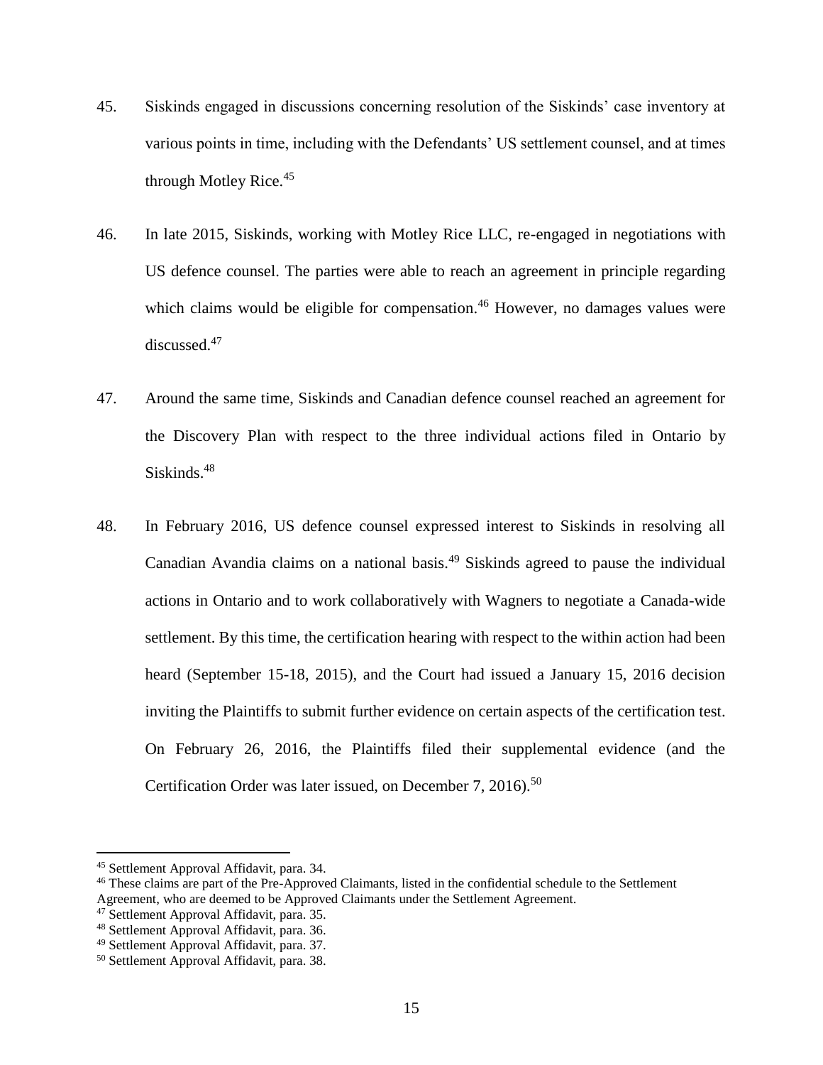45. Siskinds engaged in discussions concerning resolution of the Siskinds' case inventory at various points in time, including with the Defendants' US settlement counsel, and at times through Motley Rice.[45]

46. In late 2015, Siskinds, working with Motley Rice LLC, re-engaged in negotiations with US defence counsel. The parties were able to reach an agreement in principle regarding which claims would be eligible for compensation.[46] However, no damages values were discussed.[47]

47. Around the same time, Siskinds and Canadian defence counsel reached an agreement for the Discovery Plan with respect to the three individual actions filed in Ontario by Siskinds.[48]

48. In February 2016, US defence counsel expressed interest to Siskinds in resolving all Canadian Avandia claims on a national basis.[49] Siskinds agreed to pause the individual actions in Ontario and to work collaboratively with Wagners to negotiate a Canada-wide settlement. By this time, the certification hearing with respect to the within action had been heard (September 15-18, 2015), and the Court had issued a January 15, 2016 decision inviting the Plaintiffs to submit further evidence on certain aspects of the certification test. On February 26, 2016, the Plaintiffs filed their supplemental evidence (and the Certification Order was later issued, on December 7, 2016).[50]

---

[45] Settlement Approval Affidavit, para. 34.

[46] These claims are part of the Pre-Approved Claimants, listed in the confidential schedule to the Settlement Agreement, who are deemed to be Approved Claimants under the Settlement Agreement.

[47] Settlement Approval Affidavit, para. 35.

[48] Settlement Approval Affidavit, para. 36.

[49] Settlement Approval Affidavit, para. 37.

[50] Settlement Approval Affidavit, para. 38.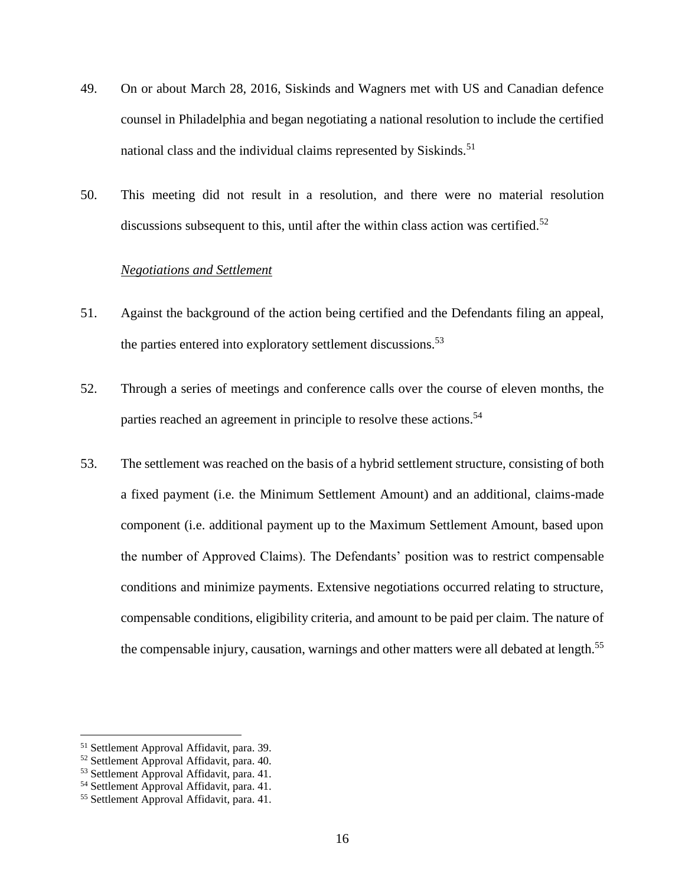49. On or about March 28, 2016, Siskinds and Wagners met with US and Canadian defence counsel in Philadelphia and began negotiating a national resolution to include the certified national class and the individual claims represented by Siskinds.[51]

50. This meeting did not result in a resolution, and there were no material resolution discussions subsequent to this, until after the within class action was certified.[52]

*Negotiations and Settlement*

51. Against the background of the action being certified and the Defendants filing an appeal, the parties entered into exploratory settlement discussions.[53]

52. Through a series of meetings and conference calls over the course of eleven months, the parties reached an agreement in principle to resolve these actions.[54]

53. The settlement was reached on the basis of a hybrid settlement structure, consisting of both a fixed payment (i.e. the Minimum Settlement Amount) and an additional, claims-made component (i.e. additional payment up to the Maximum Settlement Amount, based upon the number of Approved Claims). The Defendants' position was to restrict compensable conditions and minimize payments. Extensive negotiations occurred relating to structure, compensable conditions, eligibility criteria, and amount to be paid per claim. The nature of the compensable injury, causation, warnings and other matters were all debated at length.[55]

---

[51] Settlement Approval Affidavit, para. 39.
[52] Settlement Approval Affidavit, para. 40.
[53] Settlement Approval Affidavit, para. 41.
[54] Settlement Approval Affidavit, para. 41.
[55] Settlement Approval Affidavit, para. 41.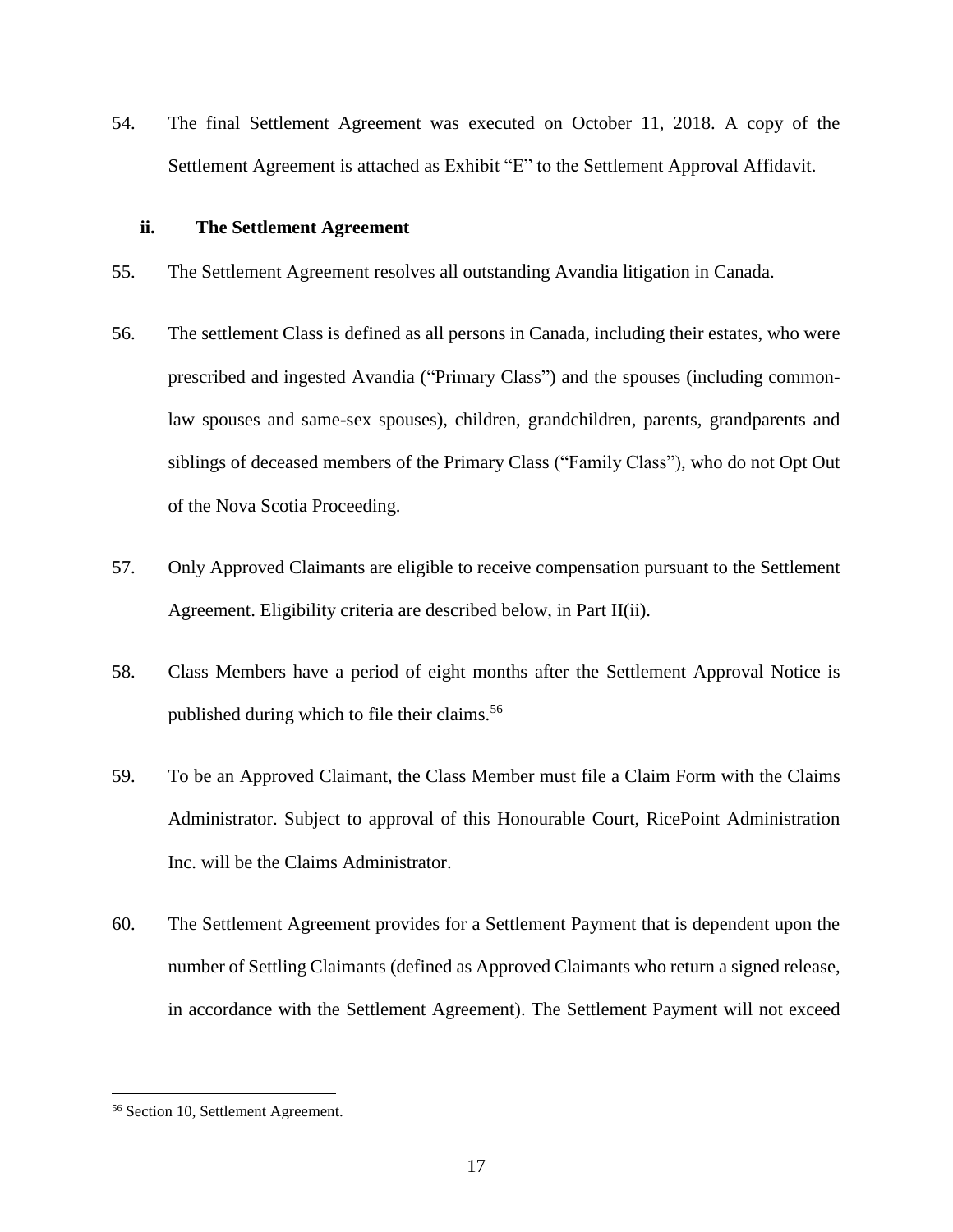54. The final Settlement Agreement was executed on October 11, 2018. A copy of the Settlement Agreement is attached as Exhibit "E" to the Settlement Approval Affidavit.

### ii. The Settlement Agreement

55. The Settlement Agreement resolves all outstanding Avandia litigation in Canada.

56. The settlement Class is defined as all persons in Canada, including their estates, who were prescribed and ingested Avandia ("Primary Class") and the spouses (including common-law spouses and same-sex spouses), children, grandchildren, parents, grandparents and siblings of deceased members of the Primary Class ("Family Class"), who do not Opt Out of the Nova Scotia Proceeding.

57. Only Approved Claimants are eligible to receive compensation pursuant to the Settlement Agreement. Eligibility criteria are described below, in Part II(ii).

58. Class Members have a period of eight months after the Settlement Approval Notice is published during which to file their claims.[56]

59. To be an Approved Claimant, the Class Member must file a Claim Form with the Claims Administrator. Subject to approval of this Honourable Court, RicePoint Administration Inc. will be the Claims Administrator.

60. The Settlement Agreement provides for a Settlement Payment that is dependent upon the number of Settling Claimants (defined as Approved Claimants who return a signed release, in accordance with the Settlement Agreement). The Settlement Payment will not exceed

---

[56] Section 10, Settlement Agreement.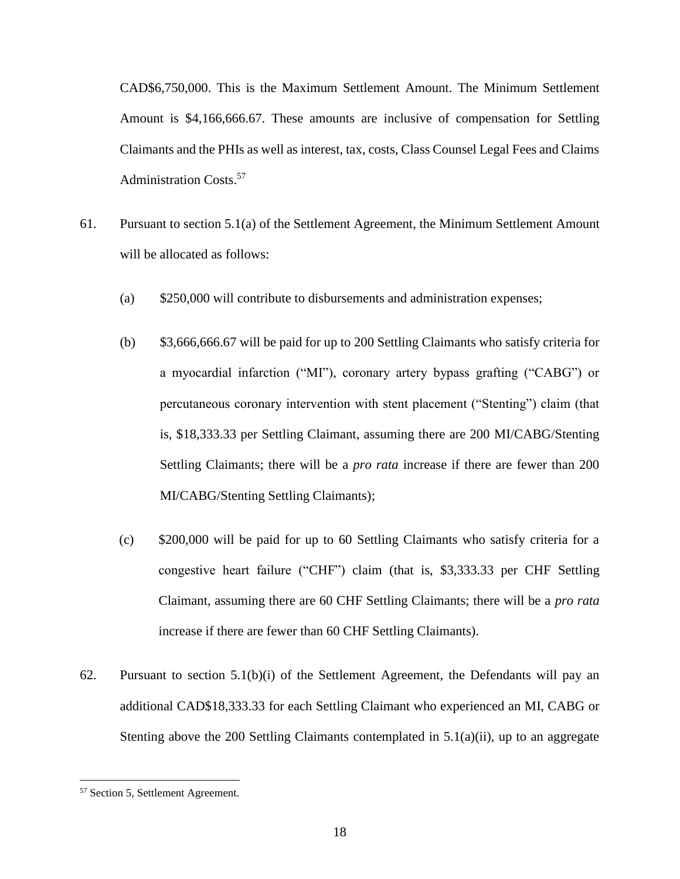CAD$6,750,000. This is the Maximum Settlement Amount. The Minimum Settlement Amount is $4,166,666.67. These amounts are inclusive of compensation for Settling Claimants and the PHIs as well as interest, tax, costs, Class Counsel Legal Fees and Claims Administration Costs.[57]

61. Pursuant to section 5.1(a) of the Settlement Agreement, the Minimum Settlement Amount will be allocated as follows:

    (a) $250,000 will contribute to disbursements and administration expenses;

    (b) $3,666,666.67 will be paid for up to 200 Settling Claimants who satisfy criteria for a myocardial infarction ("MI"), coronary artery bypass grafting ("CABG") or percutaneous coronary intervention with stent placement ("Stenting") claim (that is, $18,333.33 per Settling Claimant, assuming there are 200 MI/CABG/Stenting Settling Claimants; there will be a *pro rata* increase if there are fewer than 200 MI/CABG/Stenting Settling Claimants);

    (c) $200,000 will be paid for up to 60 Settling Claimants who satisfy criteria for a congestive heart failure ("CHF") claim (that is, $3,333.33 per CHF Settling Claimant, assuming there are 60 CHF Settling Claimants; there will be a *pro rata* increase if there are fewer than 60 CHF Settling Claimants).

62. Pursuant to section 5.1(b)(i) of the Settlement Agreement, the Defendants will pay an additional CAD$18,333.33 for each Settling Claimant who experienced an MI, CABG or Stenting above the 200 Settling Claimants contemplated in 5.1(a)(ii), up to an aggregate

---

[57] Section 5, Settlement Agreement.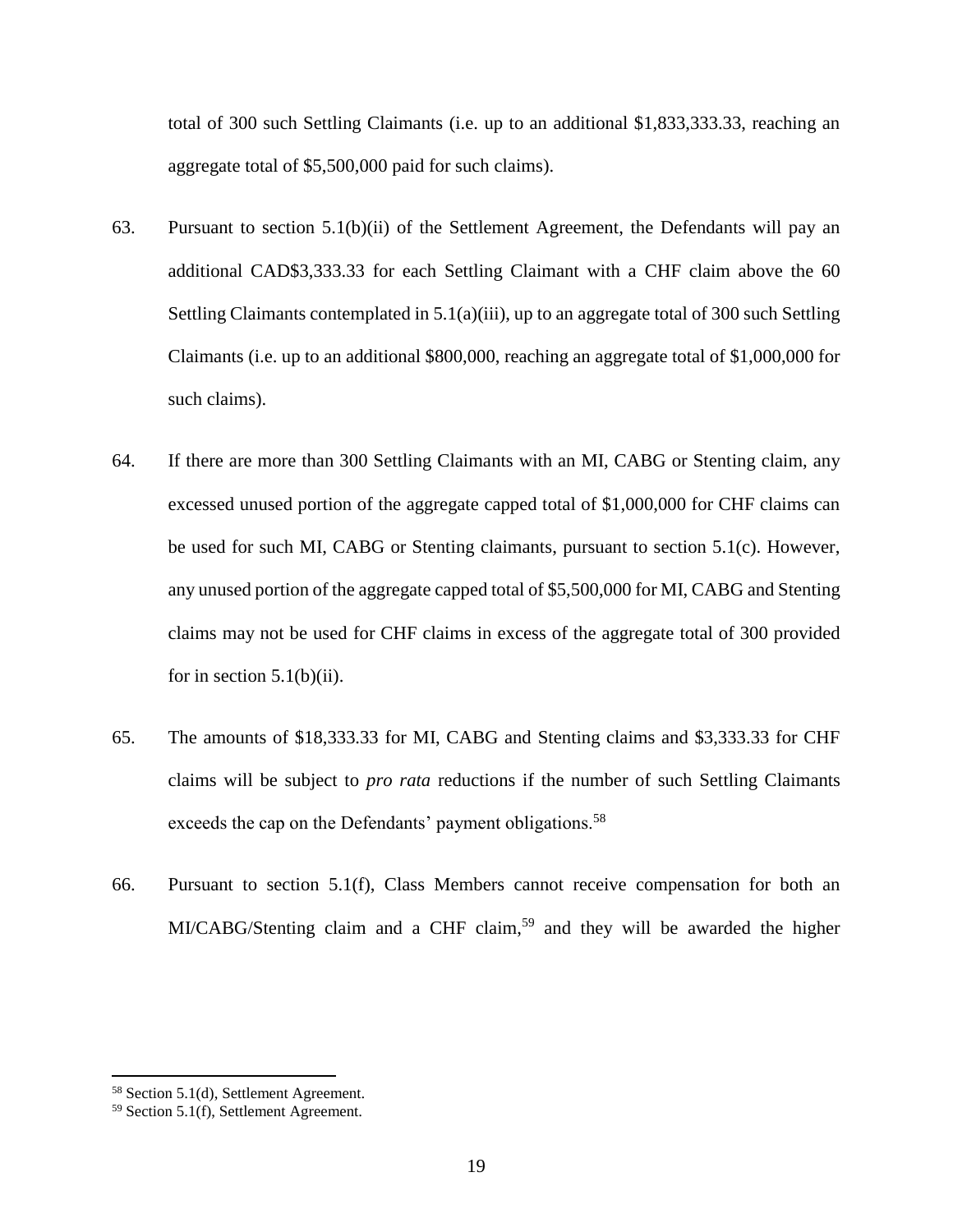total of 300 such Settling Claimants (i.e. up to an additional $1,833,333.33, reaching an aggregate total of $5,500,000 paid for such claims).

63. Pursuant to section 5.1(b)(ii) of the Settlement Agreement, the Defendants will pay an additional CAD$3,333.33 for each Settling Claimant with a CHF claim above the 60 Settling Claimants contemplated in 5.1(a)(iii), up to an aggregate total of 300 such Settling Claimants (i.e. up to an additional $800,000, reaching an aggregate total of $1,000,000 for such claims).

64. If there are more than 300 Settling Claimants with an MI, CABG or Stenting claim, any excessed unused portion of the aggregate capped total of $1,000,000 for CHF claims can be used for such MI, CABG or Stenting claimants, pursuant to section 5.1(c). However, any unused portion of the aggregate capped total of $5,500,000 for MI, CABG and Stenting claims may not be used for CHF claims in excess of the aggregate total of 300 provided for in section 5.1(b)(ii).

65. The amounts of $18,333.33 for MI, CABG and Stenting claims and $3,333.33 for CHF claims will be subject to *pro rata* reductions if the number of such Settling Claimants exceeds the cap on the Defendants' payment obligations.[58]

66. Pursuant to section 5.1(f), Class Members cannot receive compensation for both an MI/CABG/Stenting claim and a CHF claim,[59] and they will be awarded the higher

[58] Section 5.1(d), Settlement Agreement.
[59] Section 5.1(f), Settlement Agreement.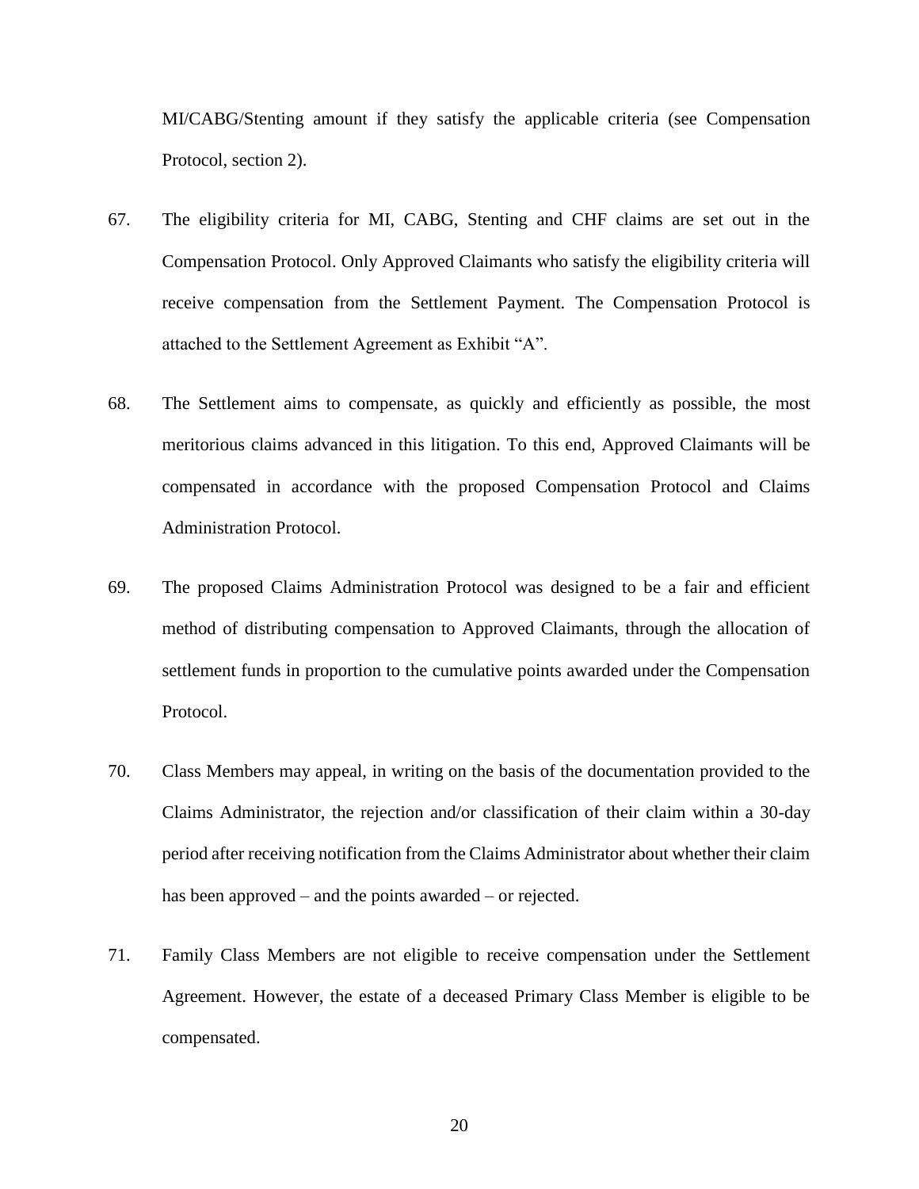MI/CABG/Stenting amount if they satisfy the applicable criteria (see Compensation Protocol, section 2).

67. The eligibility criteria for MI, CABG, Stenting and CHF claims are set out in the Compensation Protocol. Only Approved Claimants who satisfy the eligibility criteria will receive compensation from the Settlement Payment. The Compensation Protocol is attached to the Settlement Agreement as Exhibit "A".

68. The Settlement aims to compensate, as quickly and efficiently as possible, the most meritorious claims advanced in this litigation. To this end, Approved Claimants will be compensated in accordance with the proposed Compensation Protocol and Claims Administration Protocol.

69. The proposed Claims Administration Protocol was designed to be a fair and efficient method of distributing compensation to Approved Claimants, through the allocation of settlement funds in proportion to the cumulative points awarded under the Compensation Protocol.

70. Class Members may appeal, in writing on the basis of the documentation provided to the Claims Administrator, the rejection and/or classification of their claim within a 30-day period after receiving notification from the Claims Administrator about whether their claim has been approved – and the points awarded – or rejected.

71. Family Class Members are not eligible to receive compensation under the Settlement Agreement. However, the estate of a deceased Primary Class Member is eligible to be compensated.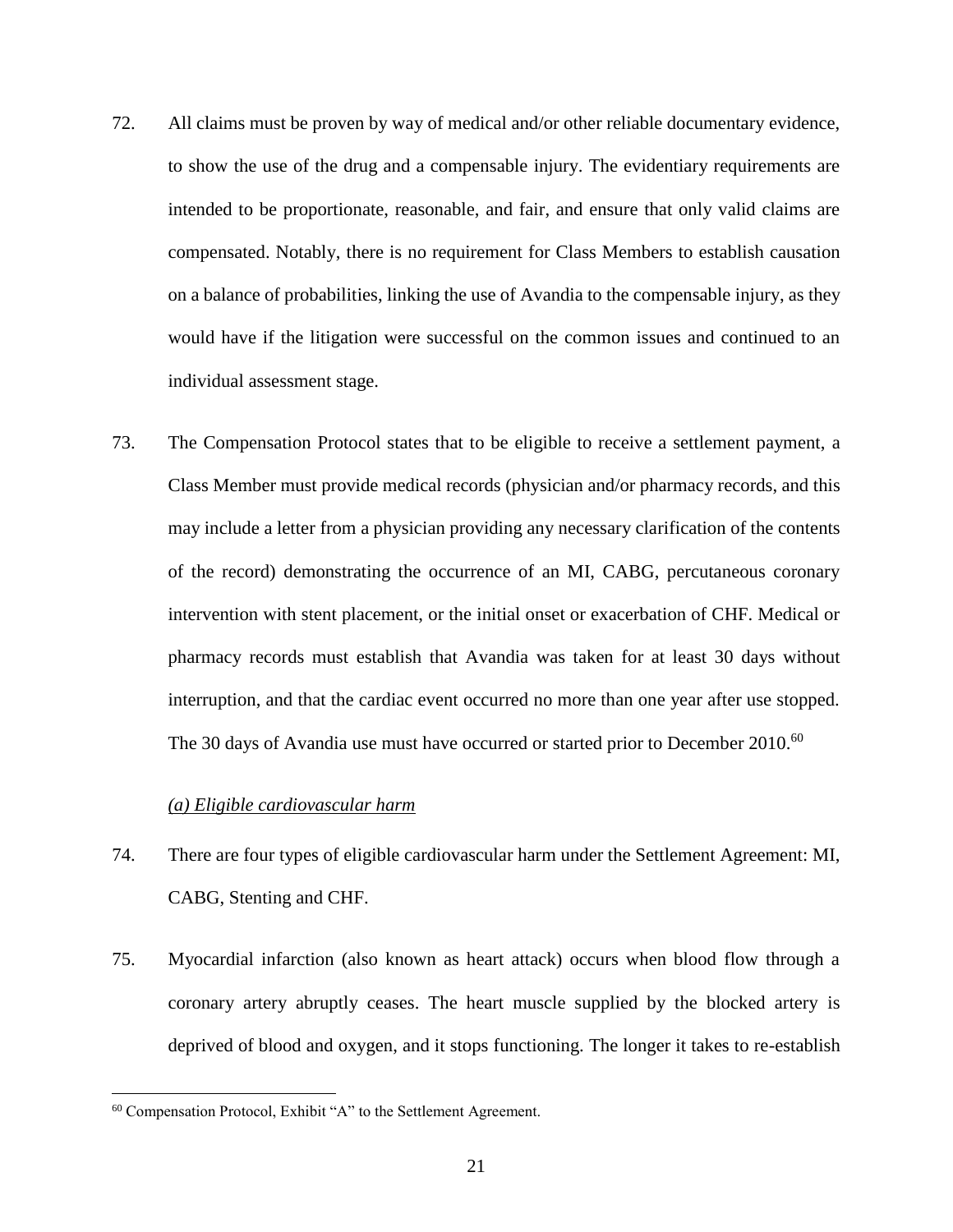72. All claims must be proven by way of medical and/or other reliable documentary evidence, to show the use of the drug and a compensable injury. The evidentiary requirements are intended to be proportionate, reasonable, and fair, and ensure that only valid claims are compensated. Notably, there is no requirement for Class Members to establish causation on a balance of probabilities, linking the use of Avandia to the compensable injury, as they would have if the litigation were successful on the common issues and continued to an individual assessment stage.

73. The Compensation Protocol states that to be eligible to receive a settlement payment, a Class Member must provide medical records (physician and/or pharmacy records, and this may include a letter from a physician providing any necessary clarification of the contents of the record) demonstrating the occurrence of an MI, CABG, percutaneous coronary intervention with stent placement, or the initial onset or exacerbation of CHF. Medical or pharmacy records must establish that Avandia was taken for at least 30 days without interruption, and that the cardiac event occurred no more than one year after use stopped. The 30 days of Avandia use must have occurred or started prior to December 2010.[60]

*(a) Eligible cardiovascular harm*

74. There are four types of eligible cardiovascular harm under the Settlement Agreement: MI, CABG, Stenting and CHF.

75. Myocardial infarction (also known as heart attack) occurs when blood flow through a coronary artery abruptly ceases. The heart muscle supplied by the blocked artery is deprived of blood and oxygen, and it stops functioning. The longer it takes to re-establish

[60] Compensation Protocol, Exhibit "A" to the Settlement Agreement.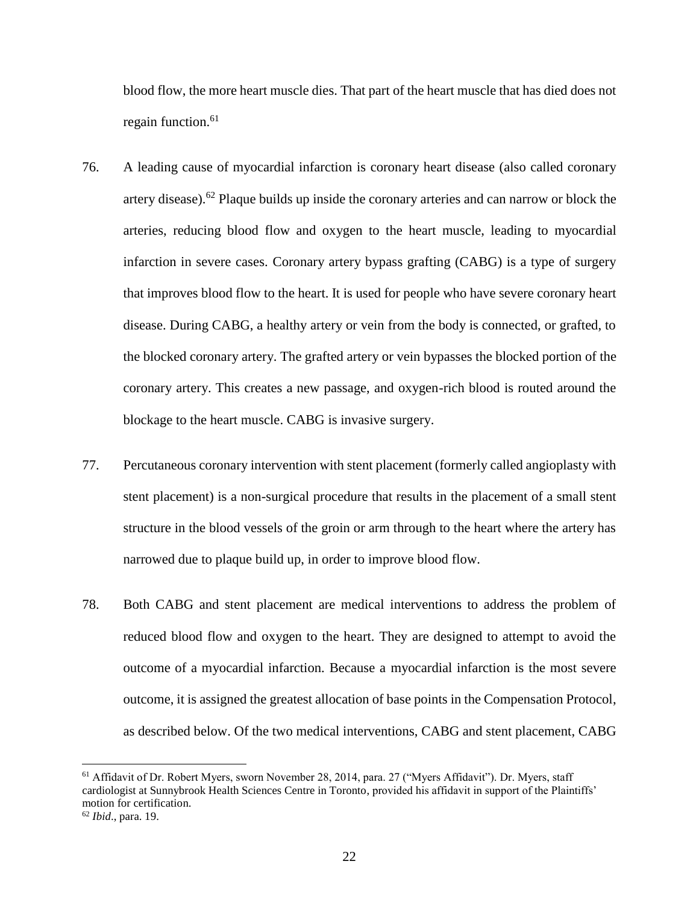blood flow, the more heart muscle dies. That part of the heart muscle that has died does not regain function.[61]

76. A leading cause of myocardial infarction is coronary heart disease (also called coronary artery disease).[62] Plaque builds up inside the coronary arteries and can narrow or block the arteries, reducing blood flow and oxygen to the heart muscle, leading to myocardial infarction in severe cases. Coronary artery bypass grafting (CABG) is a type of surgery that improves blood flow to the heart. It is used for people who have severe coronary heart disease. During CABG, a healthy artery or vein from the body is connected, or grafted, to the blocked coronary artery. The grafted artery or vein bypasses the blocked portion of the coronary artery. This creates a new passage, and oxygen-rich blood is routed around the blockage to the heart muscle. CABG is invasive surgery.

77. Percutaneous coronary intervention with stent placement (formerly called angioplasty with stent placement) is a non-surgical procedure that results in the placement of a small stent structure in the blood vessels of the groin or arm through to the heart where the artery has narrowed due to plaque build up, in order to improve blood flow.

78. Both CABG and stent placement are medical interventions to address the problem of reduced blood flow and oxygen to the heart. They are designed to attempt to avoid the outcome of a myocardial infarction. Because a myocardial infarction is the most severe outcome, it is assigned the greatest allocation of base points in the Compensation Protocol, as described below. Of the two medical interventions, CABG and stent placement, CABG

---

[61] Affidavit of Dr. Robert Myers, sworn November 28, 2014, para. 27 ("Myers Affidavit"). Dr. Myers, staff cardiologist at Sunnybrook Health Sciences Centre in Toronto, provided his affidavit in support of the Plaintiffs' motion for certification.

[62] *Ibid*., para. 19.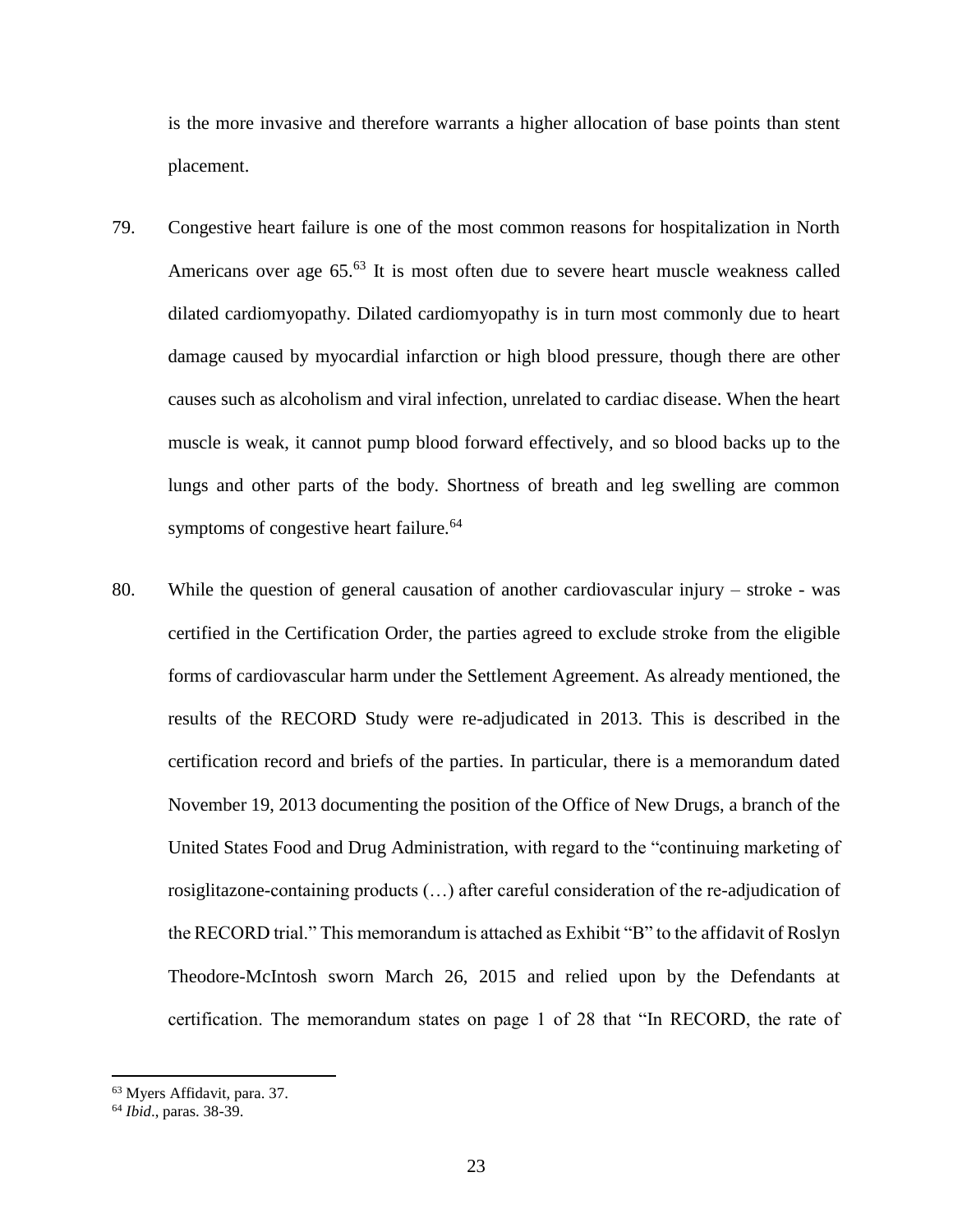is the more invasive and therefore warrants a higher allocation of base points than stent placement.

79. Congestive heart failure is one of the most common reasons for hospitalization in North Americans over age 65.[63] It is most often due to severe heart muscle weakness called dilated cardiomyopathy. Dilated cardiomyopathy is in turn most commonly due to heart damage caused by myocardial infarction or high blood pressure, though there are other causes such as alcoholism and viral infection, unrelated to cardiac disease. When the heart muscle is weak, it cannot pump blood forward effectively, and so blood backs up to the lungs and other parts of the body. Shortness of breath and leg swelling are common symptoms of congestive heart failure.[64]

80. While the question of general causation of another cardiovascular injury – stroke - was certified in the Certification Order, the parties agreed to exclude stroke from the eligible forms of cardiovascular harm under the Settlement Agreement. As already mentioned, the results of the RECORD Study were re-adjudicated in 2013. This is described in the certification record and briefs of the parties. In particular, there is a memorandum dated November 19, 2013 documenting the position of the Office of New Drugs, a branch of the United States Food and Drug Administration, with regard to the "continuing marketing of rosiglitazone-containing products (…) after careful consideration of the re-adjudication of the RECORD trial." This memorandum is attached as Exhibit "B" to the affidavit of Roslyn Theodore-McIntosh sworn March 26, 2015 and relied upon by the Defendants at certification. The memorandum states on page 1 of 28 that "In RECORD, the rate of

---

[63] Myers Affidavit, para. 37.

[64] *Ibid.*, paras. 38-39.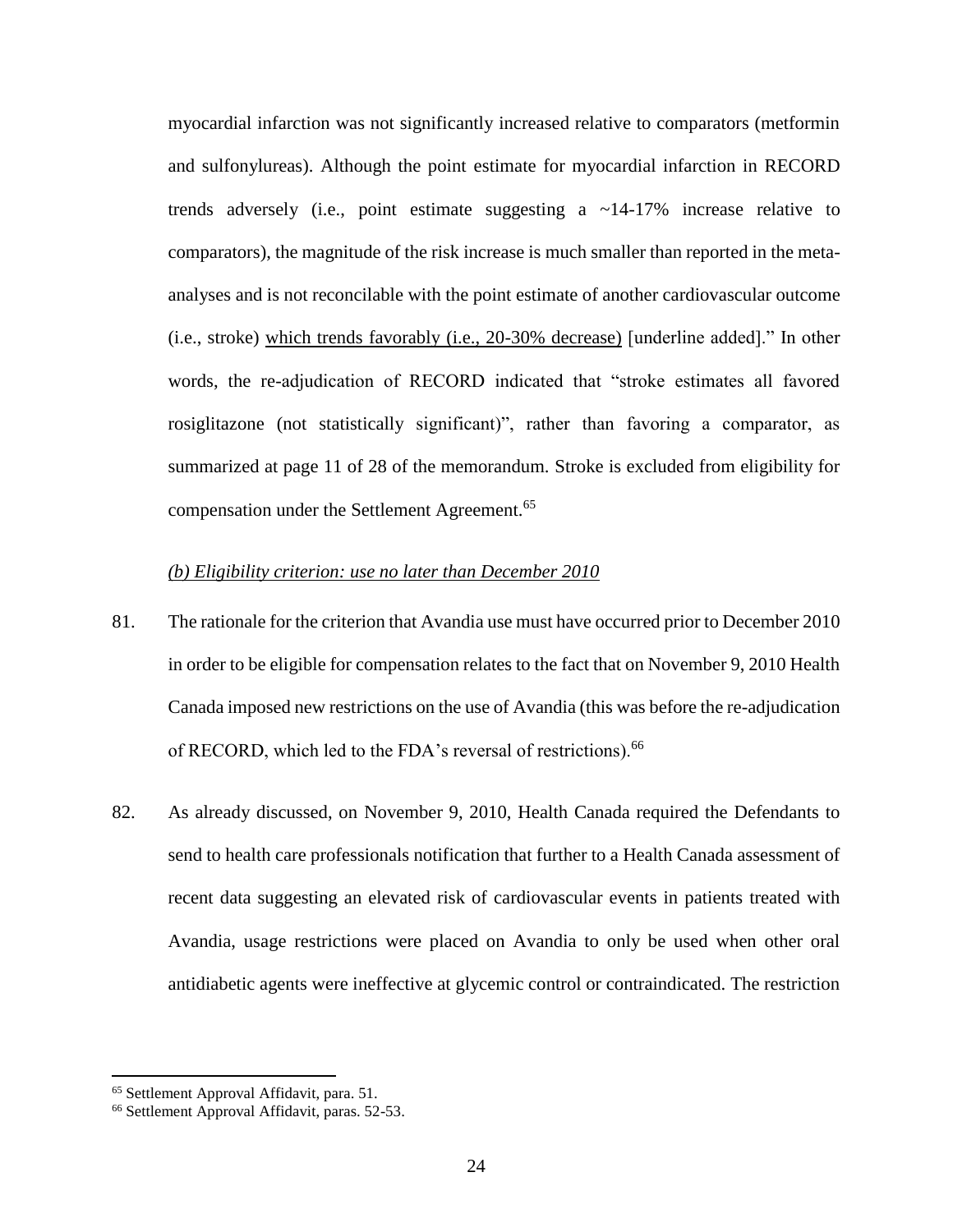myocardial infarction was not significantly increased relative to comparators (metformin and sulfonylureas). Although the point estimate for myocardial infarction in RECORD trends adversely (i.e., point estimate suggesting a ~14-17% increase relative to comparators), the magnitude of the risk increase is much smaller than reported in the meta-analyses and is not reconcilable with the point estimate of another cardiovascular outcome (i.e., stroke) <u>which trends favorably (i.e., 20-30% decrease)</u> [underline added]." In other words, the re-adjudication of RECORD indicated that "stroke estimates all favored rosiglitazone (not statistically significant)", rather than favoring a comparator, as summarized at page 11 of 28 of the memorandum. Stroke is excluded from eligibility for compensation under the Settlement Agreement.[65]

*(b) Eligibility criterion: use no later than December 2010*

81. The rationale for the criterion that Avandia use must have occurred prior to December 2010 in order to be eligible for compensation relates to the fact that on November 9, 2010 Health Canada imposed new restrictions on the use of Avandia (this was before the re-adjudication of RECORD, which led to the FDA's reversal of restrictions).[66]

82. As already discussed, on November 9, 2010, Health Canada required the Defendants to send to health care professionals notification that further to a Health Canada assessment of recent data suggesting an elevated risk of cardiovascular events in patients treated with Avandia, usage restrictions were placed on Avandia to only be used when other oral antidiabetic agents were ineffective at glycemic control or contraindicated. The restriction

---

[65] Settlement Approval Affidavit, para. 51.

[66] Settlement Approval Affidavit, paras. 52-53.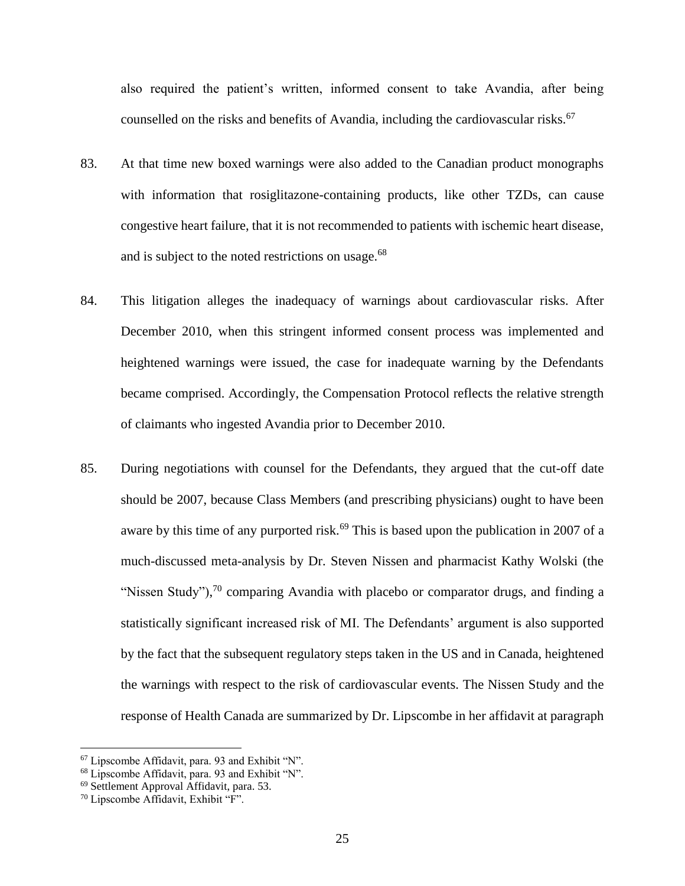also required the patient's written, informed consent to take Avandia, after being counselled on the risks and benefits of Avandia, including the cardiovascular risks.[67]

83. At that time new boxed warnings were also added to the Canadian product monographs with information that rosiglitazone-containing products, like other TZDs, can cause congestive heart failure, that it is not recommended to patients with ischemic heart disease, and is subject to the noted restrictions on usage.[68]

84. This litigation alleges the inadequacy of warnings about cardiovascular risks. After December 2010, when this stringent informed consent process was implemented and heightened warnings were issued, the case for inadequate warning by the Defendants became comprised. Accordingly, the Compensation Protocol reflects the relative strength of claimants who ingested Avandia prior to December 2010.

85. During negotiations with counsel for the Defendants, they argued that the cut-off date should be 2007, because Class Members (and prescribing physicians) ought to have been aware by this time of any purported risk.[69] This is based upon the publication in 2007 of a much-discussed meta-analysis by Dr. Steven Nissen and pharmacist Kathy Wolski (the "Nissen Study"),[70] comparing Avandia with placebo or comparator drugs, and finding a statistically significant increased risk of MI. The Defendants' argument is also supported by the fact that the subsequent regulatory steps taken in the US and in Canada, heightened the warnings with respect to the risk of cardiovascular events. The Nissen Study and the response of Health Canada are summarized by Dr. Lipscombe in her affidavit at paragraph

---

[67] Lipscombe Affidavit, para. 93 and Exhibit "N".

[68] Lipscombe Affidavit, para. 93 and Exhibit "N".

[69] Settlement Approval Affidavit, para. 53.

[70] Lipscombe Affidavit, Exhibit "F".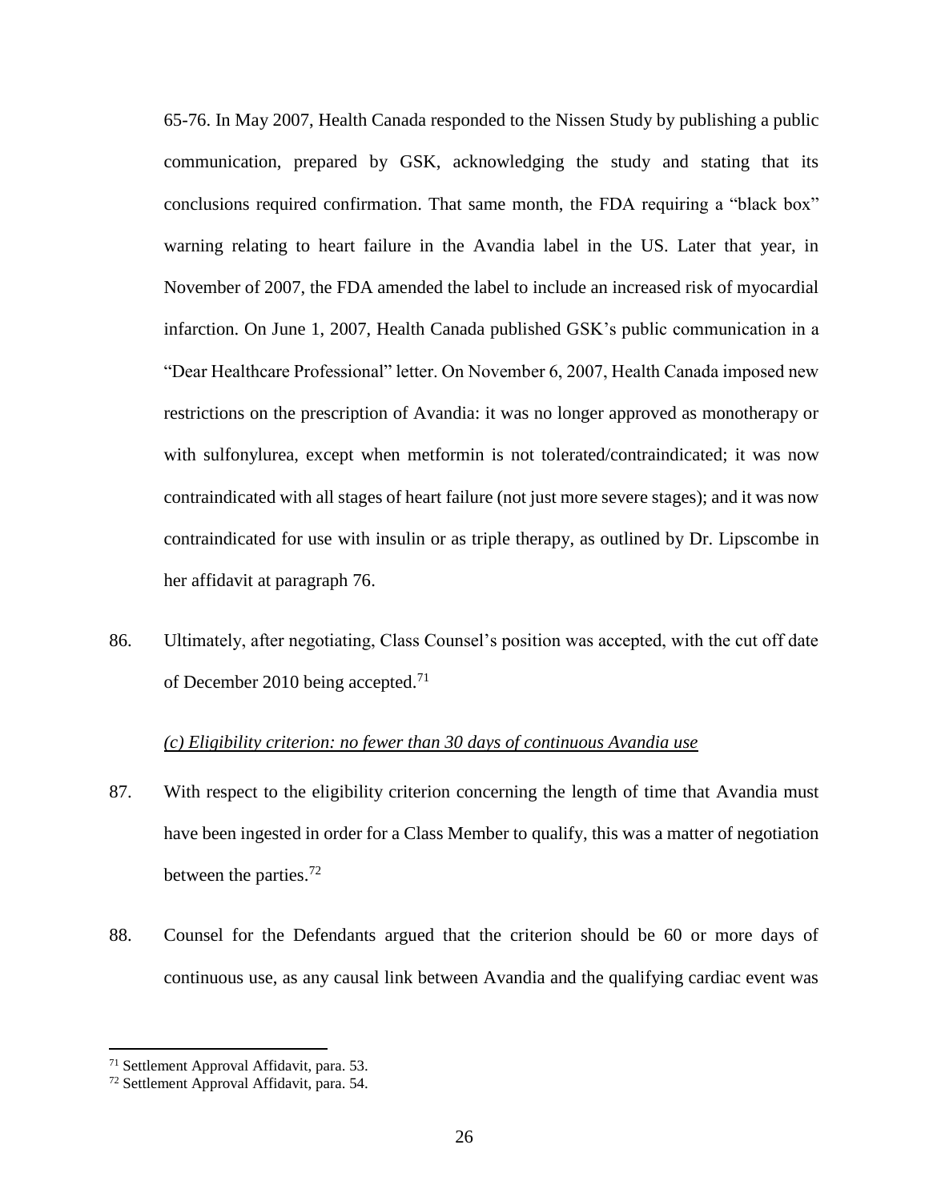65-76. In May 2007, Health Canada responded to the Nissen Study by publishing a public communication, prepared by GSK, acknowledging the study and stating that its conclusions required confirmation. That same month, the FDA requiring a "black box" warning relating to heart failure in the Avandia label in the US. Later that year, in November of 2007, the FDA amended the label to include an increased risk of myocardial infarction. On June 1, 2007, Health Canada published GSK's public communication in a "Dear Healthcare Professional" letter. On November 6, 2007, Health Canada imposed new restrictions on the prescription of Avandia: it was no longer approved as monotherapy or with sulfonylurea, except when metformin is not tolerated/contraindicated; it was now contraindicated with all stages of heart failure (not just more severe stages); and it was now contraindicated for use with insulin or as triple therapy, as outlined by Dr. Lipscombe in her affidavit at paragraph 76.

86. Ultimately, after negotiating, Class Counsel's position was accepted, with the cut off date of December 2010 being accepted.[71]

*(c) Eligibility criterion: no fewer than 30 days of continuous Avandia use*

87. With respect to the eligibility criterion concerning the length of time that Avandia must have been ingested in order for a Class Member to qualify, this was a matter of negotiation between the parties.[72]

88. Counsel for the Defendants argued that the criterion should be 60 or more days of continuous use, as any causal link between Avandia and the qualifying cardiac event was

---

[71] Settlement Approval Affidavit, para. 53.

[72] Settlement Approval Affidavit, para. 54.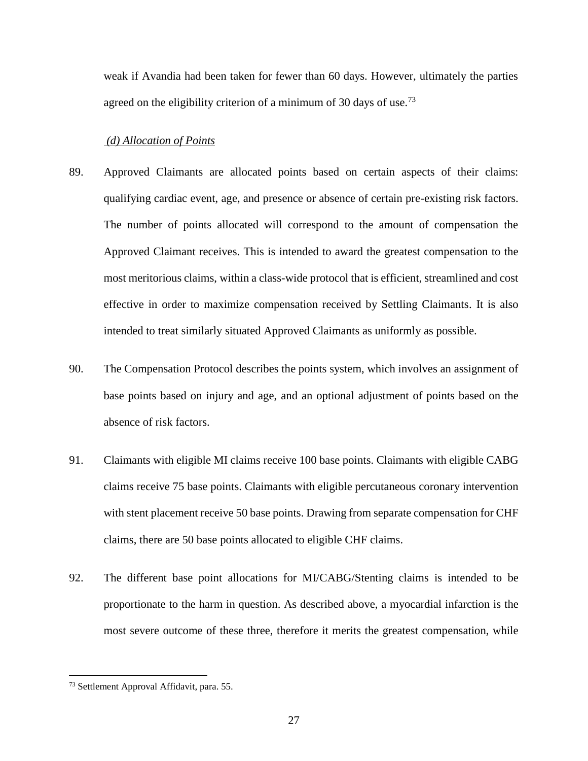weak if Avandia had been taken for fewer than 60 days. However, ultimately the parties agreed on the eligibility criterion of a minimum of 30 days of use.[73]

*(d) Allocation of Points*

89. Approved Claimants are allocated points based on certain aspects of their claims: qualifying cardiac event, age, and presence or absence of certain pre-existing risk factors. The number of points allocated will correspond to the amount of compensation the Approved Claimant receives. This is intended to award the greatest compensation to the most meritorious claims, within a class-wide protocol that is efficient, streamlined and cost effective in order to maximize compensation received by Settling Claimants. It is also intended to treat similarly situated Approved Claimants as uniformly as possible.

90. The Compensation Protocol describes the points system, which involves an assignment of base points based on injury and age, and an optional adjustment of points based on the absence of risk factors.

91. Claimants with eligible MI claims receive 100 base points. Claimants with eligible CABG claims receive 75 base points. Claimants with eligible percutaneous coronary intervention with stent placement receive 50 base points. Drawing from separate compensation for CHF claims, there are 50 base points allocated to eligible CHF claims.

92. The different base point allocations for MI/CABG/Stenting claims is intended to be proportionate to the harm in question. As described above, a myocardial infarction is the most severe outcome of these three, therefore it merits the greatest compensation, while

[73] Settlement Approval Affidavit, para. 55.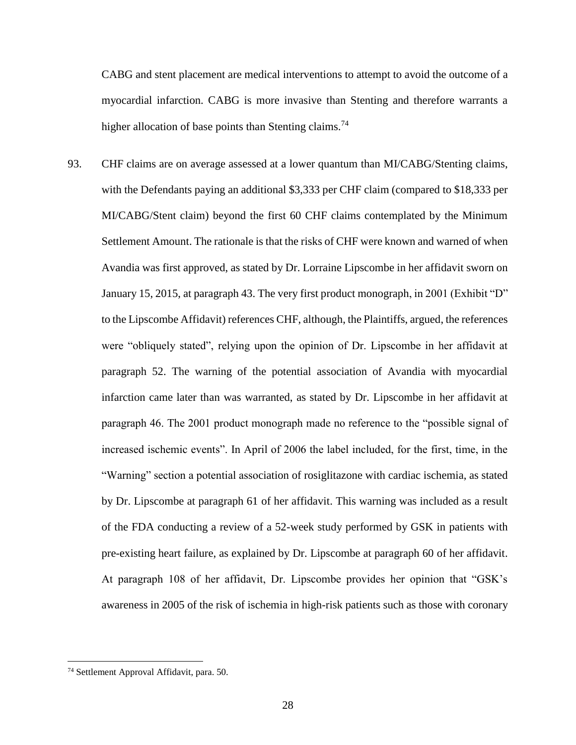CABG and stent placement are medical interventions to attempt to avoid the outcome of a myocardial infarction. CABG is more invasive than Stenting and therefore warrants a higher allocation of base points than Stenting claims.[74]

93. CHF claims are on average assessed at a lower quantum than MI/CABG/Stenting claims, with the Defendants paying an additional $3,333 per CHF claim (compared to $18,333 per MI/CABG/Stent claim) beyond the first 60 CHF claims contemplated by the Minimum Settlement Amount. The rationale is that the risks of CHF were known and warned of when Avandia was first approved, as stated by Dr. Lorraine Lipscombe in her affidavit sworn on January 15, 2015, at paragraph 43. The very first product monograph, in 2001 (Exhibit "D" to the Lipscombe Affidavit) references CHF, although, the Plaintiffs, argued, the references were "obliquely stated", relying upon the opinion of Dr. Lipscombe in her affidavit at paragraph 52. The warning of the potential association of Avandia with myocardial infarction came later than was warranted, as stated by Dr. Lipscombe in her affidavit at paragraph 46. The 2001 product monograph made no reference to the "possible signal of increased ischemic events". In April of 2006 the label included, for the first, time, in the "Warning" section a potential association of rosiglitazone with cardiac ischemia, as stated by Dr. Lipscombe at paragraph 61 of her affidavit. This warning was included as a result of the FDA conducting a review of a 52-week study performed by GSK in patients with pre-existing heart failure, as explained by Dr. Lipscombe at paragraph 60 of her affidavit. At paragraph 108 of her affidavit, Dr. Lipscombe provides her opinion that "GSK's awareness in 2005 of the risk of ischemia in high-risk patients such as those with coronary

---

[74] Settlement Approval Affidavit, para. 50.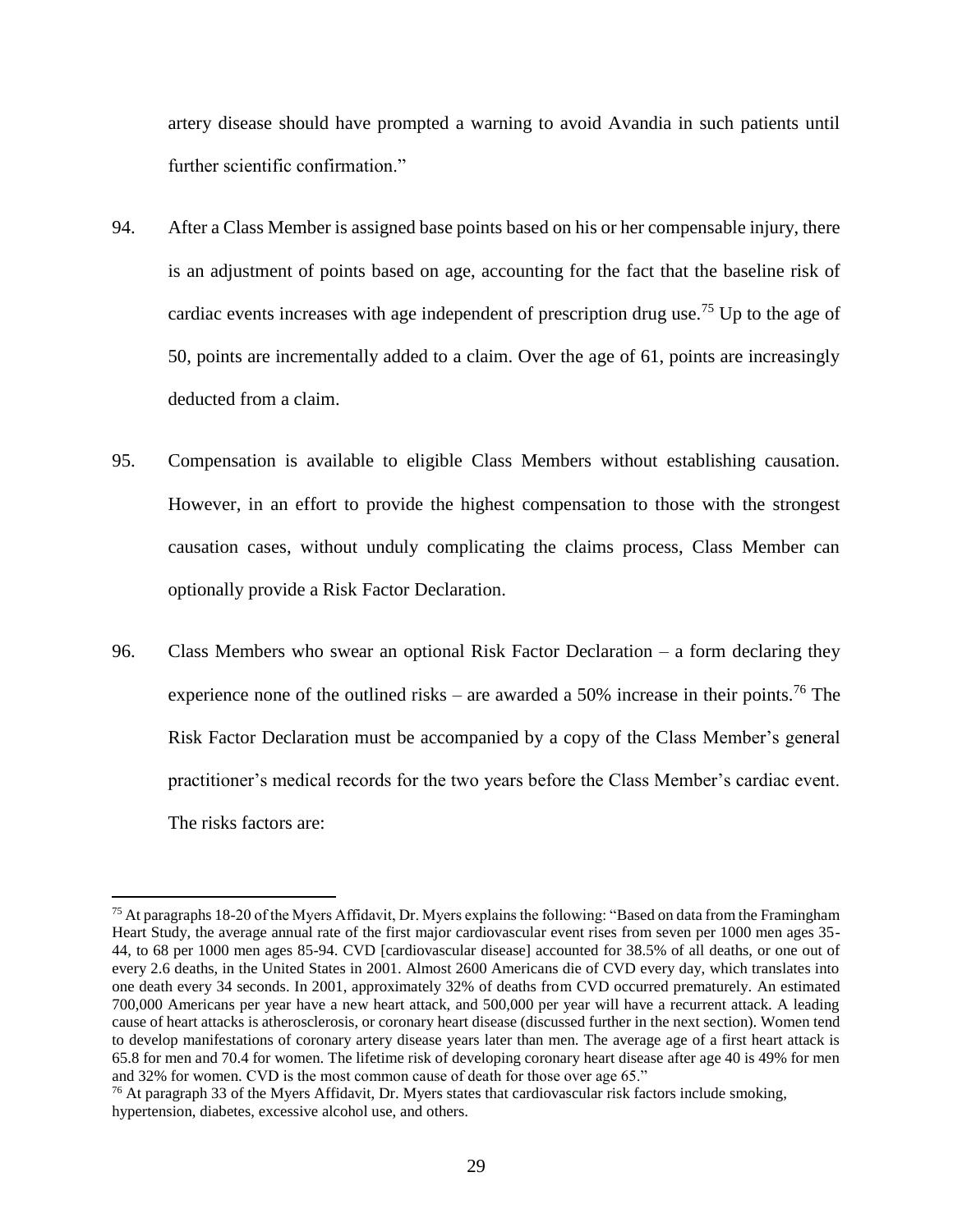artery disease should have prompted a warning to avoid Avandia in such patients until further scientific confirmation."

94. After a Class Member is assigned base points based on his or her compensable injury, there is an adjustment of points based on age, accounting for the fact that the baseline risk of cardiac events increases with age independent of prescription drug use.[75] Up to the age of 50, points are incrementally added to a claim. Over the age of 61, points are increasingly deducted from a claim.

95. Compensation is available to eligible Class Members without establishing causation. However, in an effort to provide the highest compensation to those with the strongest causation cases, without unduly complicating the claims process, Class Member can optionally provide a Risk Factor Declaration.

96. Class Members who swear an optional Risk Factor Declaration – a form declaring they experience none of the outlined risks – are awarded a 50% increase in their points.[76] The Risk Factor Declaration must be accompanied by a copy of the Class Member's general practitioner's medical records for the two years before the Class Member's cardiac event. The risks factors are:

---

[75] At paragraphs 18-20 of the Myers Affidavit, Dr. Myers explains the following: "Based on data from the Framingham Heart Study, the average annual rate of the first major cardiovascular event rises from seven per 1000 men ages 35-44, to 68 per 1000 men ages 85-94. CVD [cardiovascular disease] accounted for 38.5% of all deaths, or one out of every 2.6 deaths, in the United States in 2001. Almost 2600 Americans die of CVD every day, which translates into one death every 34 seconds. In 2001, approximately 32% of deaths from CVD occurred prematurely. An estimated 700,000 Americans per year have a new heart attack, and 500,000 per year will have a recurrent attack. A leading cause of heart attacks is atherosclerosis, or coronary heart disease (discussed further in the next section). Women tend to develop manifestations of coronary artery disease years later than men. The average age of a first heart attack is 65.8 for men and 70.4 for women. The lifetime risk of developing coronary heart disease after age 40 is 49% for men and 32% for women. CVD is the most common cause of death for those over age 65."

[76] At paragraph 33 of the Myers Affidavit, Dr. Myers states that cardiovascular risk factors include smoking, hypertension, diabetes, excessive alcohol use, and others.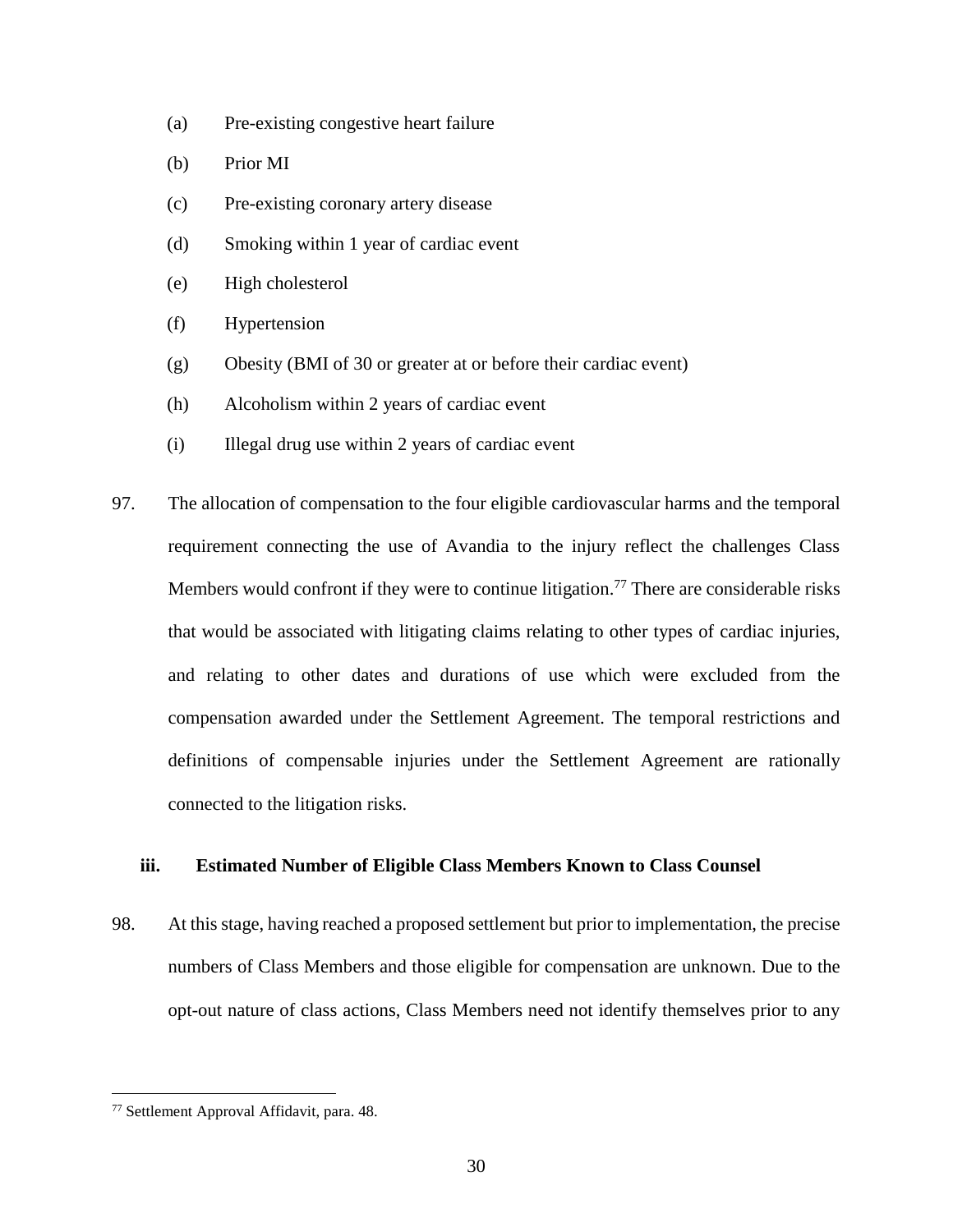(a) Pre-existing congestive heart failure

(b) Prior MI

(c) Pre-existing coronary artery disease

(d) Smoking within 1 year of cardiac event

(e) High cholesterol

(f) Hypertension

(g) Obesity (BMI of 30 or greater at or before their cardiac event)

(h) Alcoholism within 2 years of cardiac event

(i) Illegal drug use within 2 years of cardiac event

97. The allocation of compensation to the four eligible cardiovascular harms and the temporal requirement connecting the use of Avandia to the injury reflect the challenges Class Members would confront if they were to continue litigation.[77] There are considerable risks that would be associated with litigating claims relating to other types of cardiac injuries, and relating to other dates and durations of use which were excluded from the compensation awarded under the Settlement Agreement. The temporal restrictions and definitions of compensable injuries under the Settlement Agreement are rationally connected to the litigation risks.

### iii. Estimated Number of Eligible Class Members Known to Class Counsel

98. At this stage, having reached a proposed settlement but prior to implementation, the precise numbers of Class Members and those eligible for compensation are unknown. Due to the opt-out nature of class actions, Class Members need not identify themselves prior to any

[77] Settlement Approval Affidavit, para. 48.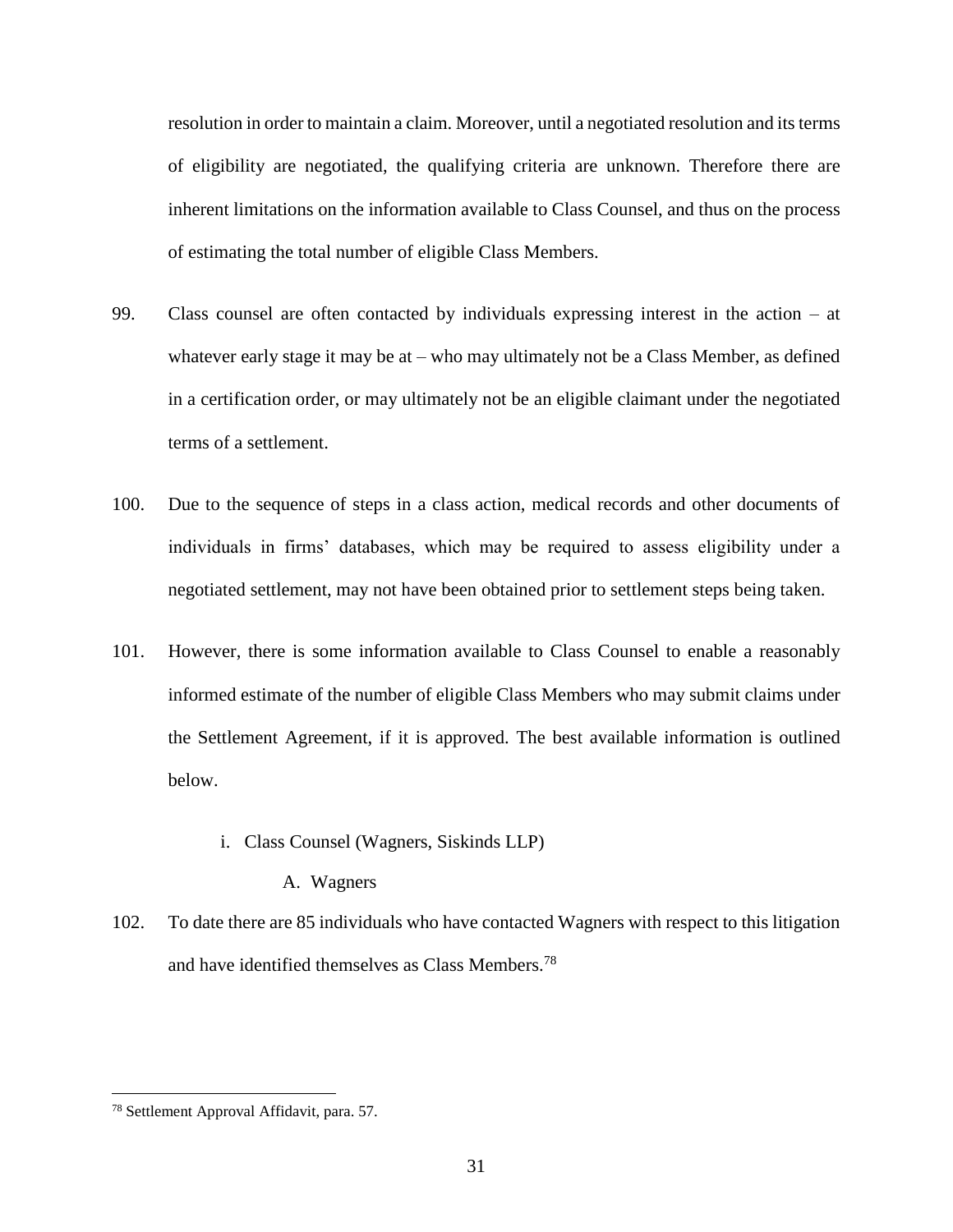resolution in order to maintain a claim. Moreover, until a negotiated resolution and its terms of eligibility are negotiated, the qualifying criteria are unknown. Therefore there are inherent limitations on the information available to Class Counsel, and thus on the process of estimating the total number of eligible Class Members.

99. Class counsel are often contacted by individuals expressing interest in the action – at whatever early stage it may be at – who may ultimately not be a Class Member, as defined in a certification order, or may ultimately not be an eligible claimant under the negotiated terms of a settlement.

100. Due to the sequence of steps in a class action, medical records and other documents of individuals in firms' databases, which may be required to assess eligibility under a negotiated settlement, may not have been obtained prior to settlement steps being taken.

101. However, there is some information available to Class Counsel to enable a reasonably informed estimate of the number of eligible Class Members who may submit claims under the Settlement Agreement, if it is approved. The best available information is outlined below.

i. Class Counsel (Wagners, Siskinds LLP)

A. Wagners

102. To date there are 85 individuals who have contacted Wagners with respect to this litigation and have identified themselves as Class Members.[78]

[78] Settlement Approval Affidavit, para. 57.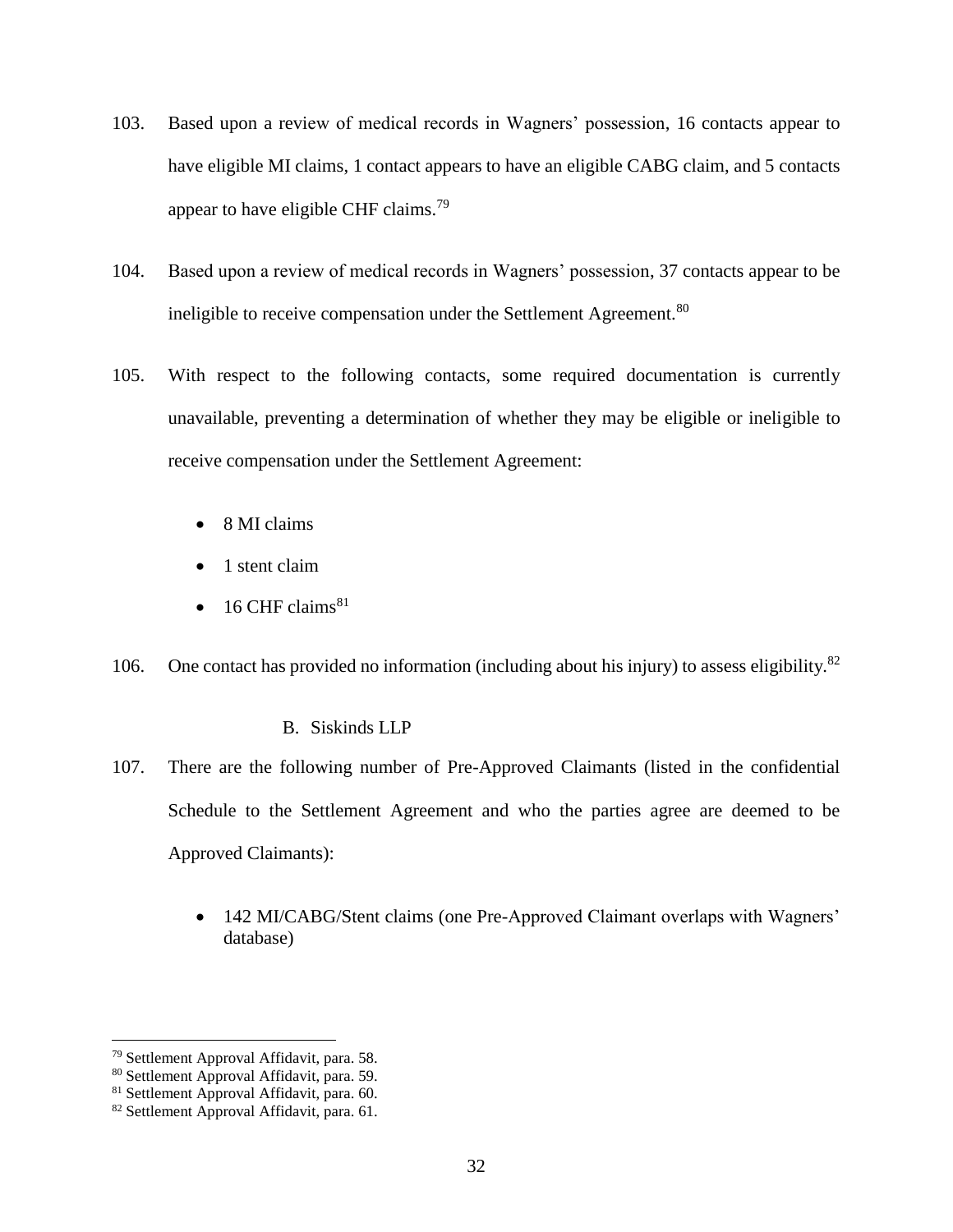103. Based upon a review of medical records in Wagners' possession, 16 contacts appear to have eligible MI claims, 1 contact appears to have an eligible CABG claim, and 5 contacts appear to have eligible CHF claims.[79]

104. Based upon a review of medical records in Wagners' possession, 37 contacts appear to be ineligible to receive compensation under the Settlement Agreement.[80]

105. With respect to the following contacts, some required documentation is currently unavailable, preventing a determination of whether they may be eligible or ineligible to receive compensation under the Settlement Agreement:

- 8 MI claims
- 1 stent claim
- 16 CHF claims[81]

106. One contact has provided no information (including about his injury) to assess eligibility.[82]

### B. Siskinds LLP

107. There are the following number of Pre-Approved Claimants (listed in the confidential Schedule to the Settlement Agreement and who the parties agree are deemed to be Approved Claimants):

- 142 MI/CABG/Stent claims (one Pre-Approved Claimant overlaps with Wagners' database)

---

[79] Settlement Approval Affidavit, para. 58.
[80] Settlement Approval Affidavit, para. 59.
[81] Settlement Approval Affidavit, para. 60.
[82] Settlement Approval Affidavit, para. 61.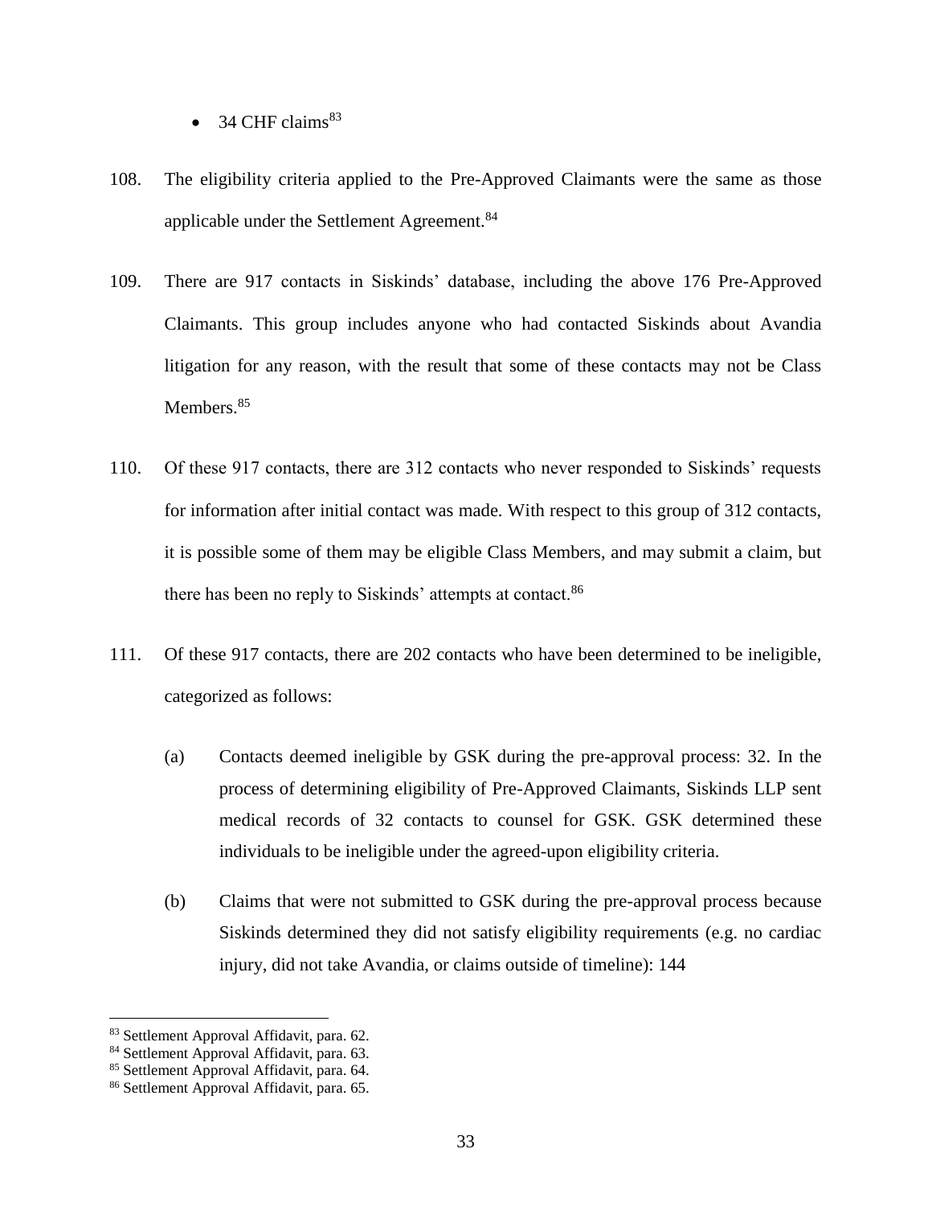- 34 CHF claims[83]

108. The eligibility criteria applied to the Pre-Approved Claimants were the same as those applicable under the Settlement Agreement.[84]

109. There are 917 contacts in Siskinds' database, including the above 176 Pre-Approved Claimants. This group includes anyone who had contacted Siskinds about Avandia litigation for any reason, with the result that some of these contacts may not be Class Members.[85]

110. Of these 917 contacts, there are 312 contacts who never responded to Siskinds' requests for information after initial contact was made. With respect to this group of 312 contacts, it is possible some of them may be eligible Class Members, and may submit a claim, but there has been no reply to Siskinds' attempts at contact.[86]

111. Of these 917 contacts, there are 202 contacts who have been determined to be ineligible, categorized as follows:

    (a) Contacts deemed ineligible by GSK during the pre-approval process: 32. In the process of determining eligibility of Pre-Approved Claimants, Siskinds LLP sent medical records of 32 contacts to counsel for GSK. GSK determined these individuals to be ineligible under the agreed-upon eligibility criteria.

    (b) Claims that were not submitted to GSK during the pre-approval process because Siskinds determined they did not satisfy eligibility requirements (e.g. no cardiac injury, did not take Avandia, or claims outside of timeline): 144

---

[83] Settlement Approval Affidavit, para. 62.
[84] Settlement Approval Affidavit, para. 63.
[85] Settlement Approval Affidavit, para. 64.
[86] Settlement Approval Affidavit, para. 65.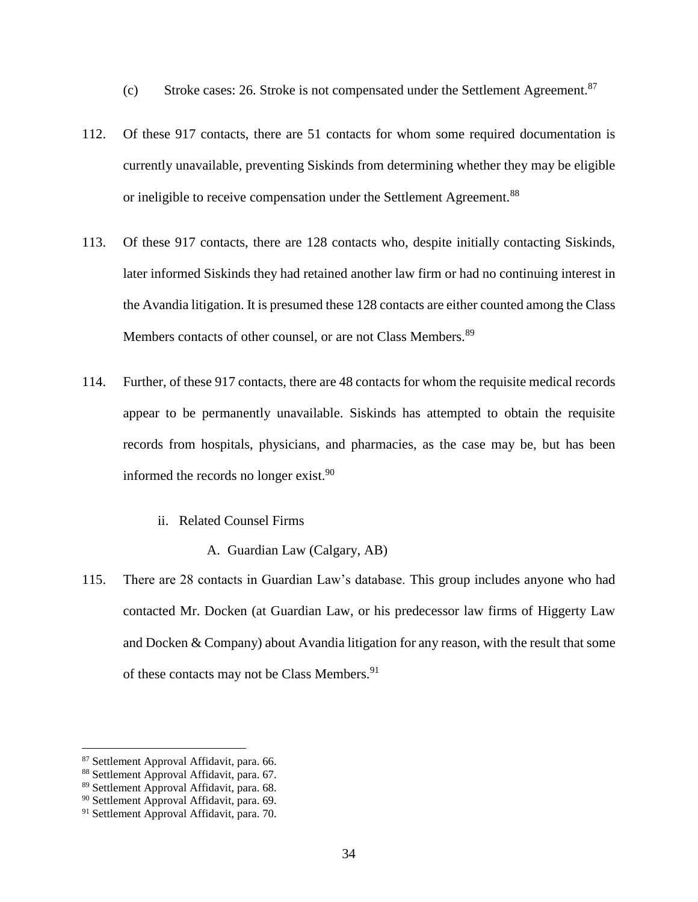(c) Stroke cases: 26. Stroke is not compensated under the Settlement Agreement.[87]

112. Of these 917 contacts, there are 51 contacts for whom some required documentation is currently unavailable, preventing Siskinds from determining whether they may be eligible or ineligible to receive compensation under the Settlement Agreement.[88]

113. Of these 917 contacts, there are 128 contacts who, despite initially contacting Siskinds, later informed Siskinds they had retained another law firm or had no continuing interest in the Avandia litigation. It is presumed these 128 contacts are either counted among the Class Members contacts of other counsel, or are not Class Members.[89]

114. Further, of these 917 contacts, there are 48 contacts for whom the requisite medical records appear to be permanently unavailable. Siskinds has attempted to obtain the requisite records from hospitals, physicians, and pharmacies, as the case may be, but has been informed the records no longer exist.[90]

ii. Related Counsel Firms

A. Guardian Law (Calgary, AB)

115. There are 28 contacts in Guardian Law's database. This group includes anyone who had contacted Mr. Docken (at Guardian Law, or his predecessor law firms of Higgerty Law and Docken & Company) about Avandia litigation for any reason, with the result that some of these contacts may not be Class Members.[91]

---

[87] Settlement Approval Affidavit, para. 66.
[88] Settlement Approval Affidavit, para. 67.
[89] Settlement Approval Affidavit, para. 68.
[90] Settlement Approval Affidavit, para. 69.
[91] Settlement Approval Affidavit, para. 70.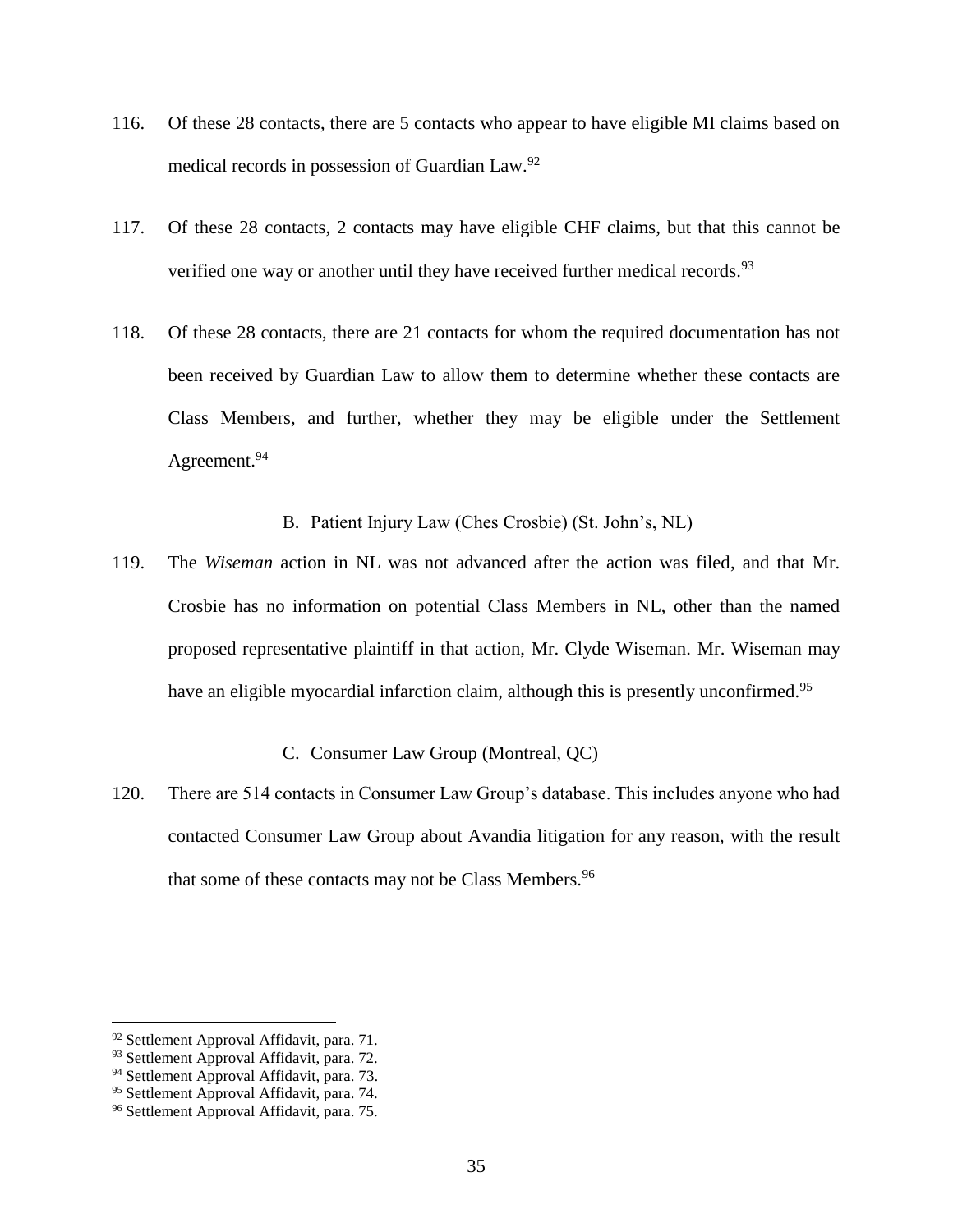116. Of these 28 contacts, there are 5 contacts who appear to have eligible MI claims based on medical records in possession of Guardian Law.[92]

117. Of these 28 contacts, 2 contacts may have eligible CHF claims, but that this cannot be verified one way or another until they have received further medical records.[93]

118. Of these 28 contacts, there are 21 contacts for whom the required documentation has not been received by Guardian Law to allow them to determine whether these contacts are Class Members, and further, whether they may be eligible under the Settlement Agreement.[94]

### B. Patient Injury Law (Ches Crosbie) (St. John's, NL)

119. The *Wiseman* action in NL was not advanced after the action was filed, and that Mr. Crosbie has no information on potential Class Members in NL, other than the named proposed representative plaintiff in that action, Mr. Clyde Wiseman. Mr. Wiseman may have an eligible myocardial infarction claim, although this is presently unconfirmed.[95]

### C. Consumer Law Group (Montreal, QC)

120. There are 514 contacts in Consumer Law Group's database. This includes anyone who had contacted Consumer Law Group about Avandia litigation for any reason, with the result that some of these contacts may not be Class Members.[96]

---

[92] Settlement Approval Affidavit, para. 71.
[93] Settlement Approval Affidavit, para. 72.
[94] Settlement Approval Affidavit, para. 73.
[95] Settlement Approval Affidavit, para. 74.
[96] Settlement Approval Affidavit, para. 75.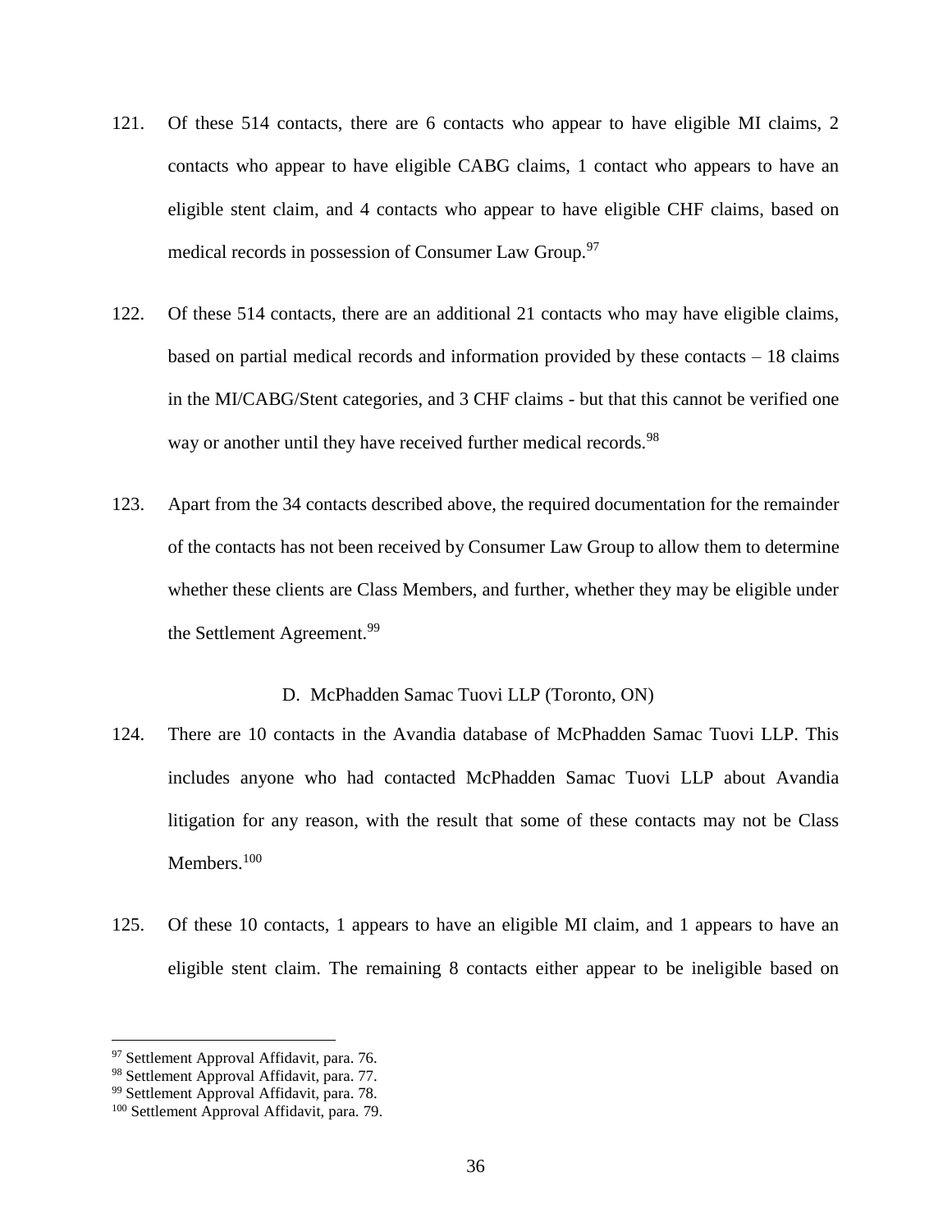121. Of these 514 contacts, there are 6 contacts who appear to have eligible MI claims, 2 contacts who appear to have eligible CABG claims, 1 contact who appears to have an eligible stent claim, and 4 contacts who appear to have eligible CHF claims, based on medical records in possession of Consumer Law Group.[97]

122. Of these 514 contacts, there are an additional 21 contacts who may have eligible claims, based on partial medical records and information provided by these contacts – 18 claims in the MI/CABG/Stent categories, and 3 CHF claims - but that this cannot be verified one way or another until they have received further medical records.[98]

123. Apart from the 34 contacts described above, the required documentation for the remainder of the contacts has not been received by Consumer Law Group to allow them to determine whether these clients are Class Members, and further, whether they may be eligible under the Settlement Agreement.[99]

### D. McPhadden Samac Tuovi LLP (Toronto, ON)

124. There are 10 contacts in the Avandia database of McPhadden Samac Tuovi LLP. This includes anyone who had contacted McPhadden Samac Tuovi LLP about Avandia litigation for any reason, with the result that some of these contacts may not be Class Members.[100]

125. Of these 10 contacts, 1 appears to have an eligible MI claim, and 1 appears to have an eligible stent claim. The remaining 8 contacts either appear to be ineligible based on

[97] Settlement Approval Affidavit, para. 76.
[98] Settlement Approval Affidavit, para. 77.
[99] Settlement Approval Affidavit, para. 78.
[100] Settlement Approval Affidavit, para. 79.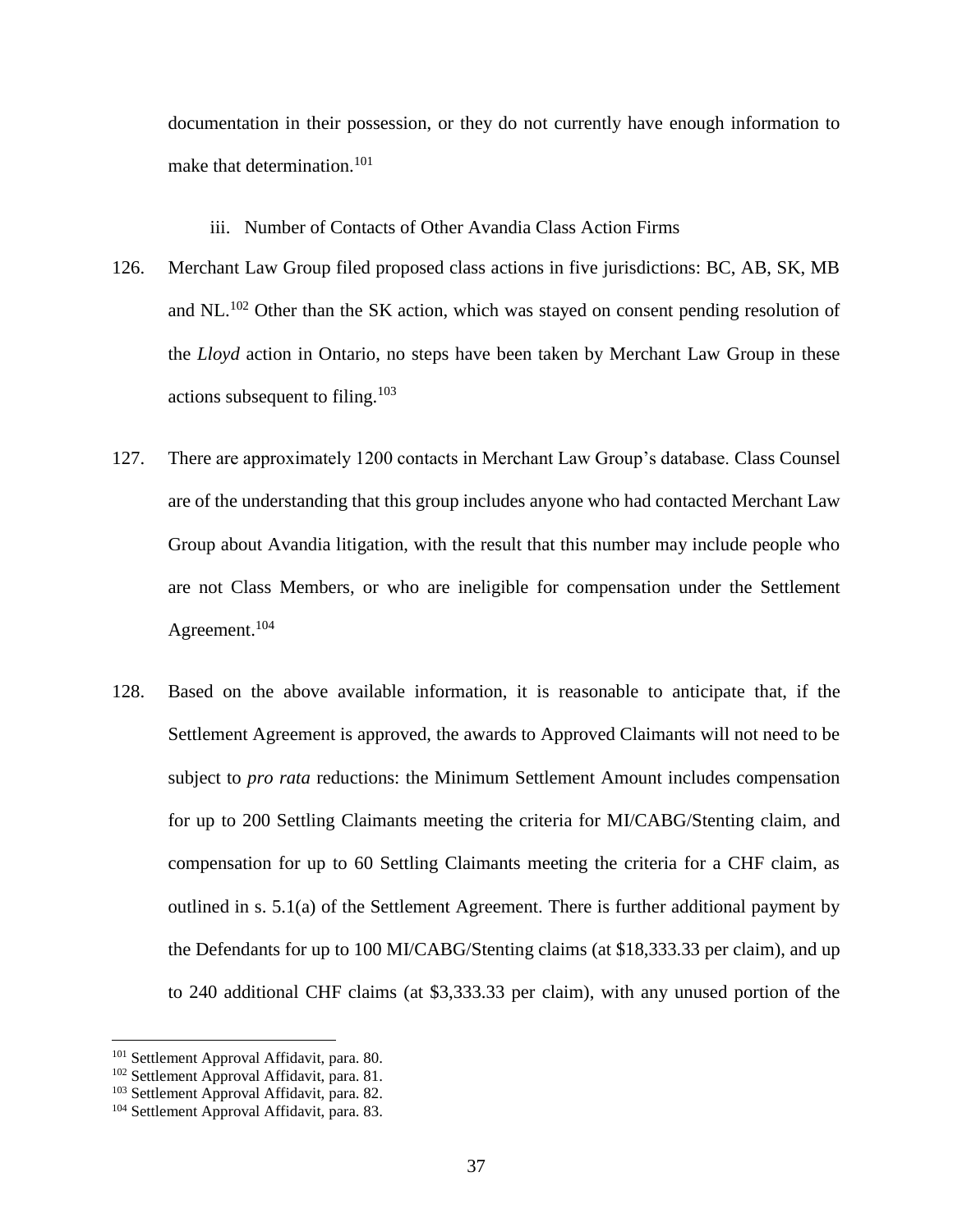documentation in their possession, or they do not currently have enough information to make that determination.[101]

iii. Number of Contacts of Other Avandia Class Action Firms

126. Merchant Law Group filed proposed class actions in five jurisdictions: BC, AB, SK, MB and NL.[102] Other than the SK action, which was stayed on consent pending resolution of the *Lloyd* action in Ontario, no steps have been taken by Merchant Law Group in these actions subsequent to filing.[103]

127. There are approximately 1200 contacts in Merchant Law Group's database. Class Counsel are of the understanding that this group includes anyone who had contacted Merchant Law Group about Avandia litigation, with the result that this number may include people who are not Class Members, or who are ineligible for compensation under the Settlement Agreement.[104]

128. Based on the above available information, it is reasonable to anticipate that, if the Settlement Agreement is approved, the awards to Approved Claimants will not need to be subject to *pro rata* reductions: the Minimum Settlement Amount includes compensation for up to 200 Settling Claimants meeting the criteria for MI/CABG/Stenting claim, and compensation for up to 60 Settling Claimants meeting the criteria for a CHF claim, as outlined in s. 5.1(a) of the Settlement Agreement. There is further additional payment by the Defendants for up to 100 MI/CABG/Stenting claims (at $18,333.33 per claim), and up to 240 additional CHF claims (at $3,333.33 per claim), with any unused portion of the

[101] Settlement Approval Affidavit, para. 80.

[102] Settlement Approval Affidavit, para. 81.

[103] Settlement Approval Affidavit, para. 82.

[104] Settlement Approval Affidavit, para. 83.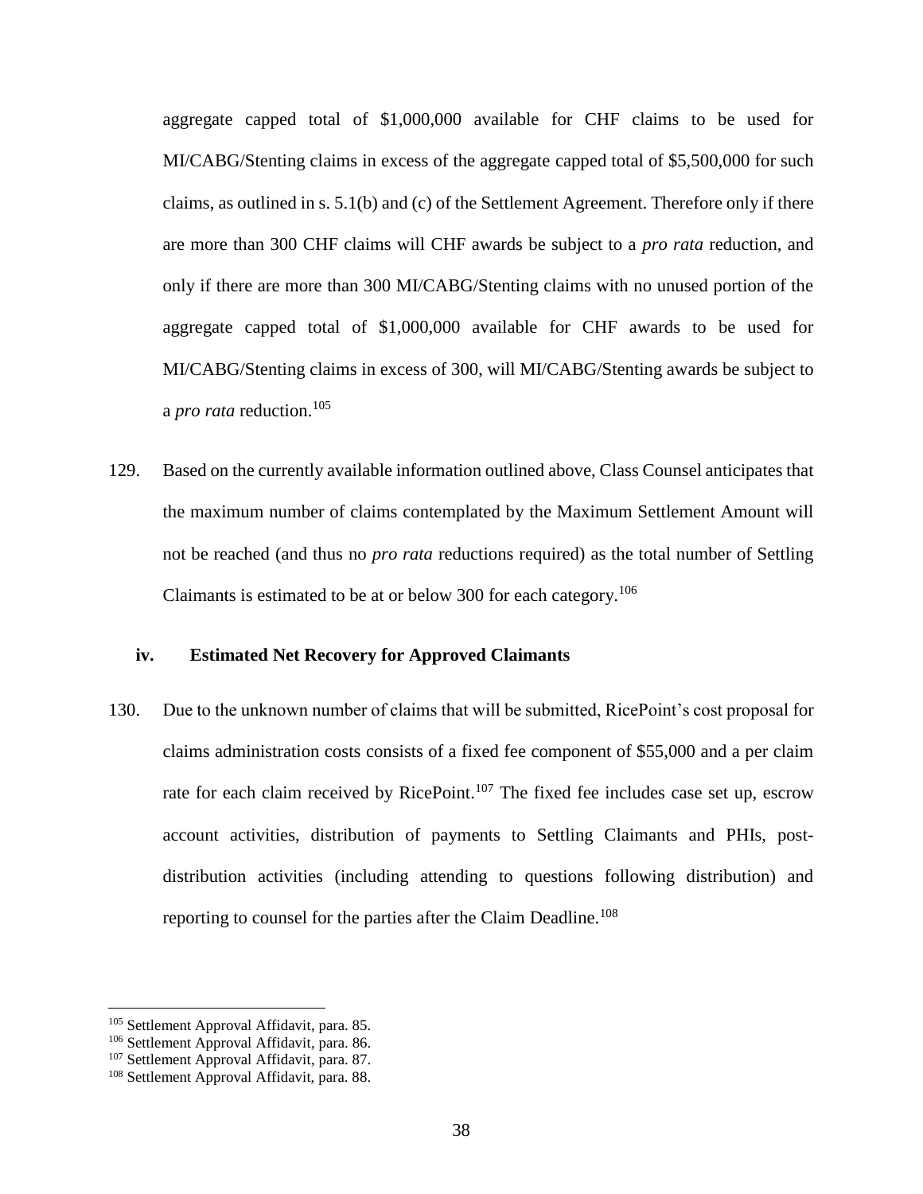aggregate capped total of $1,000,000 available for CHF claims to be used for MI/CABG/Stenting claims in excess of the aggregate capped total of $5,500,000 for such claims, as outlined in s. 5.1(b) and (c) of the Settlement Agreement. Therefore only if there are more than 300 CHF claims will CHF awards be subject to a *pro rata* reduction, and only if there are more than 300 MI/CABG/Stenting claims with no unused portion of the aggregate capped total of $1,000,000 available for CHF awards to be used for MI/CABG/Stenting claims in excess of 300, will MI/CABG/Stenting awards be subject to a *pro rata* reduction.[105]

129. Based on the currently available information outlined above, Class Counsel anticipates that the maximum number of claims contemplated by the Maximum Settlement Amount will not be reached (and thus no *pro rata* reductions required) as the total number of Settling Claimants is estimated to be at or below 300 for each category.[106]

### iv. Estimated Net Recovery for Approved Claimants

130. Due to the unknown number of claims that will be submitted, RicePoint's cost proposal for claims administration costs consists of a fixed fee component of $55,000 and a per claim rate for each claim received by RicePoint.[107] The fixed fee includes case set up, escrow account activities, distribution of payments to Settling Claimants and PHIs, post-distribution activities (including attending to questions following distribution) and reporting to counsel for the parties after the Claim Deadline.[108]

---

[105] Settlement Approval Affidavit, para. 85.
[106] Settlement Approval Affidavit, para. 86.
[107] Settlement Approval Affidavit, para. 87.
[108] Settlement Approval Affidavit, para. 88.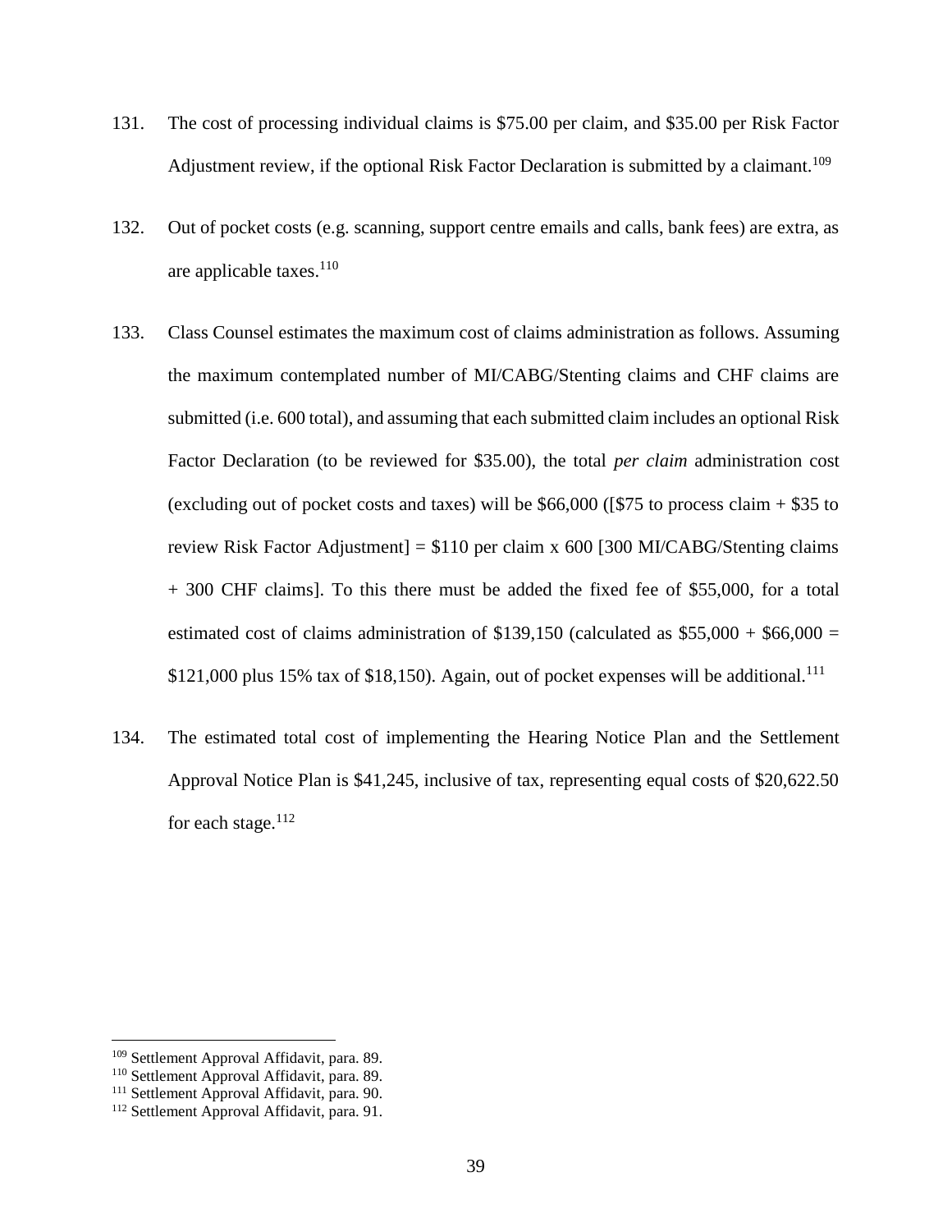131. The cost of processing individual claims is $75.00 per claim, and $35.00 per Risk Factor Adjustment review, if the optional Risk Factor Declaration is submitted by a claimant.[109]

132. Out of pocket costs (e.g. scanning, support centre emails and calls, bank fees) are extra, as are applicable taxes.[110]

133. Class Counsel estimates the maximum cost of claims administration as follows. Assuming the maximum contemplated number of MI/CABG/Stenting claims and CHF claims are submitted (i.e. 600 total), and assuming that each submitted claim includes an optional Risk Factor Declaration (to be reviewed for $35.00), the total *per claim* administration cost (excluding out of pocket costs and taxes) will be $66,000 ([$75 to process claim + $35 to review Risk Factor Adjustment] = $110 per claim x 600 [300 MI/CABG/Stenting claims + 300 CHF claims]. To this there must be added the fixed fee of $55,000, for a total estimated cost of claims administration of $139,150 (calculated as $55,000 + $66,000 = $121,000 plus 15% tax of $18,150). Again, out of pocket expenses will be additional.[111]

134. The estimated total cost of implementing the Hearing Notice Plan and the Settlement Approval Notice Plan is $41,245, inclusive of tax, representing equal costs of $20,622.50 for each stage.[112]

---

[109] Settlement Approval Affidavit, para. 89.
[110] Settlement Approval Affidavit, para. 89.
[111] Settlement Approval Affidavit, para. 90.
[112] Settlement Approval Affidavit, para. 91.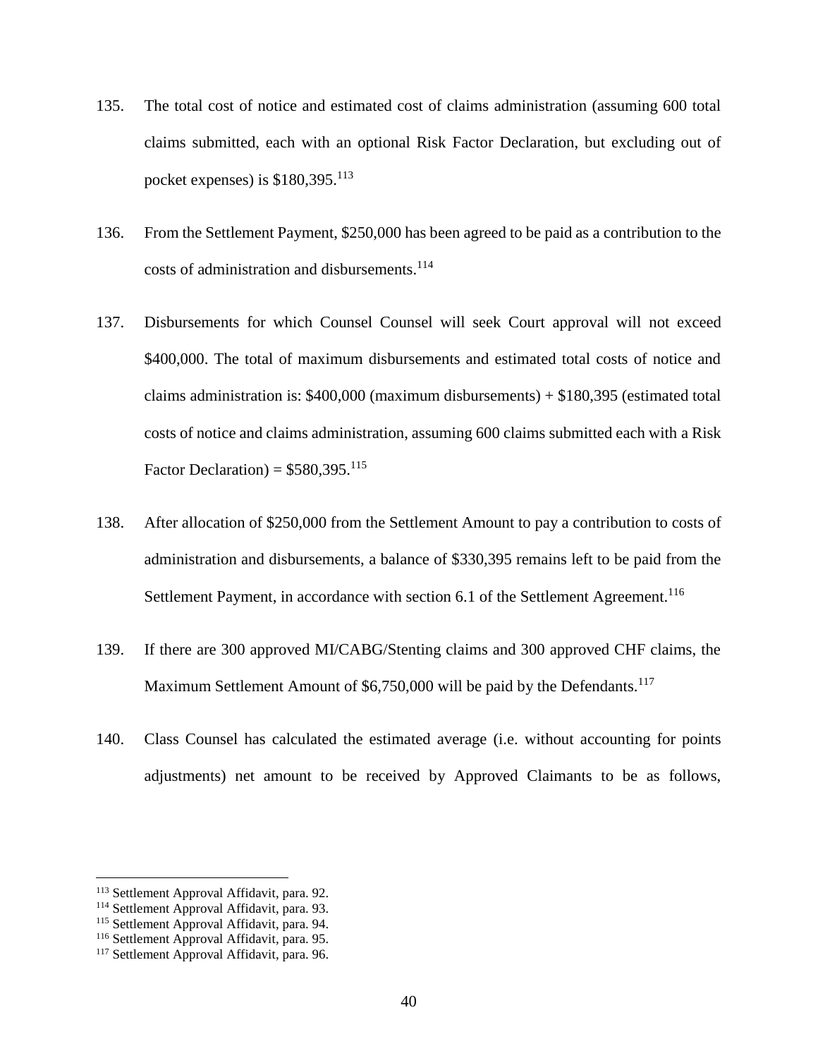135. The total cost of notice and estimated cost of claims administration (assuming 600 total claims submitted, each with an optional Risk Factor Declaration, but excluding out of pocket expenses) is $180,395.[113]

136. From the Settlement Payment, $250,000 has been agreed to be paid as a contribution to the costs of administration and disbursements.[114]

137. Disbursements for which Counsel Counsel will seek Court approval will not exceed $400,000. The total of maximum disbursements and estimated total costs of notice and claims administration is: $400,000 (maximum disbursements) + $180,395 (estimated total costs of notice and claims administration, assuming 600 claims submitted each with a Risk Factor Declaration) = $580,395.[115]

138. After allocation of $250,000 from the Settlement Amount to pay a contribution to costs of administration and disbursements, a balance of $330,395 remains left to be paid from the Settlement Payment, in accordance with section 6.1 of the Settlement Agreement.[116]

139. If there are 300 approved MI/CABG/Stenting claims and 300 approved CHF claims, the Maximum Settlement Amount of $6,750,000 will be paid by the Defendants.[117]

140. Class Counsel has calculated the estimated average (i.e. without accounting for points adjustments) net amount to be received by Approved Claimants to be as follows,

---

[113] Settlement Approval Affidavit, para. 92.
[114] Settlement Approval Affidavit, para. 93.
[115] Settlement Approval Affidavit, para. 94.
[116] Settlement Approval Affidavit, para. 95.
[117] Settlement Approval Affidavit, para. 96.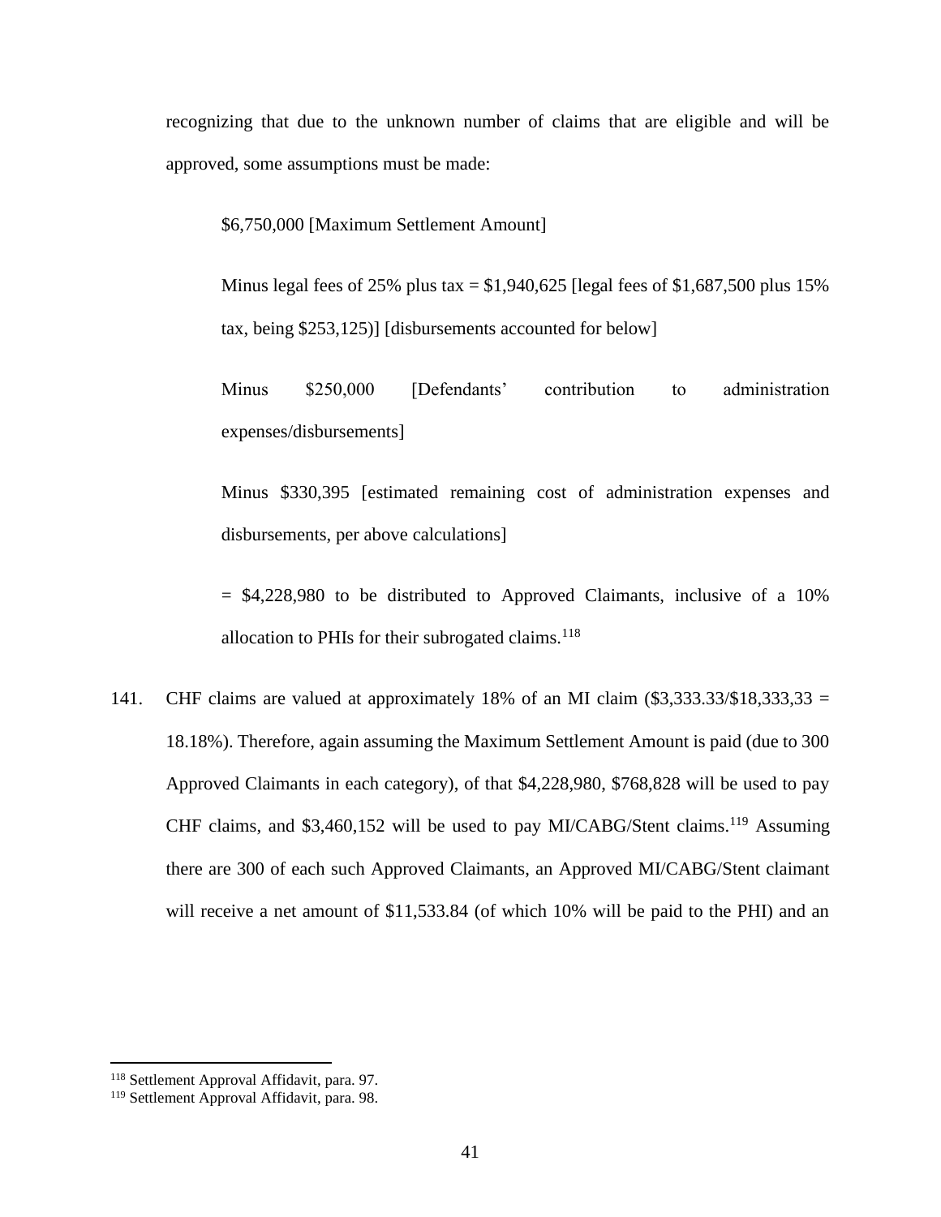recognizing that due to the unknown number of claims that are eligible and will be approved, some assumptions must be made:

> $6,750,000 [Maximum Settlement Amount]
>
> Minus legal fees of 25% plus tax = $1,940,625 [legal fees of $1,687,500 plus 15% tax, being $253,125)] [disbursements accounted for below]
>
> Minus $250,000 [Defendants' contribution to administration expenses/disbursements]
>
> Minus $330,395 [estimated remaining cost of administration expenses and disbursements, per above calculations]
>
> = $4,228,980 to be distributed to Approved Claimants, inclusive of a 10% allocation to PHIs for their subrogated claims.[118]

141. CHF claims are valued at approximately 18% of an MI claim ($3,333.33/$18,333,33 = 18.18%). Therefore, again assuming the Maximum Settlement Amount is paid (due to 300 Approved Claimants in each category), of that $4,228,980, $768,828 will be used to pay CHF claims, and $3,460,152 will be used to pay MI/CABG/Stent claims.[119] Assuming there are 300 of each such Approved Claimants, an Approved MI/CABG/Stent claimant will receive a net amount of $11,533.84 (of which 10% will be paid to the PHI) and an

---

[118] Settlement Approval Affidavit, para. 97.

[119] Settlement Approval Affidavit, para. 98.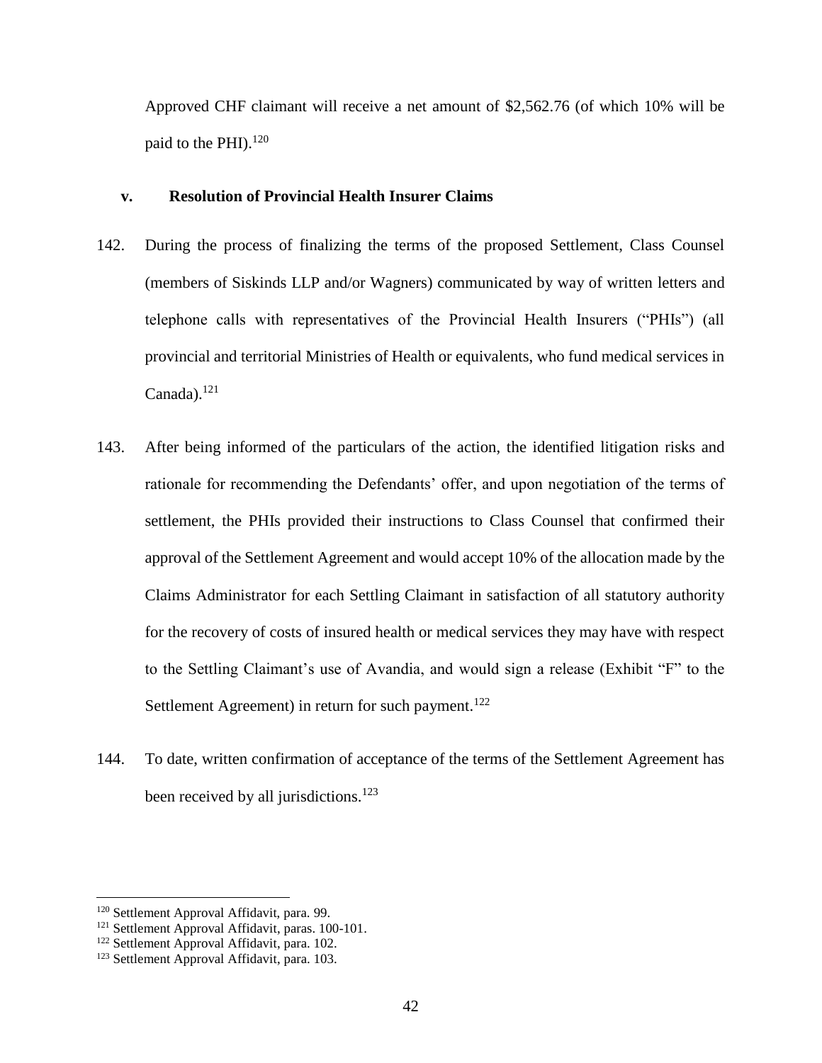Approved CHF claimant will receive a net amount of $2,562.76 (of which 10% will be paid to the PHI).[120]

### v. Resolution of Provincial Health Insurer Claims

142. During the process of finalizing the terms of the proposed Settlement, Class Counsel (members of Siskinds LLP and/or Wagners) communicated by way of written letters and telephone calls with representatives of the Provincial Health Insurers ("PHIs") (all provincial and territorial Ministries of Health or equivalents, who fund medical services in Canada).[121]

143. After being informed of the particulars of the action, the identified litigation risks and rationale for recommending the Defendants' offer, and upon negotiation of the terms of settlement, the PHIs provided their instructions to Class Counsel that confirmed their approval of the Settlement Agreement and would accept 10% of the allocation made by the Claims Administrator for each Settling Claimant in satisfaction of all statutory authority for the recovery of costs of insured health or medical services they may have with respect to the Settling Claimant's use of Avandia, and would sign a release (Exhibit "F" to the Settlement Agreement) in return for such payment.[122]

144. To date, written confirmation of acceptance of the terms of the Settlement Agreement has been received by all jurisdictions.[123]

---

[120] Settlement Approval Affidavit, para. 99.
[121] Settlement Approval Affidavit, paras. 100-101.
[122] Settlement Approval Affidavit, para. 102.
[123] Settlement Approval Affidavit, para. 103.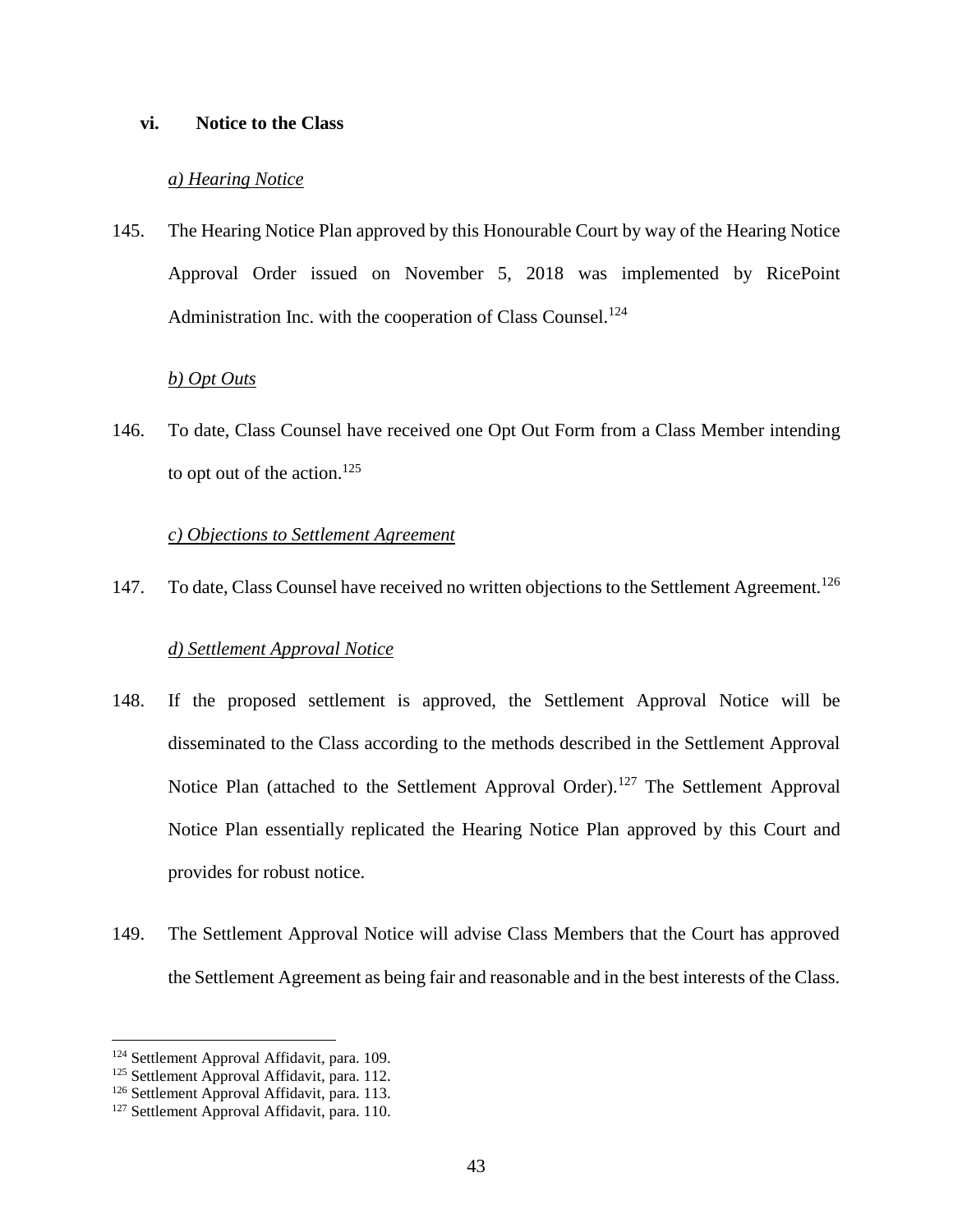### vi. Notice to the Class

*a) Hearing Notice*

145. The Hearing Notice Plan approved by this Honourable Court by way of the Hearing Notice Approval Order issued on November 5, 2018 was implemented by RicePoint Administration Inc. with the cooperation of Class Counsel.[124]

*b) Opt Outs*

146. To date, Class Counsel have received one Opt Out Form from a Class Member intending to opt out of the action.[125]

*c) Objections to Settlement Agreement*

147. To date, Class Counsel have received no written objections to the Settlement Agreement.[126]

*d) Settlement Approval Notice*

148. If the proposed settlement is approved, the Settlement Approval Notice will be disseminated to the Class according to the methods described in the Settlement Approval Notice Plan (attached to the Settlement Approval Order).[127] The Settlement Approval Notice Plan essentially replicated the Hearing Notice Plan approved by this Court and provides for robust notice.

149. The Settlement Approval Notice will advise Class Members that the Court has approved the Settlement Agreement as being fair and reasonable and in the best interests of the Class.

---

[124] Settlement Approval Affidavit, para. 109.
[125] Settlement Approval Affidavit, para. 112.
[126] Settlement Approval Affidavit, para. 113.
[127] Settlement Approval Affidavit, para. 110.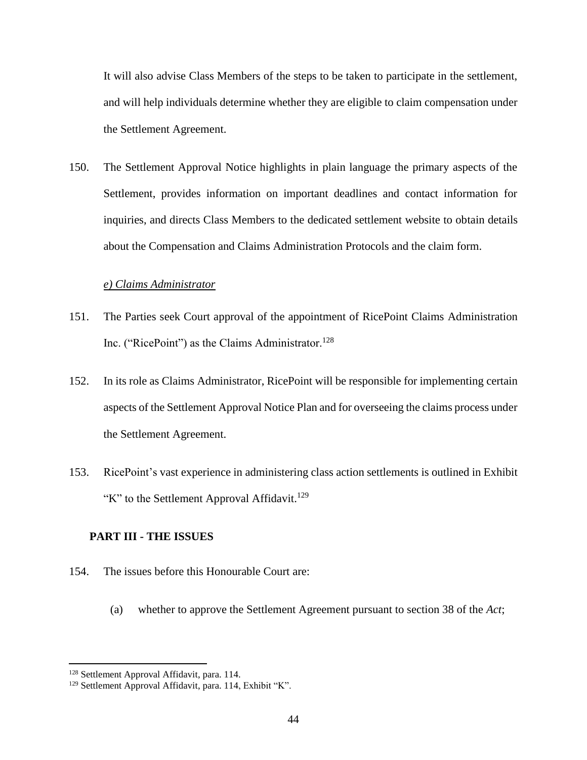It will also advise Class Members of the steps to be taken to participate in the settlement, and will help individuals determine whether they are eligible to claim compensation under the Settlement Agreement.

150. The Settlement Approval Notice highlights in plain language the primary aspects of the Settlement, provides information on important deadlines and contact information for inquiries, and directs Class Members to the dedicated settlement website to obtain details about the Compensation and Claims Administration Protocols and the claim form.

*e) Claims Administrator*

151. The Parties seek Court approval of the appointment of RicePoint Claims Administration Inc. ("RicePoint") as the Claims Administrator.[128]

152. In its role as Claims Administrator, RicePoint will be responsible for implementing certain aspects of the Settlement Approval Notice Plan and for overseeing the claims process under the Settlement Agreement.

153. RicePoint's vast experience in administering class action settlements is outlined in Exhibit "K" to the Settlement Approval Affidavit.[129]

## PART III - THE ISSUES

154. The issues before this Honourable Court are:

   (a) whether to approve the Settlement Agreement pursuant to section 38 of the *Act*;

---

[128] Settlement Approval Affidavit, para. 114.

[129] Settlement Approval Affidavit, para. 114, Exhibit "K".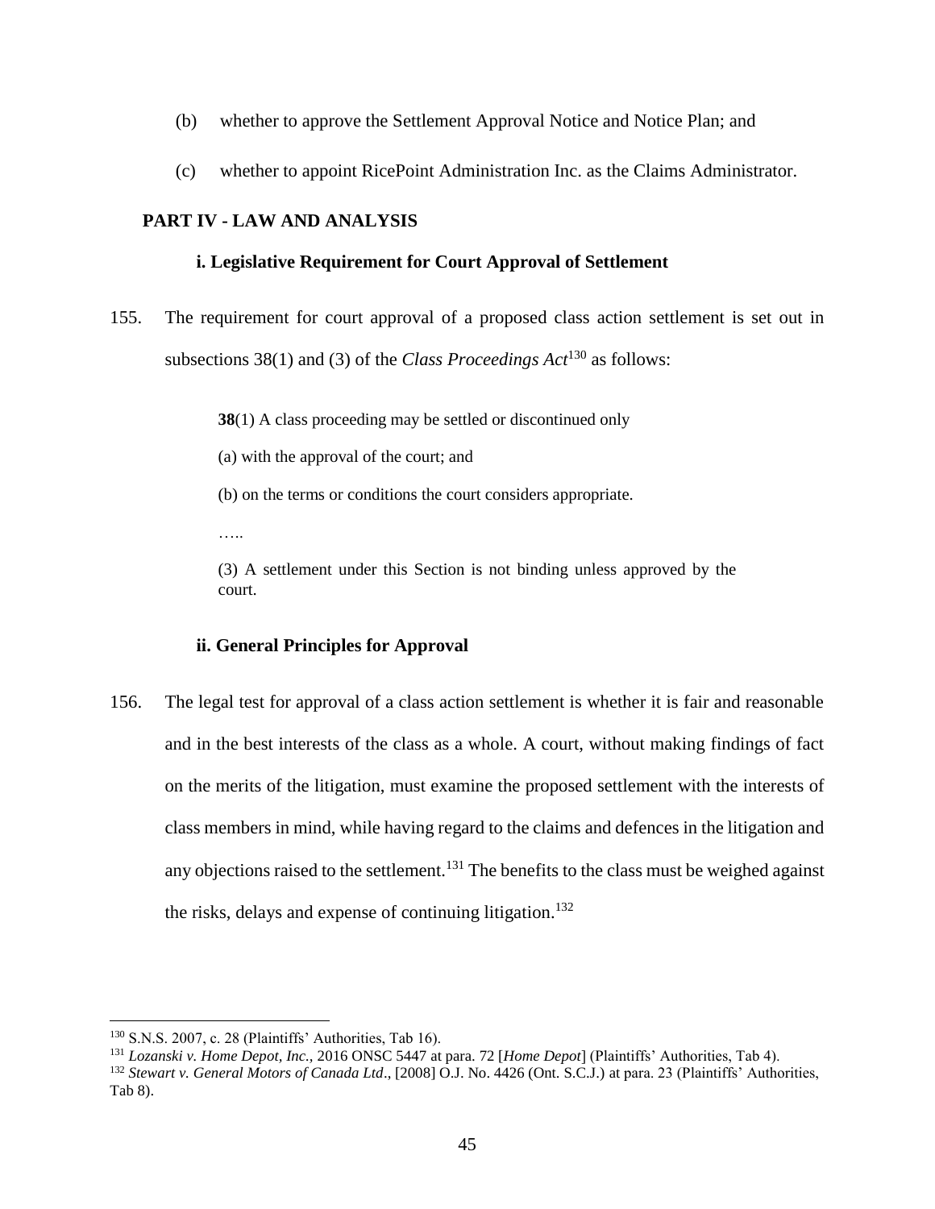(b) whether to approve the Settlement Approval Notice and Notice Plan; and

(c) whether to appoint RicePoint Administration Inc. as the Claims Administrator.

## PART IV - LAW AND ANALYSIS

### i. Legislative Requirement for Court Approval of Settlement

155. The requirement for court approval of a proposed class action settlement is set out in subsections 38(1) and (3) of the *Class Proceedings Act*[130] as follows:

> **38**(1) A class proceeding may be settled or discontinued only
>
> (a) with the approval of the court; and
>
> (b) on the terms or conditions the court considers appropriate.
>
> …..
>
> (3) A settlement under this Section is not binding unless approved by the court.

### ii. General Principles for Approval

156. The legal test for approval of a class action settlement is whether it is fair and reasonable and in the best interests of the class as a whole. A court, without making findings of fact on the merits of the litigation, must examine the proposed settlement with the interests of class members in mind, while having regard to the claims and defences in the litigation and any objections raised to the settlement.[131] The benefits to the class must be weighed against the risks, delays and expense of continuing litigation.[132]

---

[130] S.N.S. 2007, c. 28 (Plaintiffs' Authorities, Tab 16).

[131] *Lozanski v. Home Depot, Inc.,* 2016 ONSC 5447 at para. 72 [*Home Depot*] (Plaintiffs' Authorities, Tab 4).

[132] *Stewart v. General Motors of Canada Ltd*., [2008] O.J. No. 4426 (Ont. S.C.J.) at para. 23 (Plaintiffs' Authorities, Tab 8).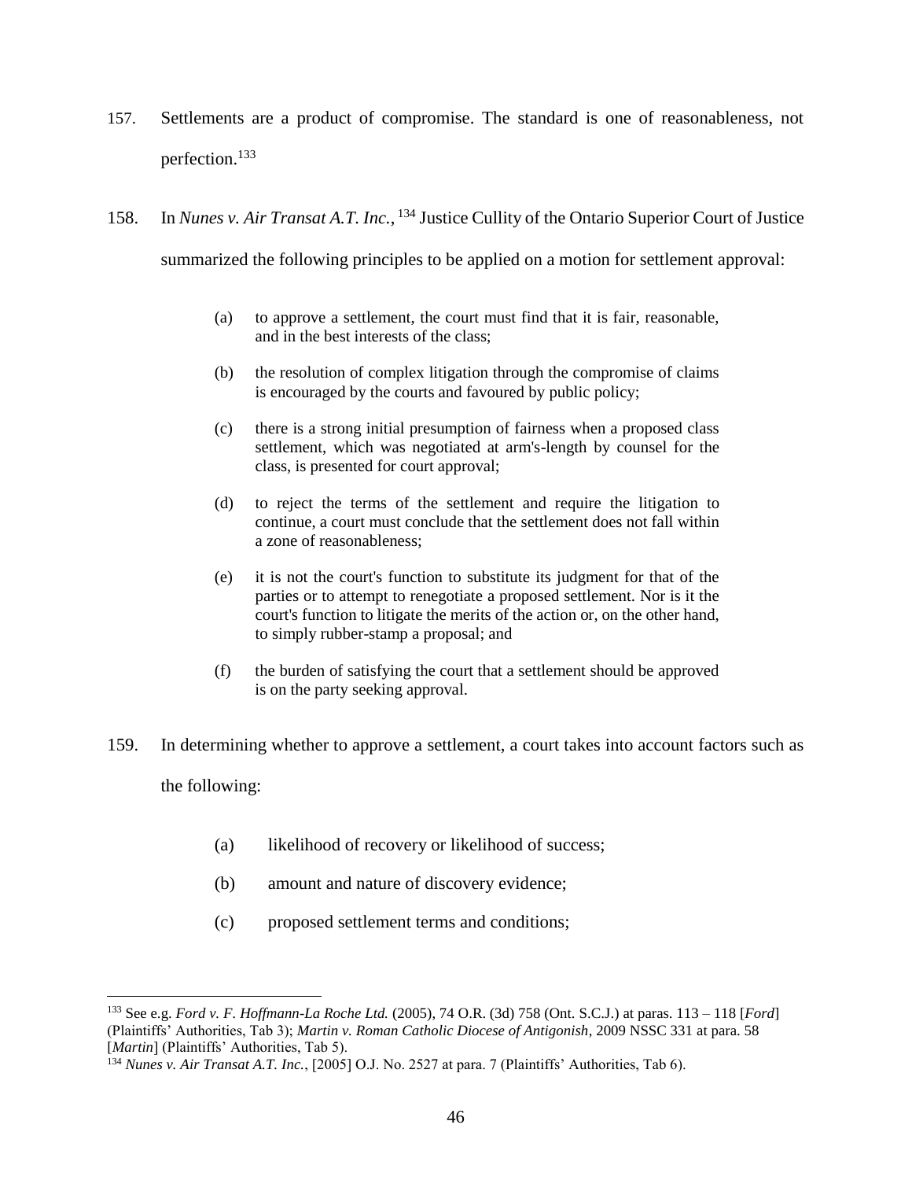157. Settlements are a product of compromise. The standard is one of reasonableness, not perfection.[133]

158. In *Nunes v. Air Transat A.T. Inc.*,[134] Justice Cullity of the Ontario Superior Court of Justice summarized the following principles to be applied on a motion for settlement approval:

> (a) to approve a settlement, the court must find that it is fair, reasonable, and in the best interests of the class;
>
> (b) the resolution of complex litigation through the compromise of claims is encouraged by the courts and favoured by public policy;
>
> (c) there is a strong initial presumption of fairness when a proposed class settlement, which was negotiated at arm's-length by counsel for the class, is presented for court approval;
>
> (d) to reject the terms of the settlement and require the litigation to continue, a court must conclude that the settlement does not fall within a zone of reasonableness;
>
> (e) it is not the court's function to substitute its judgment for that of the parties or to attempt to renegotiate a proposed settlement. Nor is it the court's function to litigate the merits of the action or, on the other hand, to simply rubber-stamp a proposal; and
>
> (f) the burden of satisfying the court that a settlement should be approved is on the party seeking approval.

159. In determining whether to approve a settlement, a court takes into account factors such as the following:

> (a) likelihood of recovery or likelihood of success;
>
> (b) amount and nature of discovery evidence;
>
> (c) proposed settlement terms and conditions;

---

[133] See e.g. *Ford v. F. Hoffmann-La Roche Ltd.* (2005), 74 O.R. (3d) 758 (Ont. S.C.J.) at paras. 113 – 118 [*Ford*] (Plaintiffs' Authorities, Tab 3); *Martin v. Roman Catholic Diocese of Antigonish*, 2009 NSSC 331 at para. 58 [*Martin*] (Plaintiffs' Authorities, Tab 5).

[134] *Nunes v. Air Transat A.T. Inc.*, [2005] O.J. No. 2527 at para. 7 (Plaintiffs' Authorities, Tab 6).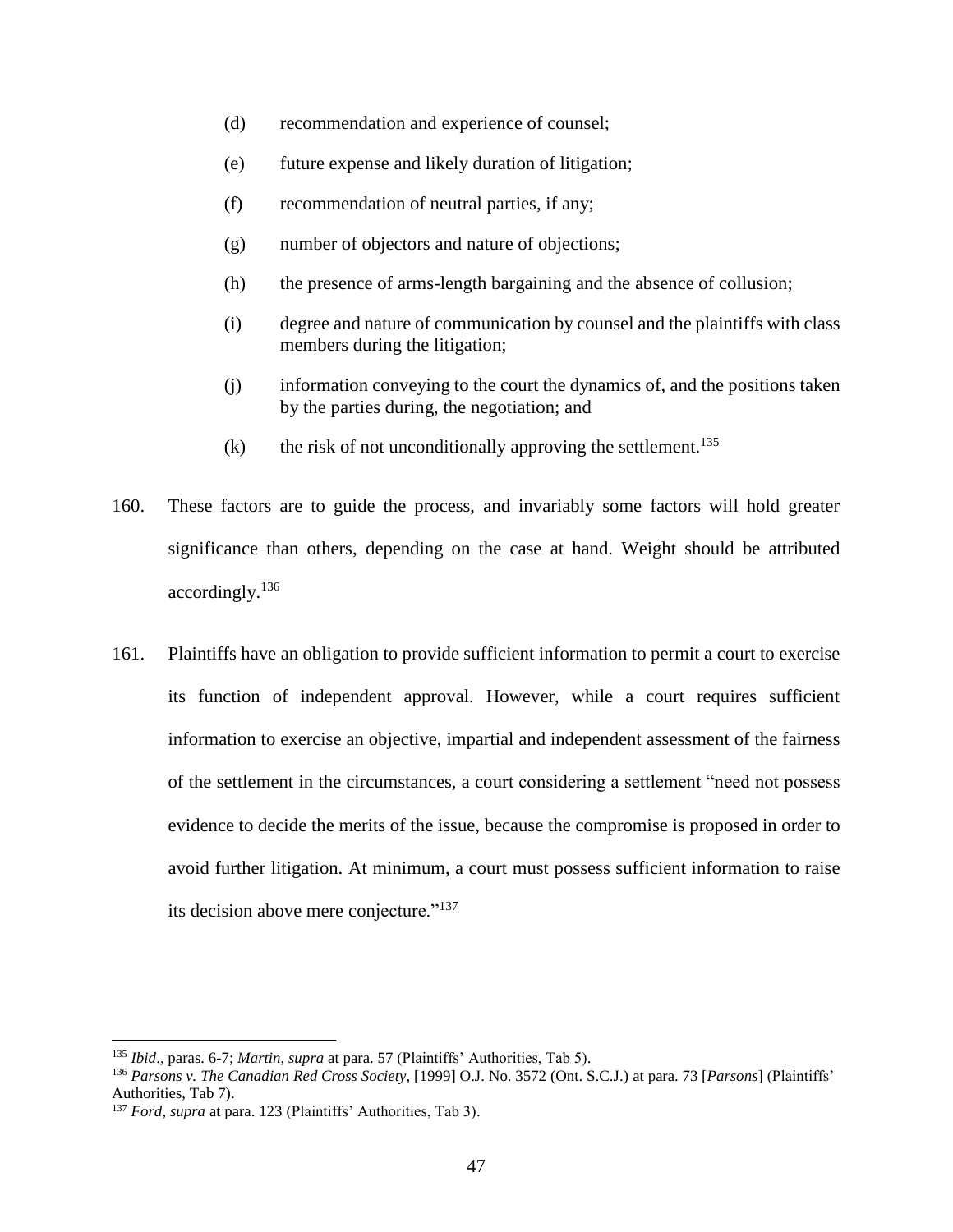(d) recommendation and experience of counsel;

(e) future expense and likely duration of litigation;

(f) recommendation of neutral parties, if any;

(g) number of objectors and nature of objections;

(h) the presence of arms-length bargaining and the absence of collusion;

(i) degree and nature of communication by counsel and the plaintiffs with class members during the litigation;

(j) information conveying to the court the dynamics of, and the positions taken by the parties during, the negotiation; and

(k) the risk of not unconditionally approving the settlement.[135]

160. These factors are to guide the process, and invariably some factors will hold greater significance than others, depending on the case at hand. Weight should be attributed accordingly.[136]

161. Plaintiffs have an obligation to provide sufficient information to permit a court to exercise its function of independent approval. However, while a court requires sufficient information to exercise an objective, impartial and independent assessment of the fairness of the settlement in the circumstances, a court considering a settlement "need not possess evidence to decide the merits of the issue, because the compromise is proposed in order to avoid further litigation. At minimum, a court must possess sufficient information to raise its decision above mere conjecture."[137]

---

[135] *Ibid*., paras. 6-7; *Martin*, *supra* at para. 57 (Plaintiffs' Authorities, Tab 5).

[136] *Parsons v. The Canadian Red Cross Society*, [1999] O.J. No. 3572 (Ont. S.C.J.) at para. 73 [*Parsons*] (Plaintiffs' Authorities, Tab 7).

[137] *Ford*, *supra* at para. 123 (Plaintiffs' Authorities, Tab 3).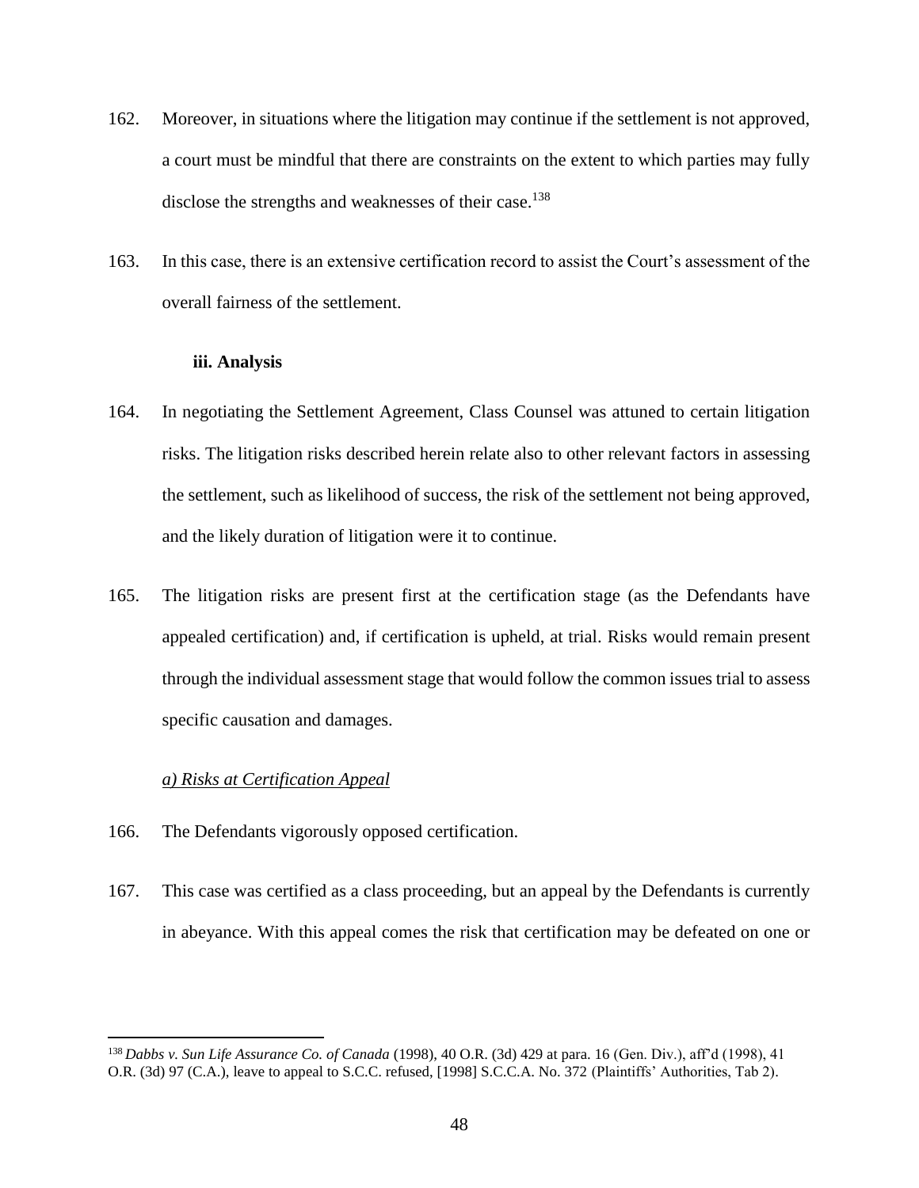162. Moreover, in situations where the litigation may continue if the settlement is not approved, a court must be mindful that there are constraints on the extent to which parties may fully disclose the strengths and weaknesses of their case.[138]

163. In this case, there is an extensive certification record to assist the Court's assessment of the overall fairness of the settlement.

**iii. Analysis**

164. In negotiating the Settlement Agreement, Class Counsel was attuned to certain litigation risks. The litigation risks described herein relate also to other relevant factors in assessing the settlement, such as likelihood of success, the risk of the settlement not being approved, and the likely duration of litigation were it to continue.

165. The litigation risks are present first at the certification stage (as the Defendants have appealed certification) and, if certification is upheld, at trial. Risks would remain present through the individual assessment stage that would follow the common issues trial to assess specific causation and damages.

*a) Risks at Certification Appeal*

166. The Defendants vigorously opposed certification.

167. This case was certified as a class proceeding, but an appeal by the Defendants is currently in abeyance. With this appeal comes the risk that certification may be defeated on one or

---

[138] *Dabbs v. Sun Life Assurance Co. of Canada* (1998), 40 O.R. (3d) 429 at para. 16 (Gen. Div.), aff'd (1998), 41 O.R. (3d) 97 (C.A.), leave to appeal to S.C.C. refused, [1998] S.C.C.A. No. 372 (Plaintiffs' Authorities, Tab 2).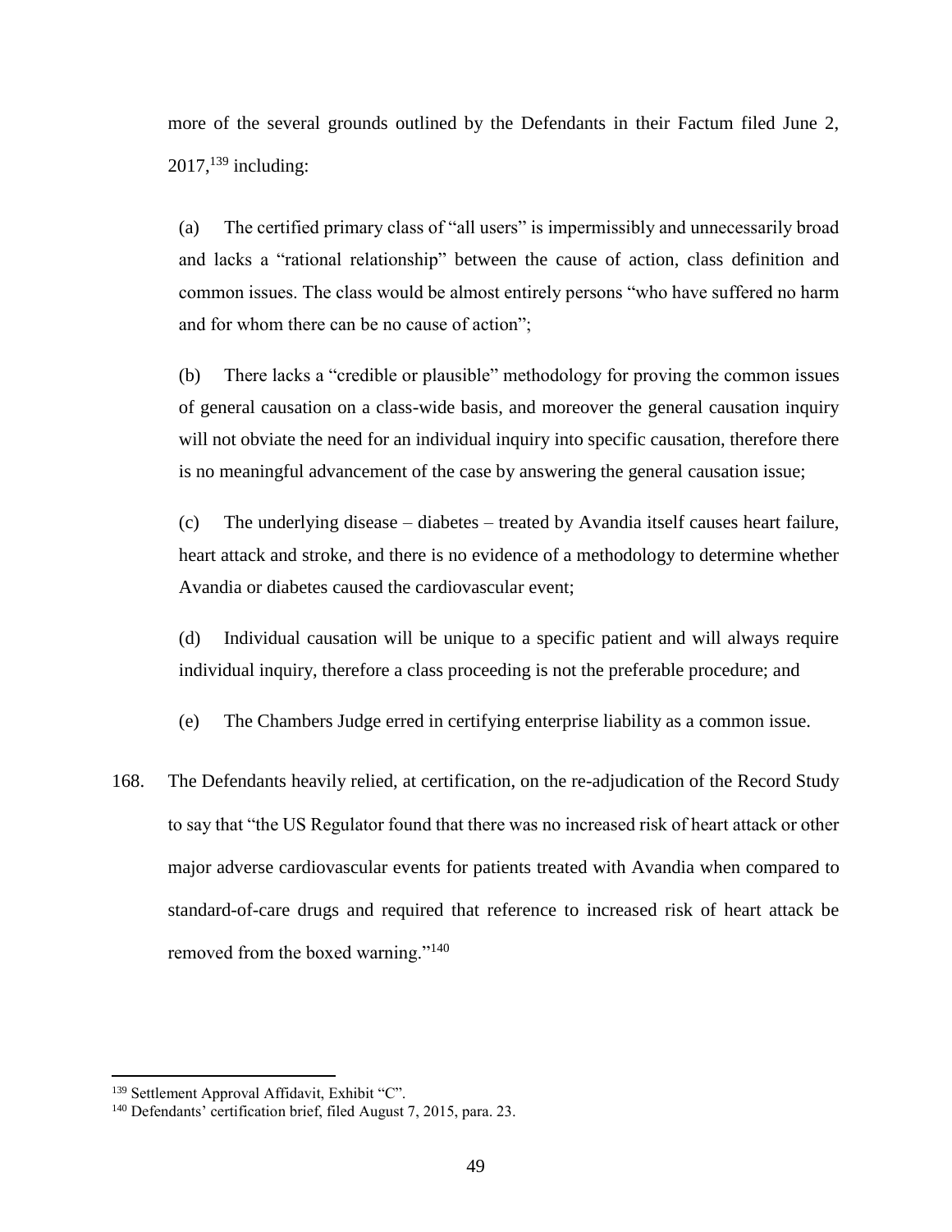more of the several grounds outlined by the Defendants in their Factum filed June 2, 2017,[139] including:

(a) The certified primary class of "all users" is impermissibly and unnecessarily broad and lacks a "rational relationship" between the cause of action, class definition and common issues. The class would be almost entirely persons "who have suffered no harm and for whom there can be no cause of action";

(b) There lacks a "credible or plausible" methodology for proving the common issues of general causation on a class-wide basis, and moreover the general causation inquiry will not obviate the need for an individual inquiry into specific causation, therefore there is no meaningful advancement of the case by answering the general causation issue;

(c) The underlying disease – diabetes – treated by Avandia itself causes heart failure, heart attack and stroke, and there is no evidence of a methodology to determine whether Avandia or diabetes caused the cardiovascular event;

(d) Individual causation will be unique to a specific patient and will always require individual inquiry, therefore a class proceeding is not the preferable procedure; and

(e) The Chambers Judge erred in certifying enterprise liability as a common issue.

168. The Defendants heavily relied, at certification, on the re-adjudication of the Record Study to say that "the US Regulator found that there was no increased risk of heart attack or other major adverse cardiovascular events for patients treated with Avandia when compared to standard-of-care drugs and required that reference to increased risk of heart attack be removed from the boxed warning."[140]

---

[139] Settlement Approval Affidavit, Exhibit "C".

[140] Defendants' certification brief, filed August 7, 2015, para. 23.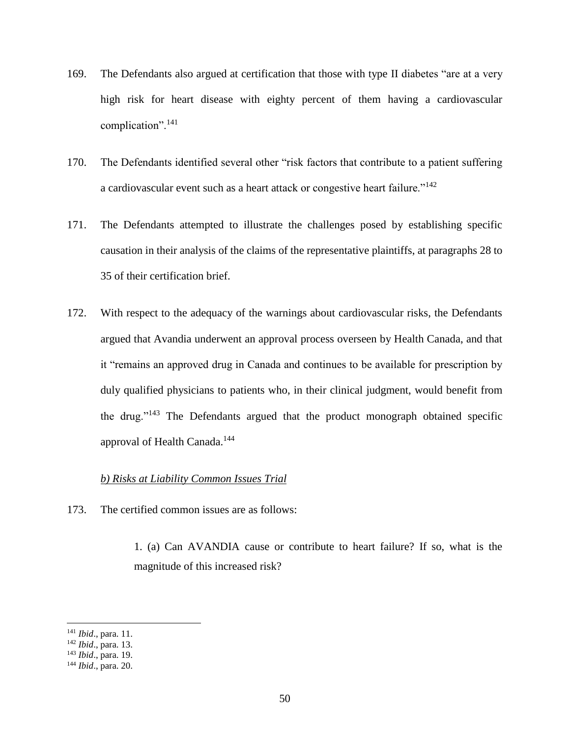169. The Defendants also argued at certification that those with type II diabetes "are at a very high risk for heart disease with eighty percent of them having a cardiovascular complication".[141]

170. The Defendants identified several other "risk factors that contribute to a patient suffering a cardiovascular event such as a heart attack or congestive heart failure."[142]

171. The Defendants attempted to illustrate the challenges posed by establishing specific causation in their analysis of the claims of the representative plaintiffs, at paragraphs 28 to 35 of their certification brief.

172. With respect to the adequacy of the warnings about cardiovascular risks, the Defendants argued that Avandia underwent an approval process overseen by Health Canada, and that it "remains an approved drug in Canada and continues to be available for prescription by duly qualified physicians to patients who, in their clinical judgment, would benefit from the drug."[143] The Defendants argued that the product monograph obtained specific approval of Health Canada.[144]

*b) Risks at Liability Common Issues Trial*

173. The certified common issues are as follows:

> 1. (a) Can AVANDIA cause or contribute to heart failure? If so, what is the magnitude of this increased risk?

---

[141] *Ibid*., para. 11.
[142] *Ibid*., para. 13.
[143] *Ibid*., para. 19.
[144] *Ibid*., para. 20.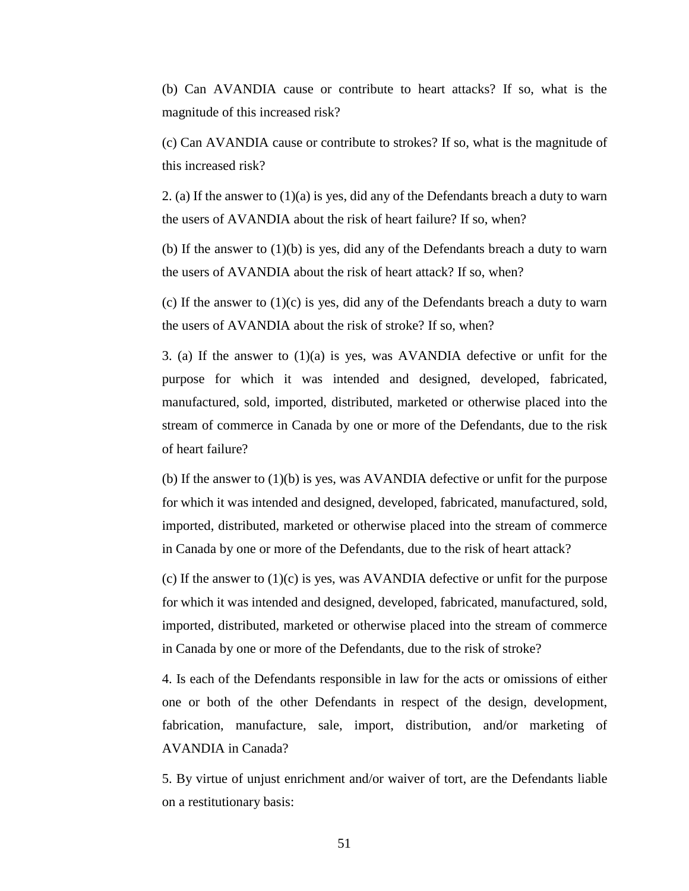(b) Can AVANDIA cause or contribute to heart attacks? If so, what is the magnitude of this increased risk?

(c) Can AVANDIA cause or contribute to strokes? If so, what is the magnitude of this increased risk?

2. (a) If the answer to (1)(a) is yes, did any of the Defendants breach a duty to warn the users of AVANDIA about the risk of heart failure? If so, when?

(b) If the answer to (1)(b) is yes, did any of the Defendants breach a duty to warn the users of AVANDIA about the risk of heart attack? If so, when?

(c) If the answer to (1)(c) is yes, did any of the Defendants breach a duty to warn the users of AVANDIA about the risk of stroke? If so, when?

3. (a) If the answer to (1)(a) is yes, was AVANDIA defective or unfit for the purpose for which it was intended and designed, developed, fabricated, manufactured, sold, imported, distributed, marketed or otherwise placed into the stream of commerce in Canada by one or more of the Defendants, due to the risk of heart failure?

(b) If the answer to (1)(b) is yes, was AVANDIA defective or unfit for the purpose for which it was intended and designed, developed, fabricated, manufactured, sold, imported, distributed, marketed or otherwise placed into the stream of commerce in Canada by one or more of the Defendants, due to the risk of heart attack?

(c) If the answer to (1)(c) is yes, was AVANDIA defective or unfit for the purpose for which it was intended and designed, developed, fabricated, manufactured, sold, imported, distributed, marketed or otherwise placed into the stream of commerce in Canada by one or more of the Defendants, due to the risk of stroke?

4. Is each of the Defendants responsible in law for the acts or omissions of either one or both of the other Defendants in respect of the design, development, fabrication, manufacture, sale, import, distribution, and/or marketing of AVANDIA in Canada?

5. By virtue of unjust enrichment and/or waiver of tort, are the Defendants liable on a restitutionary basis: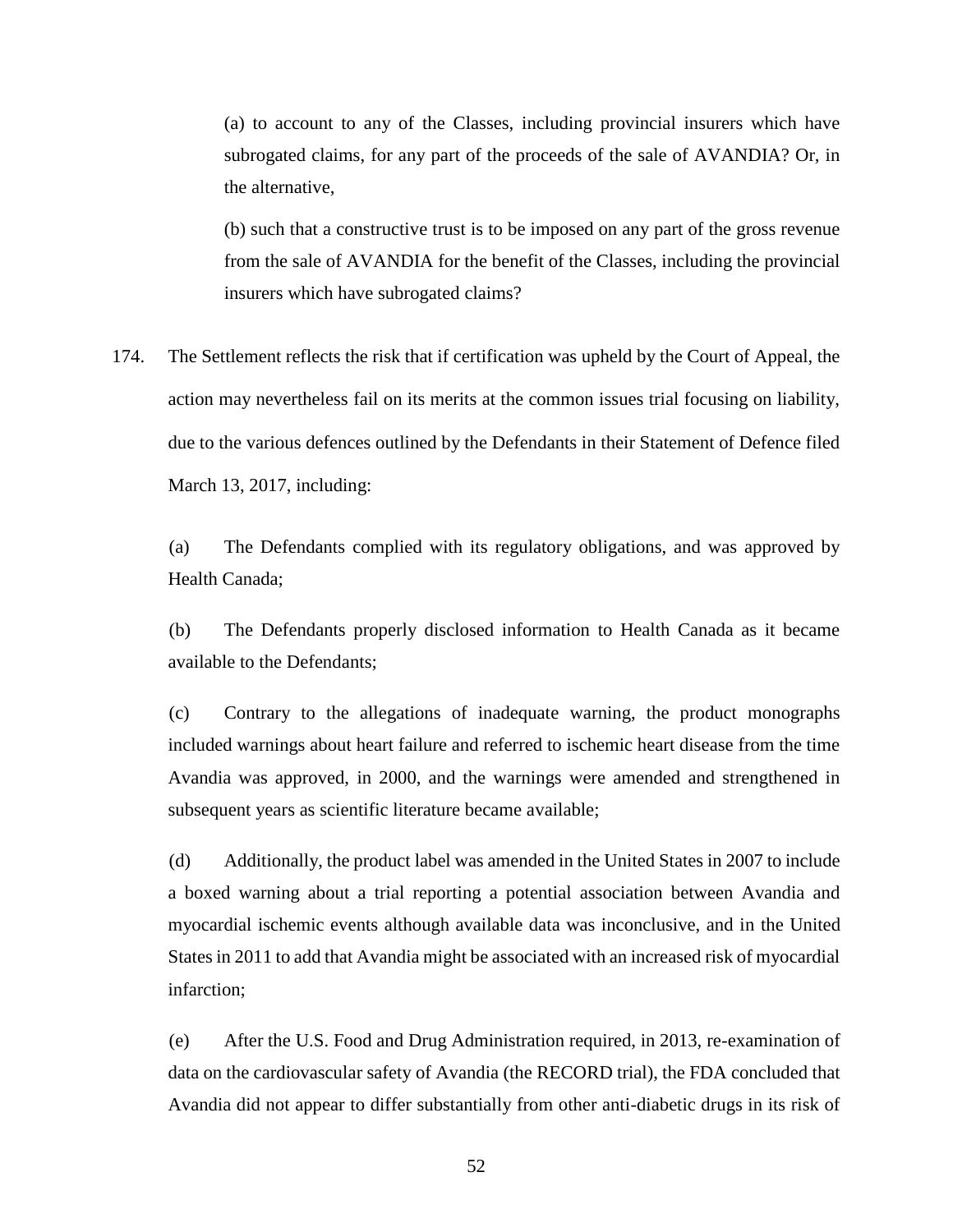(a) to account to any of the Classes, including provincial insurers which have subrogated claims, for any part of the proceeds of the sale of AVANDIA? Or, in the alternative,

(b) such that a constructive trust is to be imposed on any part of the gross revenue from the sale of AVANDIA for the benefit of the Classes, including the provincial insurers which have subrogated claims?

174. The Settlement reflects the risk that if certification was upheld by the Court of Appeal, the action may nevertheless fail on its merits at the common issues trial focusing on liability, due to the various defences outlined by the Defendants in their Statement of Defence filed March 13, 2017, including:

(a) The Defendants complied with its regulatory obligations, and was approved by Health Canada;

(b) The Defendants properly disclosed information to Health Canada as it became available to the Defendants;

(c) Contrary to the allegations of inadequate warning, the product monographs included warnings about heart failure and referred to ischemic heart disease from the time Avandia was approved, in 2000, and the warnings were amended and strengthened in subsequent years as scientific literature became available;

(d) Additionally, the product label was amended in the United States in 2007 to include a boxed warning about a trial reporting a potential association between Avandia and myocardial ischemic events although available data was inconclusive, and in the United States in 2011 to add that Avandia might be associated with an increased risk of myocardial infarction;

(e) After the U.S. Food and Drug Administration required, in 2013, re-examination of data on the cardiovascular safety of Avandia (the RECORD trial), the FDA concluded that Avandia did not appear to differ substantially from other anti-diabetic drugs in its risk of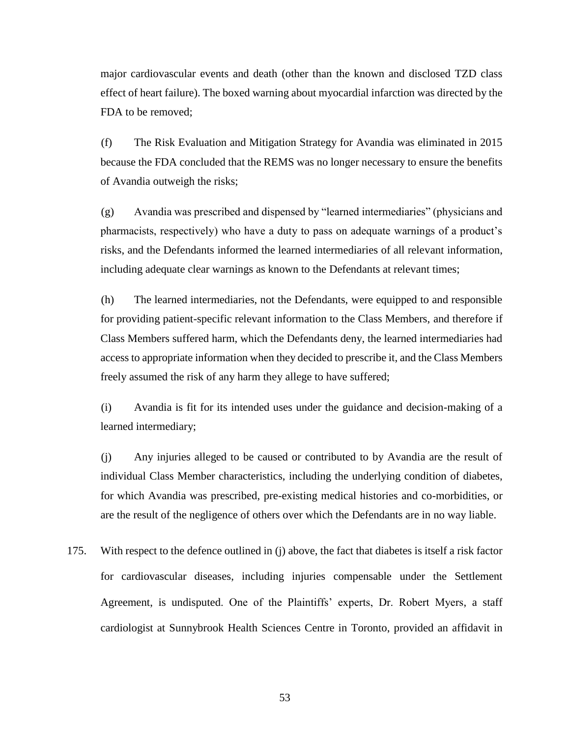major cardiovascular events and death (other than the known and disclosed TZD class effect of heart failure). The boxed warning about myocardial infarction was directed by the FDA to be removed;

(f) The Risk Evaluation and Mitigation Strategy for Avandia was eliminated in 2015 because the FDA concluded that the REMS was no longer necessary to ensure the benefits of Avandia outweigh the risks;

(g) Avandia was prescribed and dispensed by "learned intermediaries" (physicians and pharmacists, respectively) who have a duty to pass on adequate warnings of a product's risks, and the Defendants informed the learned intermediaries of all relevant information, including adequate clear warnings as known to the Defendants at relevant times;

(h) The learned intermediaries, not the Defendants, were equipped to and responsible for providing patient-specific relevant information to the Class Members, and therefore if Class Members suffered harm, which the Defendants deny, the learned intermediaries had access to appropriate information when they decided to prescribe it, and the Class Members freely assumed the risk of any harm they allege to have suffered;

(i) Avandia is fit for its intended uses under the guidance and decision-making of a learned intermediary;

(j) Any injuries alleged to be caused or contributed to by Avandia are the result of individual Class Member characteristics, including the underlying condition of diabetes, for which Avandia was prescribed, pre-existing medical histories and co-morbidities, or are the result of the negligence of others over which the Defendants are in no way liable.

175. With respect to the defence outlined in (j) above, the fact that diabetes is itself a risk factor for cardiovascular diseases, including injuries compensable under the Settlement Agreement, is undisputed. One of the Plaintiffs' experts, Dr. Robert Myers, a staff cardiologist at Sunnybrook Health Sciences Centre in Toronto, provided an affidavit in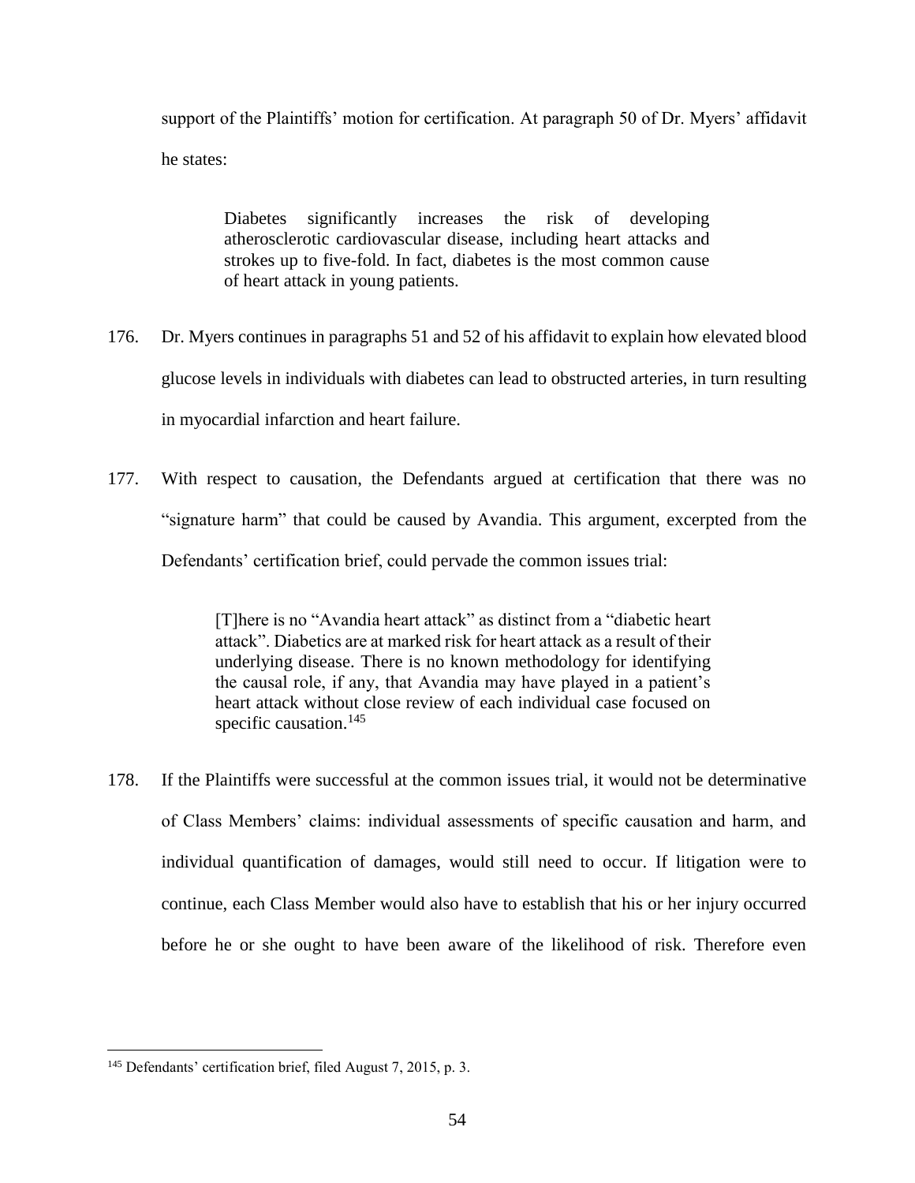support of the Plaintiffs' motion for certification. At paragraph 50 of Dr. Myers' affidavit he states:

> Diabetes significantly increases the risk of developing atherosclerotic cardiovascular disease, including heart attacks and strokes up to five-fold. In fact, diabetes is the most common cause of heart attack in young patients.

176. Dr. Myers continues in paragraphs 51 and 52 of his affidavit to explain how elevated blood glucose levels in individuals with diabetes can lead to obstructed arteries, in turn resulting in myocardial infarction and heart failure.

177. With respect to causation, the Defendants argued at certification that there was no "signature harm" that could be caused by Avandia. This argument, excerpted from the Defendants' certification brief, could pervade the common issues trial:

> [T]here is no "Avandia heart attack" as distinct from a "diabetic heart attack". Diabetics are at marked risk for heart attack as a result of their underlying disease. There is no known methodology for identifying the causal role, if any, that Avandia may have played in a patient's heart attack without close review of each individual case focused on specific causation.[145]

178. If the Plaintiffs were successful at the common issues trial, it would not be determinative of Class Members' claims: individual assessments of specific causation and harm, and individual quantification of damages, would still need to occur. If litigation were to continue, each Class Member would also have to establish that his or her injury occurred before he or she ought to have been aware of the likelihood of risk. Therefore even

---

[145] Defendants' certification brief, filed August 7, 2015, p. 3.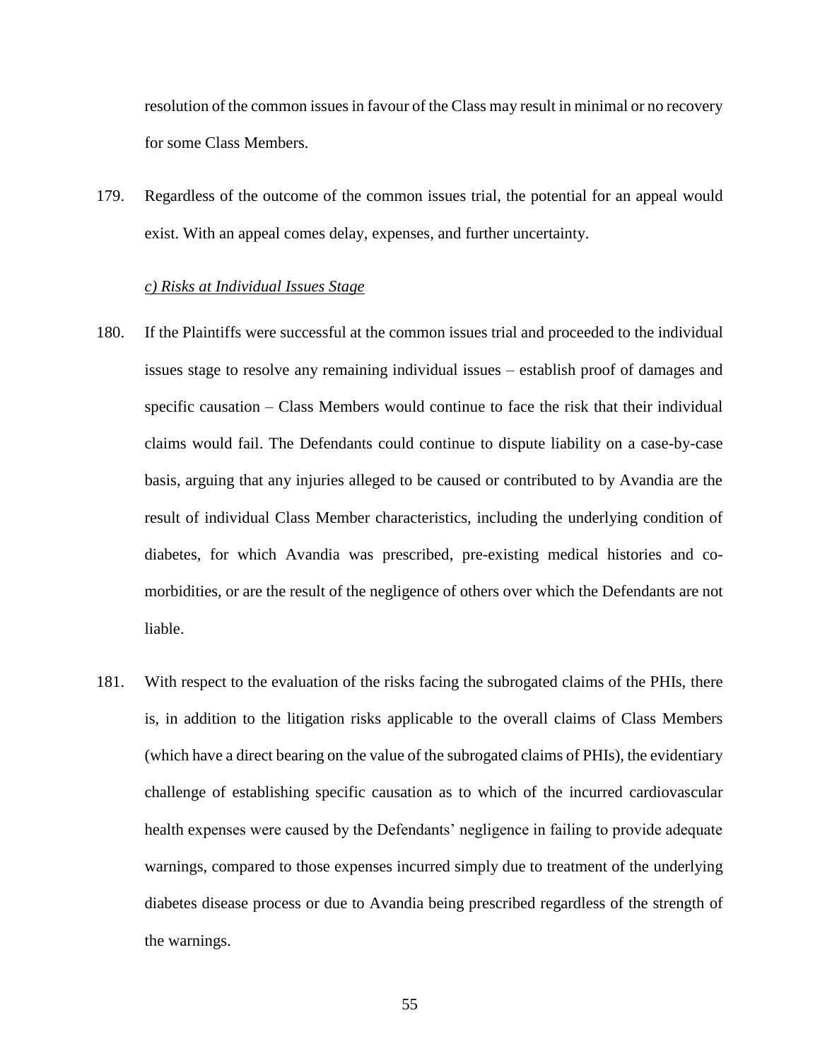resolution of the common issues in favour of the Class may result in minimal or no recovery for some Class Members.

179. Regardless of the outcome of the common issues trial, the potential for an appeal would exist. With an appeal comes delay, expenses, and further uncertainty.

*c) Risks at Individual Issues Stage*

180. If the Plaintiffs were successful at the common issues trial and proceeded to the individual issues stage to resolve any remaining individual issues – establish proof of damages and specific causation – Class Members would continue to face the risk that their individual claims would fail. The Defendants could continue to dispute liability on a case-by-case basis, arguing that any injuries alleged to be caused or contributed to by Avandia are the result of individual Class Member characteristics, including the underlying condition of diabetes, for which Avandia was prescribed, pre-existing medical histories and co-morbidities, or are the result of the negligence of others over which the Defendants are not liable.

181. With respect to the evaluation of the risks facing the subrogated claims of the PHIs, there is, in addition to the litigation risks applicable to the overall claims of Class Members (which have a direct bearing on the value of the subrogated claims of PHIs), the evidentiary challenge of establishing specific causation as to which of the incurred cardiovascular health expenses were caused by the Defendants' negligence in failing to provide adequate warnings, compared to those expenses incurred simply due to treatment of the underlying diabetes disease process or due to Avandia being prescribed regardless of the strength of the warnings.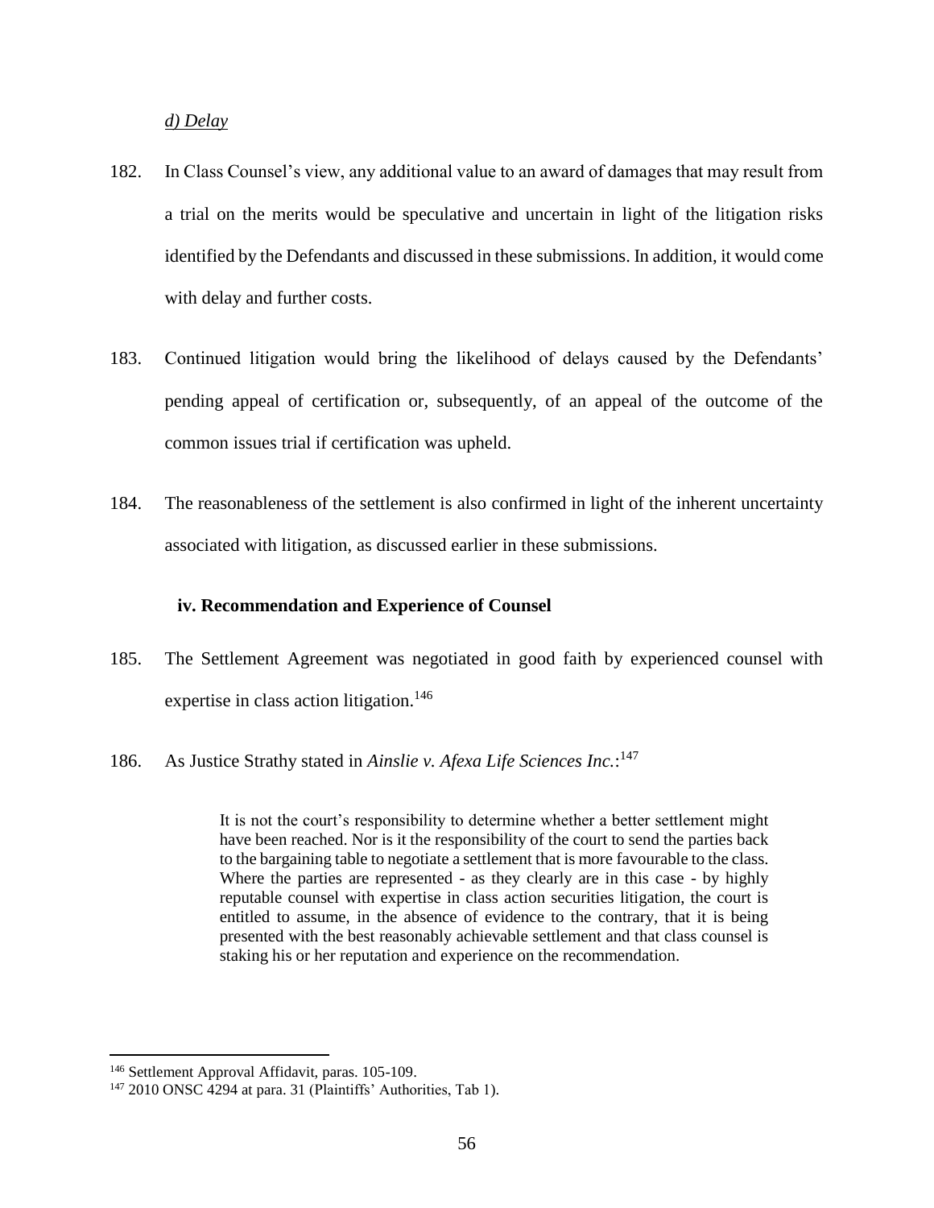*d) Delay*

182. In Class Counsel's view, any additional value to an award of damages that may result from a trial on the merits would be speculative and uncertain in light of the litigation risks identified by the Defendants and discussed in these submissions. In addition, it would come with delay and further costs.

183. Continued litigation would bring the likelihood of delays caused by the Defendants' pending appeal of certification or, subsequently, of an appeal of the outcome of the common issues trial if certification was upheld.

184. The reasonableness of the settlement is also confirmed in light of the inherent uncertainty associated with litigation, as discussed earlier in these submissions.

### iv. Recommendation and Experience of Counsel

185. The Settlement Agreement was negotiated in good faith by experienced counsel with expertise in class action litigation.[146]

186. As Justice Strathy stated in *Ainslie v. Afexa Life Sciences Inc.*:[147]

> It is not the court's responsibility to determine whether a better settlement might have been reached. Nor is it the responsibility of the court to send the parties back to the bargaining table to negotiate a settlement that is more favourable to the class. Where the parties are represented - as they clearly are in this case - by highly reputable counsel with expertise in class action securities litigation, the court is entitled to assume, in the absence of evidence to the contrary, that it is being presented with the best reasonably achievable settlement and that class counsel is staking his or her reputation and experience on the recommendation.

---

[146] Settlement Approval Affidavit, paras. 105-109.

[147] 2010 ONSC 4294 at para. 31 (Plaintiffs' Authorities, Tab 1).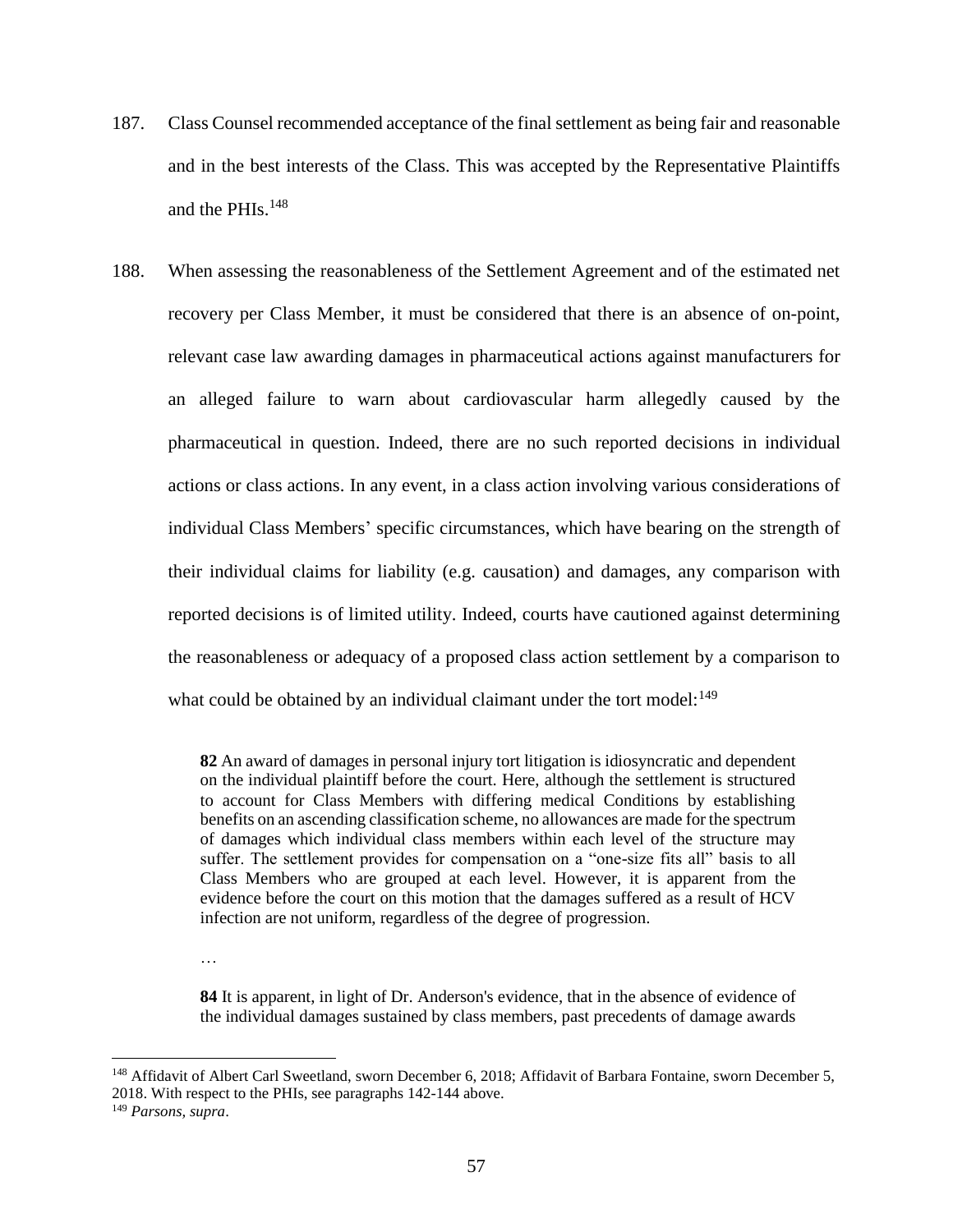187. Class Counsel recommended acceptance of the final settlement as being fair and reasonable and in the best interests of the Class. This was accepted by the Representative Plaintiffs and the PHIs.[148]

188. When assessing the reasonableness of the Settlement Agreement and of the estimated net recovery per Class Member, it must be considered that there is an absence of on-point, relevant case law awarding damages in pharmaceutical actions against manufacturers for an alleged failure to warn about cardiovascular harm allegedly caused by the pharmaceutical in question. Indeed, there are no such reported decisions in individual actions or class actions. In any event, in a class action involving various considerations of individual Class Members' specific circumstances, which have bearing on the strength of their individual claims for liability (e.g. causation) and damages, any comparison with reported decisions is of limited utility. Indeed, courts have cautioned against determining the reasonableness or adequacy of a proposed class action settlement by a comparison to what could be obtained by an individual claimant under the tort model:[149]

> **82** An award of damages in personal injury tort litigation is idiosyncratic and dependent on the individual plaintiff before the court. Here, although the settlement is structured to account for Class Members with differing medical Conditions by establishing benefits on an ascending classification scheme, no allowances are made for the spectrum of damages which individual class members within each level of the structure may suffer. The settlement provides for compensation on a "one-size fits all" basis to all Class Members who are grouped at each level. However, it is apparent from the evidence before the court on this motion that the damages suffered as a result of HCV infection are not uniform, regardless of the degree of progression.
>
> …
>
> **84** It is apparent, in light of Dr. Anderson's evidence, that in the absence of evidence of the individual damages sustained by class members, past precedents of damage awards

---

[148] Affidavit of Albert Carl Sweetland, sworn December 6, 2018; Affidavit of Barbara Fontaine, sworn December 5, 2018. With respect to the PHIs, see paragraphs 142-144 above.

[149] *Parsons, supra*.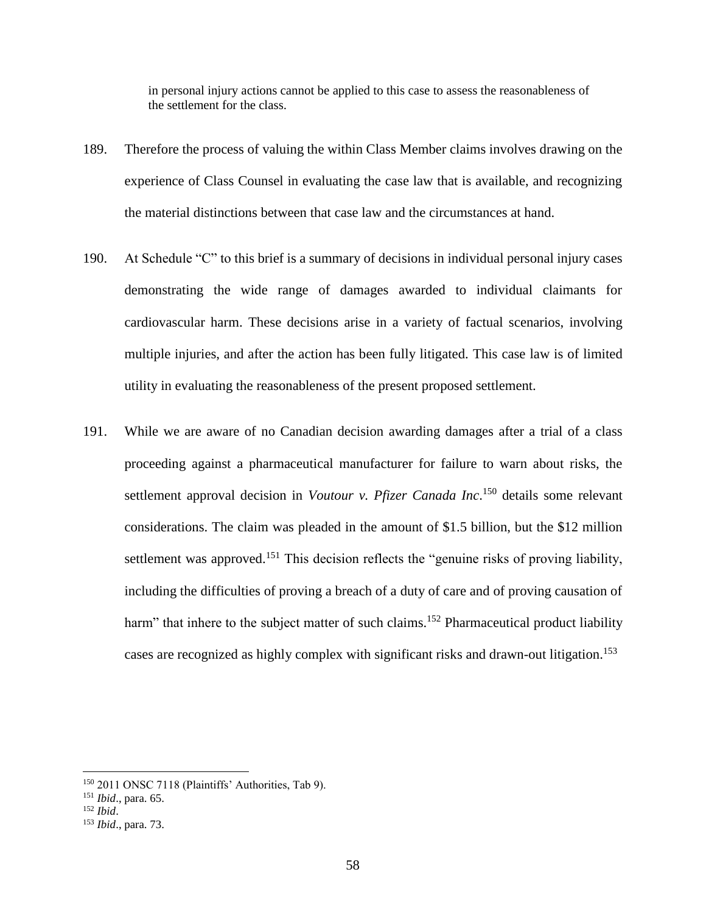in personal injury actions cannot be applied to this case to assess the reasonableness of the settlement for the class.

189. Therefore the process of valuing the within Class Member claims involves drawing on the experience of Class Counsel in evaluating the case law that is available, and recognizing the material distinctions between that case law and the circumstances at hand.

190. At Schedule "C" to this brief is a summary of decisions in individual personal injury cases demonstrating the wide range of damages awarded to individual claimants for cardiovascular harm. These decisions arise in a variety of factual scenarios, involving multiple injuries, and after the action has been fully litigated. This case law is of limited utility in evaluating the reasonableness of the present proposed settlement.

191. While we are aware of no Canadian decision awarding damages after a trial of a class proceeding against a pharmaceutical manufacturer for failure to warn about risks, the settlement approval decision in *Voutour v. Pfizer Canada Inc.*[150] details some relevant considerations. The claim was pleaded in the amount of $1.5 billion, but the $12 million settlement was approved.[151] This decision reflects the "genuine risks of proving liability, including the difficulties of proving a breach of a duty of care and of proving causation of harm" that inhere to the subject matter of such claims.[152] Pharmaceutical product liability cases are recognized as highly complex with significant risks and drawn-out litigation.[153]

---

[150] 2011 ONSC 7118 (Plaintiffs' Authorities, Tab 9).

[151] *Ibid*., para. 65.

[152] *Ibid*.

[153] *Ibid*., para. 73.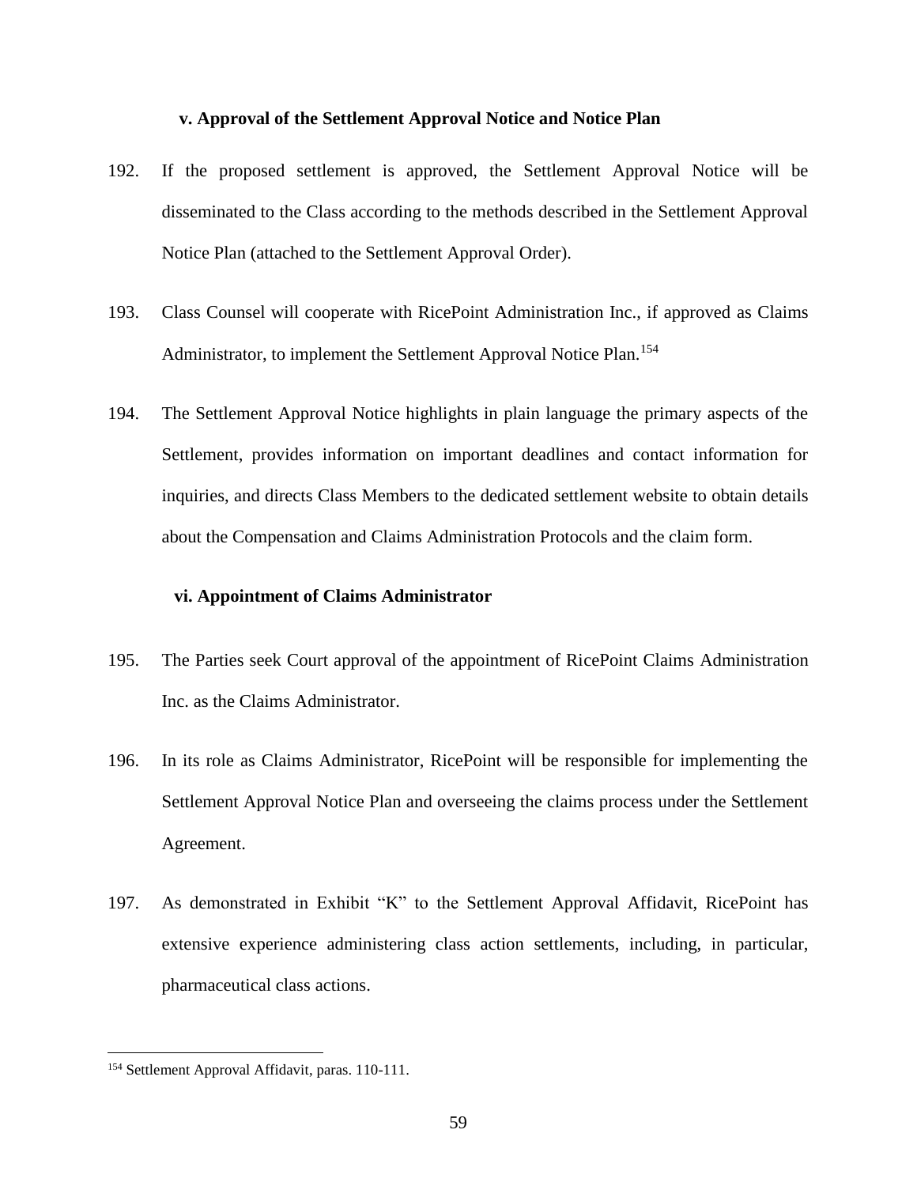#### v. Approval of the Settlement Approval Notice and Notice Plan

192. If the proposed settlement is approved, the Settlement Approval Notice will be disseminated to the Class according to the methods described in the Settlement Approval Notice Plan (attached to the Settlement Approval Order).

193. Class Counsel will cooperate with RicePoint Administration Inc., if approved as Claims Administrator, to implement the Settlement Approval Notice Plan.[154]

194. The Settlement Approval Notice highlights in plain language the primary aspects of the Settlement, provides information on important deadlines and contact information for inquiries, and directs Class Members to the dedicated settlement website to obtain details about the Compensation and Claims Administration Protocols and the claim form.

#### vi. Appointment of Claims Administrator

195. The Parties seek Court approval of the appointment of RicePoint Claims Administration Inc. as the Claims Administrator.

196. In its role as Claims Administrator, RicePoint will be responsible for implementing the Settlement Approval Notice Plan and overseeing the claims process under the Settlement Agreement.

197. As demonstrated in Exhibit "K" to the Settlement Approval Affidavit, RicePoint has extensive experience administering class action settlements, including, in particular, pharmaceutical class actions.

---

[154] Settlement Approval Affidavit, paras. 110-111.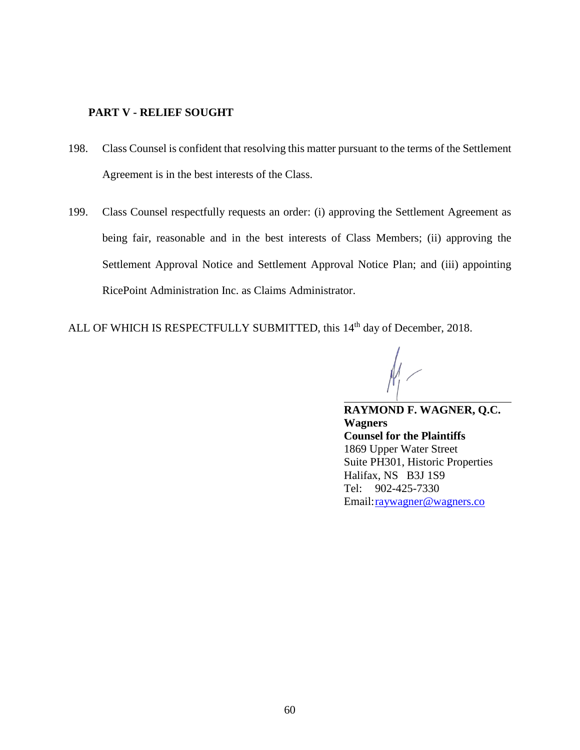## PART V - RELIEF SOUGHT

198. Class Counsel is confident that resolving this matter pursuant to the terms of the Settlement Agreement is in the best interests of the Class.

199. Class Counsel respectfully requests an order: (i) approving the Settlement Agreement as being fair, reasonable and in the best interests of Class Members; (ii) approving the Settlement Approval Notice and Settlement Approval Notice Plan; and (iii) appointing RicePoint Administration Inc. as Claims Administrator.

ALL OF WHICH IS RESPECTFULLY SUBMITTED, this 14th day of December, 2018.

**RAYMOND F. WAGNER, Q.C.**
**Wagners**
**Counsel for the Plaintiffs**
1869 Upper Water Street
Suite PH301, Historic Properties
Halifax, NS B3J 1S9
Tel: 902-425-7330
Email: raywagner@wagners.co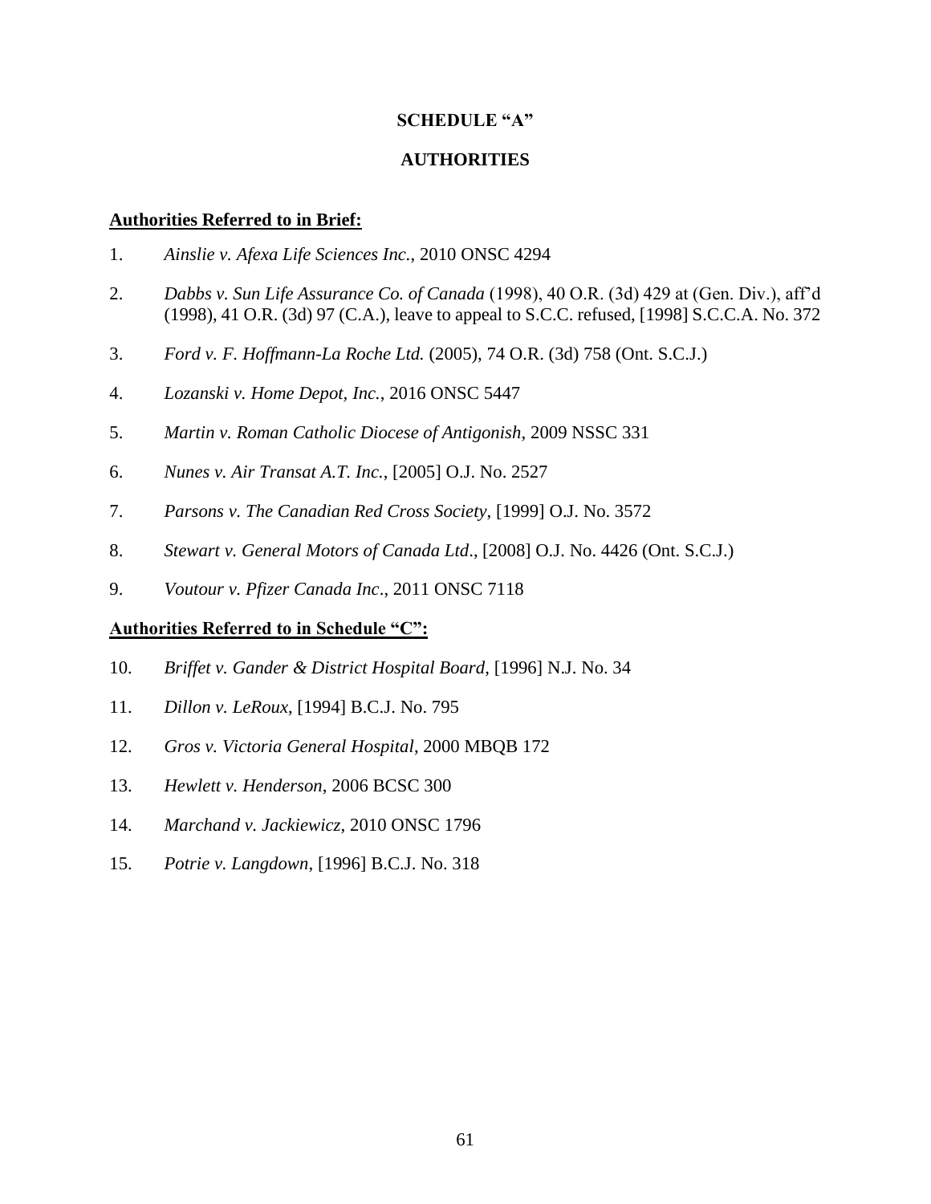**SCHEDULE "A"**

**AUTHORITIES**

**Authorities Referred to in Brief:**

1. *Ainslie v. Afexa Life Sciences Inc.*, 2010 ONSC 4294

2. *Dabbs v. Sun Life Assurance Co. of Canada* (1998), 40 O.R. (3d) 429 at (Gen. Div.), aff'd (1998), 41 O.R. (3d) 97 (C.A.), leave to appeal to S.C.C. refused, [1998] S.C.C.A. No. 372

3. *Ford v. F. Hoffmann-La Roche Ltd.* (2005), 74 O.R. (3d) 758 (Ont. S.C.J.)

4. *Lozanski v. Home Depot, Inc.*, 2016 ONSC 5447

5. *Martin v. Roman Catholic Diocese of Antigonish*, 2009 NSSC 331

6. *Nunes v. Air Transat A.T. Inc.*, [2005] O.J. No. 2527

7. *Parsons v. The Canadian Red Cross Society*, [1999] O.J. No. 3572

8. *Stewart v. General Motors of Canada Ltd*., [2008] O.J. No. 4426 (Ont. S.C.J.)

9. *Voutour v. Pfizer Canada Inc*., 2011 ONSC 7118

**Authorities Referred to in Schedule "C":**

10. *Briffet v. Gander & District Hospital Board*, [1996] N.J. No. 34

11. *Dillon v. LeRoux*, [1994] B.C.J. No. 795

12. *Gros v. Victoria General Hospital*, 2000 MBQB 172

13. *Hewlett v. Henderson*, 2006 BCSC 300

14. *Marchand v. Jackiewicz*, 2010 ONSC 1796

15. *Potrie v. Langdown*, [1996] B.C.J. No. 318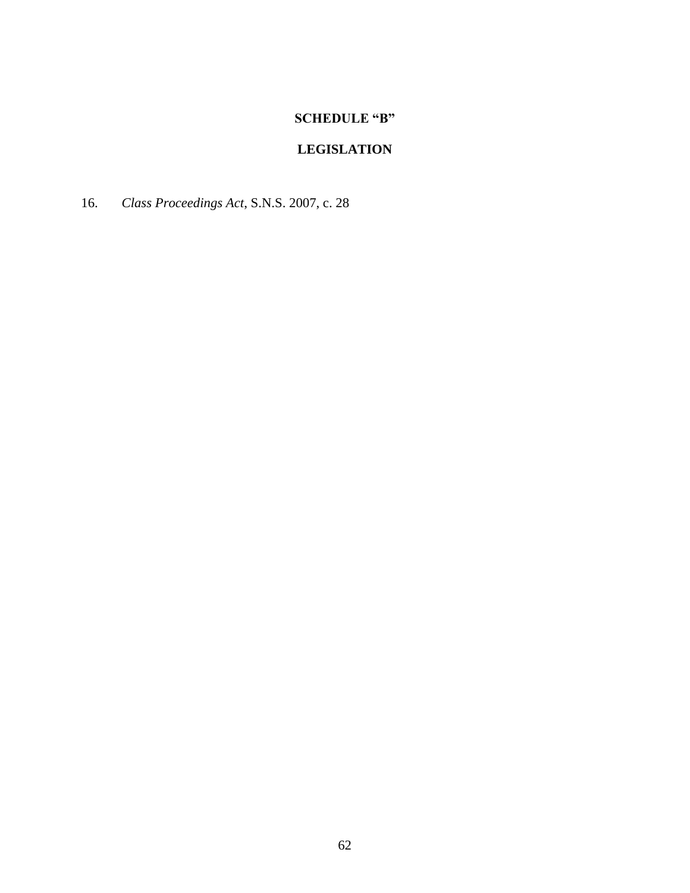**SCHEDULE “B”**

**LEGISLATION**

16. *Class Proceedings Act*, S.N.S. 2007, c. 28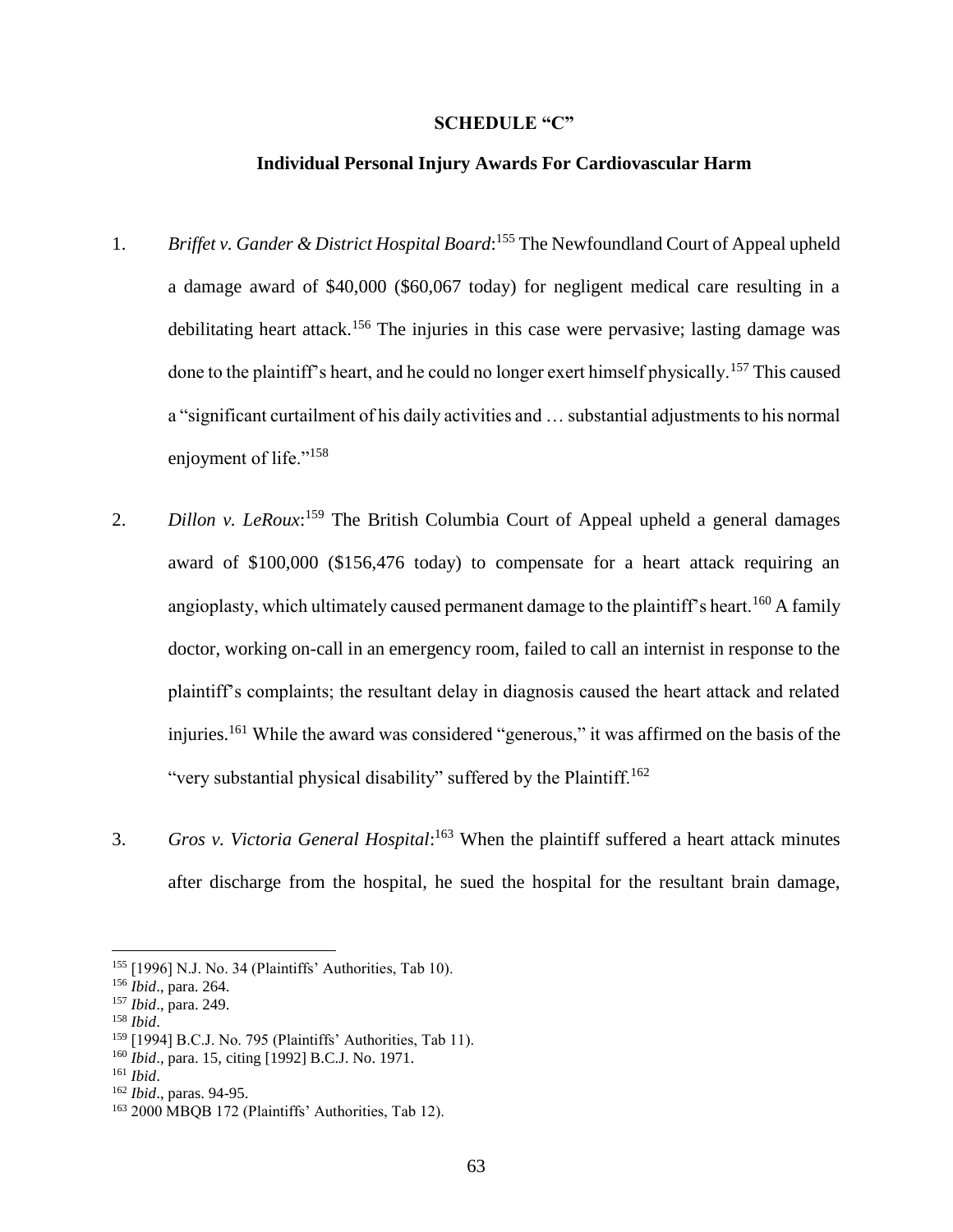**SCHEDULE "C"**

**Individual Personal Injury Awards For Cardiovascular Harm**

1. *Briffet v. Gander & District Hospital Board*:[155] The Newfoundland Court of Appeal upheld a damage award of $40,000 ($60,067 today) for negligent medical care resulting in a debilitating heart attack.[156] The injuries in this case were pervasive; lasting damage was done to the plaintiff's heart, and he could no longer exert himself physically.[157] This caused a "significant curtailment of his daily activities and … substantial adjustments to his normal enjoyment of life."[158]

2. *Dillon v. LeRoux*:[159] The British Columbia Court of Appeal upheld a general damages award of $100,000 ($156,476 today) to compensate for a heart attack requiring an angioplasty, which ultimately caused permanent damage to the plaintiff's heart.[160] A family doctor, working on-call in an emergency room, failed to call an internist in response to the plaintiff's complaints; the resultant delay in diagnosis caused the heart attack and related injuries.[161] While the award was considered "generous," it was affirmed on the basis of the "very substantial physical disability" suffered by the Plaintiff.[162]

3. *Gros v. Victoria General Hospital*:[163] When the plaintiff suffered a heart attack minutes after discharge from the hospital, he sued the hospital for the resultant brain damage,

---

[155] [1996] N.J. No. 34 (Plaintiffs' Authorities, Tab 10).
[156] *Ibid*., para. 264.
[157] *Ibid*., para. 249.
[158] *Ibid*.
[159] [1994] B.C.J. No. 795 (Plaintiffs' Authorities, Tab 11).
[160] *Ibid*., para. 15, citing [1992] B.C.J. No. 1971.
[161] *Ibid*.
[162] *Ibid*., paras. 94-95.
[163] 2000 MBQB 172 (Plaintiffs' Authorities, Tab 12).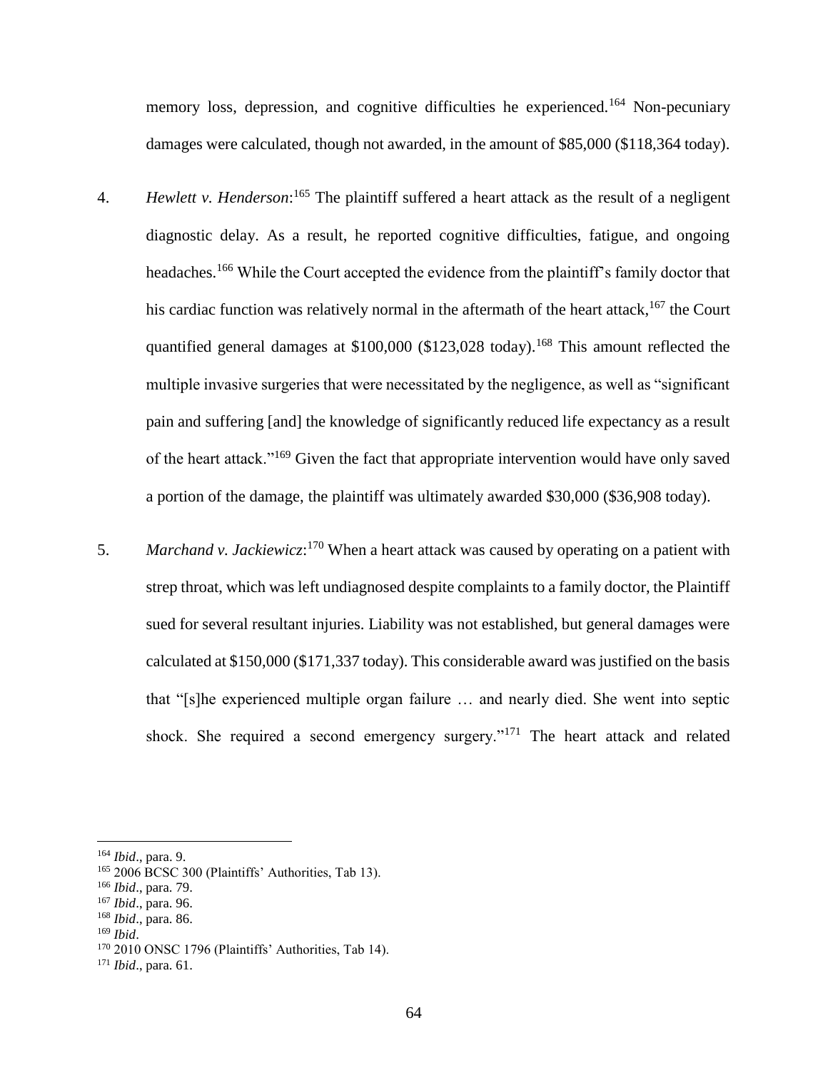memory loss, depression, and cognitive difficulties he experienced.[164] Non-pecuniary damages were calculated, though not awarded, in the amount of $85,000 ($118,364 today).

4. *Hewlett v. Henderson*:[165] The plaintiff suffered a heart attack as the result of a negligent diagnostic delay. As a result, he reported cognitive difficulties, fatigue, and ongoing headaches.[166] While the Court accepted the evidence from the plaintiff's family doctor that his cardiac function was relatively normal in the aftermath of the heart attack,[167] the Court quantified general damages at $100,000 ($123,028 today).[168] This amount reflected the multiple invasive surgeries that were necessitated by the negligence, as well as "significant pain and suffering [and] the knowledge of significantly reduced life expectancy as a result of the heart attack."[169] Given the fact that appropriate intervention would have only saved a portion of the damage, the plaintiff was ultimately awarded $30,000 ($36,908 today).

5. *Marchand v. Jackiewicz*:[170] When a heart attack was caused by operating on a patient with strep throat, which was left undiagnosed despite complaints to a family doctor, the Plaintiff sued for several resultant injuries. Liability was not established, but general damages were calculated at $150,000 ($171,337 today). This considerable award was justified on the basis that "[s]he experienced multiple organ failure … and nearly died. She went into septic shock. She required a second emergency surgery."[171] The heart attack and related

---

[164] *Ibid*., para. 9.
[165] 2006 BCSC 300 (Plaintiffs' Authorities, Tab 13).
[166] *Ibid*., para. 79.
[167] *Ibid*., para. 96.
[168] *Ibid*., para. 86.
[169] *Ibid*.
[170] 2010 ONSC 1796 (Plaintiffs' Authorities, Tab 14).
[171] *Ibid*., para. 61.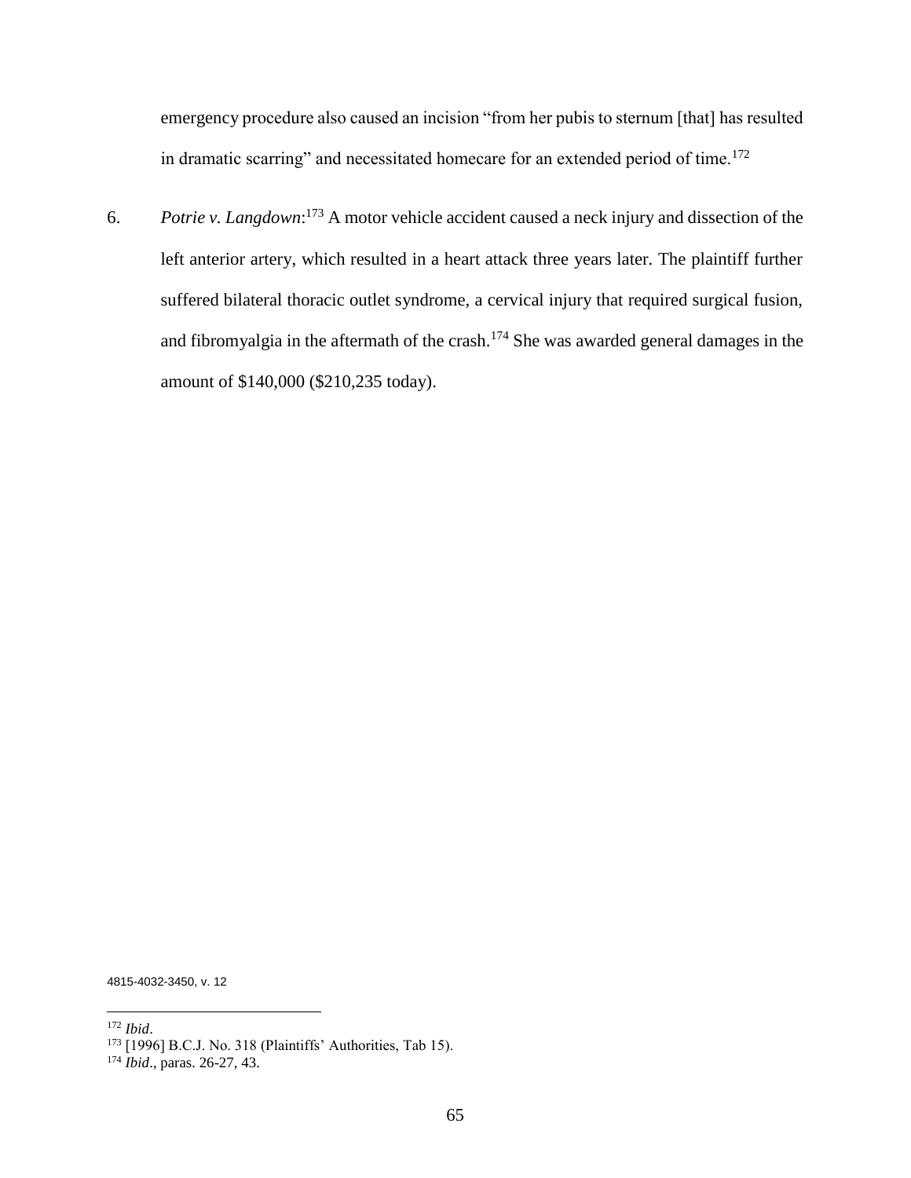emergency procedure also caused an incision "from her pubis to sternum [that] has resulted in dramatic scarring" and necessitated homecare for an extended period of time.[172]

6. *Potrie v. Langdown*:[173] A motor vehicle accident caused a neck injury and dissection of the left anterior artery, which resulted in a heart attack three years later. The plaintiff further suffered bilateral thoracic outlet syndrome, a cervical injury that required surgical fusion, and fibromyalgia in the aftermath of the crash.[174] She was awarded general damages in the amount of $140,000 ($210,235 today).

4815-4032-3450, v. 12

[172] *Ibid*.

[173] [1996] B.C.J. No. 318 (Plaintiffs' Authorities, Tab 15).

[174] *Ibid*., paras. 26-27, 43.